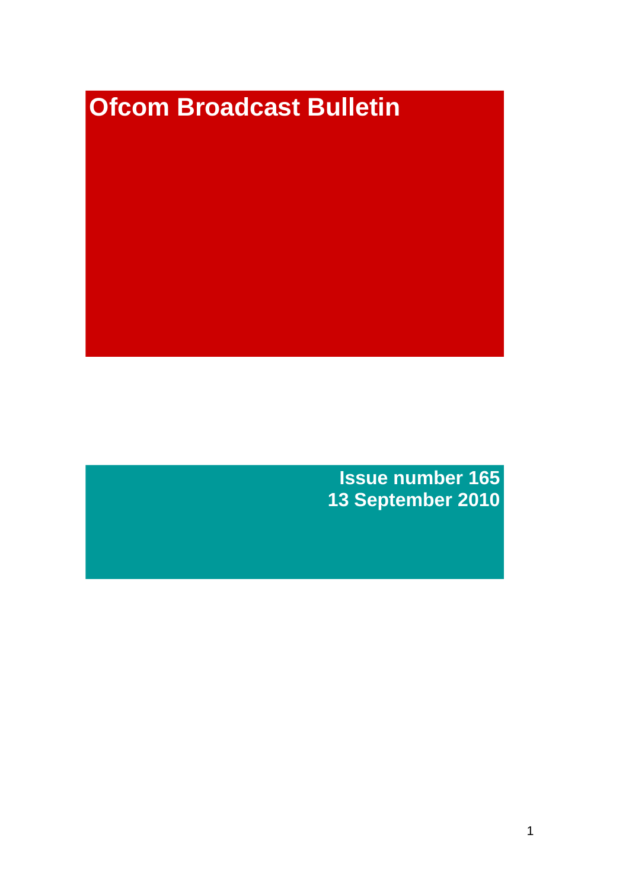# Ofcom Broadcast Bulletin

**Issue number 165**
**13 September 2010**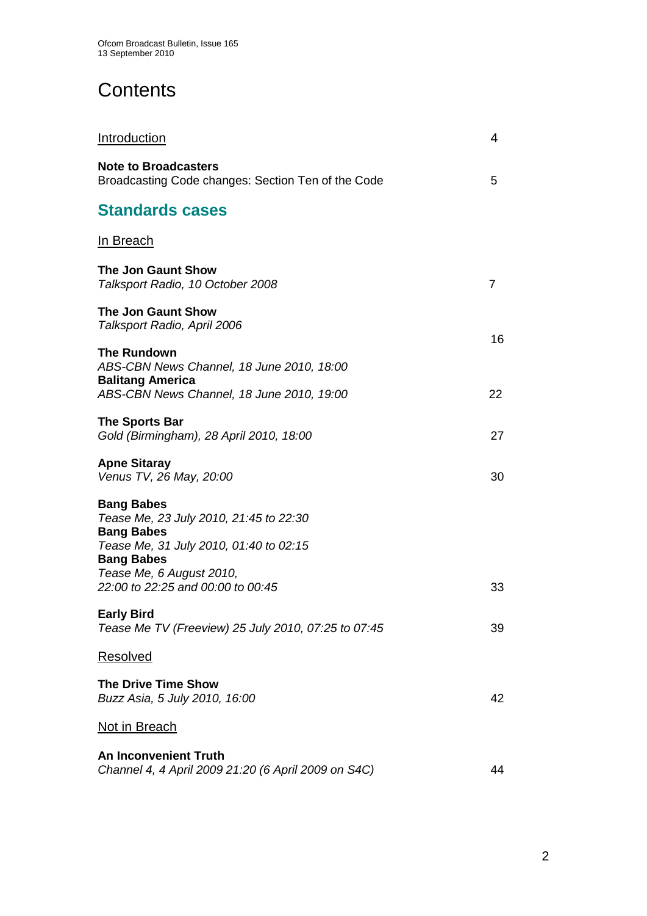# Contents

| | |
|---|---|
| Introduction | 4 |
| **Note to Broadcasters**<br>Broadcasting Code changes: Section Ten of the Code | 5 |

## Standards cases

**In Breach**

| | |
|---|---|
| **The Jon Gaunt Show**<br>*Talksport Radio, 10 October 2008* | 7 |
| **The Jon Gaunt Show**<br>*Talksport Radio, April 2006* | 16 |
| **The Rundown**<br>*ABS-CBN News Channel, 18 June 2010, 18:00*<br>**Balitang America**<br>*ABS-CBN News Channel, 18 June 2010, 19:00* | 22 |
| **The Sports Bar**<br>*Gold (Birmingham), 28 April 2010, 18:00* | 27 |
| **Apne Sitaray**<br>*Venus TV, 26 May, 20:00* | 30 |
| **Bang Babes**<br>*Tease Me, 23 July 2010, 21:45 to 22:30*<br>**Bang Babes**<br>*Tease Me, 31 July 2010, 01:40 to 02:15*<br>**Bang Babes**<br>*Tease Me, 6 August 2010, 22:00 to 22:25 and 00:00 to 00:45* | 33 |
| **Early Bird**<br>*Tease Me TV (Freeview) 25 July 2010, 07:25 to 07:45* | 39 |

**Resolved**

| | |
|---|---|
| **The Drive Time Show**<br>*Buzz Asia, 5 July 2010, 16:00* | 42 |

**Not in Breach**

| | |
|---|---|
| **An Inconvenient Truth**<br>*Channel 4, 4 April 2009 21:20 (6 April 2009 on S4C)* | 44 |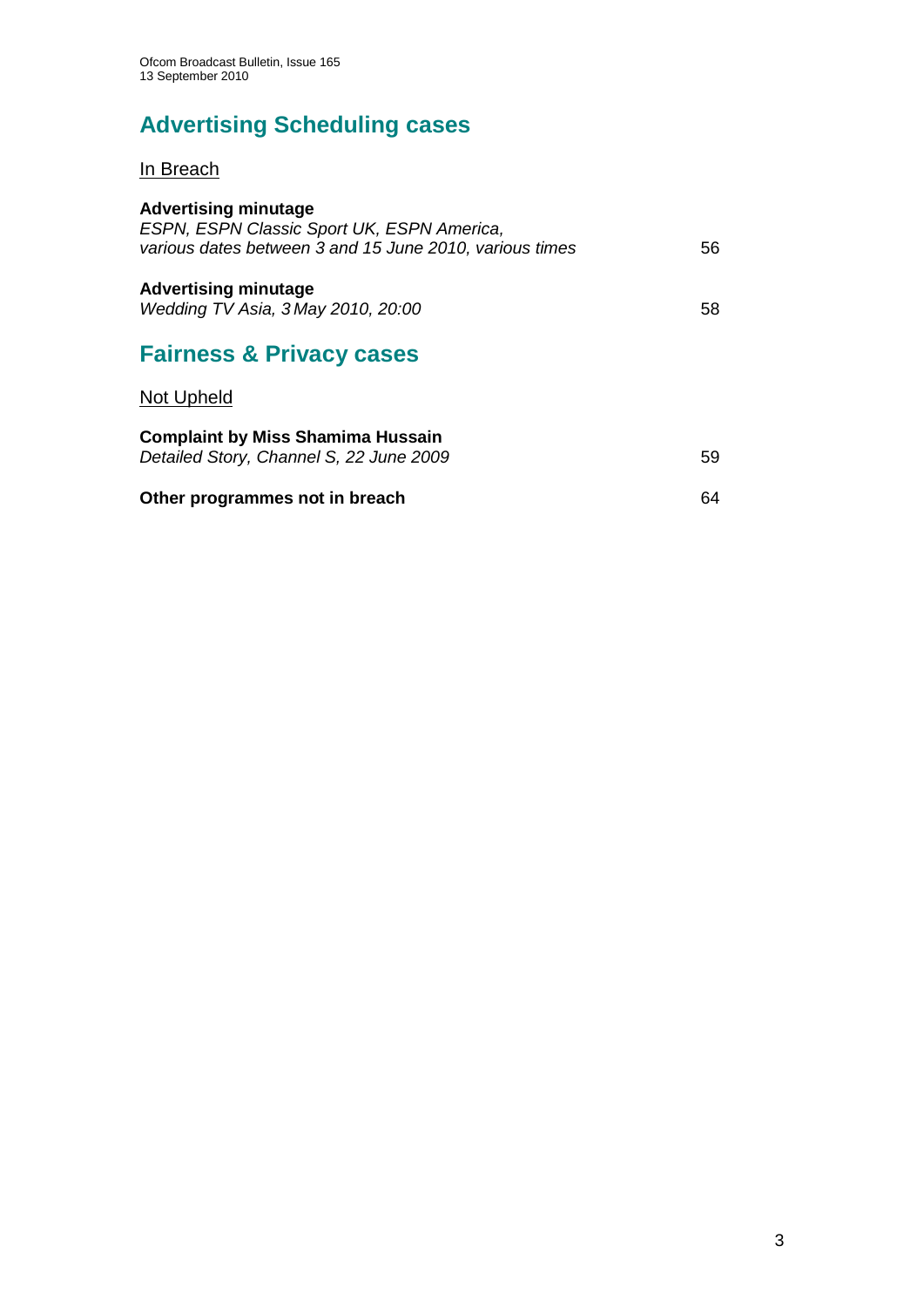## Advertising Scheduling cases

In Breach

**Advertising minutage**
*ESPN, ESPN Classic Sport UK, ESPN America, various dates between 3 and 15 June 2010, various times* 56

**Advertising minutage**
*Wedding TV Asia, 3 May 2010, 20:00* 58

## Fairness & Privacy cases

Not Upheld

**Complaint by Miss Shamima Hussain**
*Detailed Story, Channel S, 22 June 2009* 59

**Other programmes not in breach** 64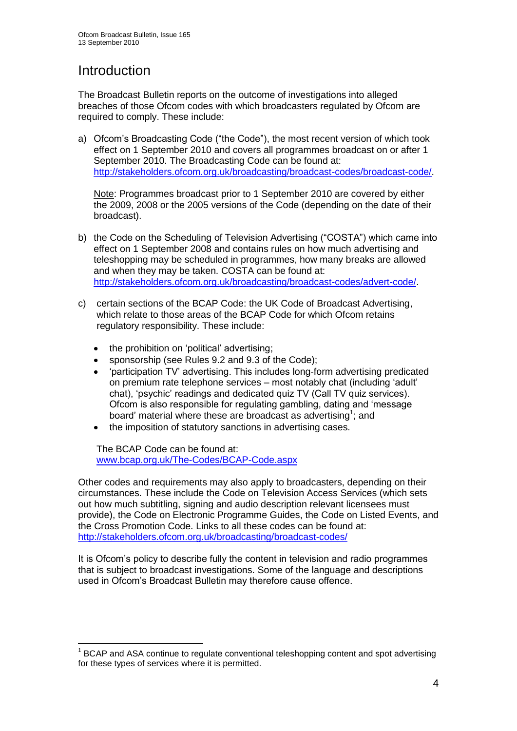# Introduction

The Broadcast Bulletin reports on the outcome of investigations into alleged breaches of those Ofcom codes with which broadcasters regulated by Ofcom are required to comply. These include:

a) Ofcom's Broadcasting Code ("the Code"), the most recent version of which took effect on 1 September 2010 and covers all programmes broadcast on or after 1 September 2010. The Broadcasting Code can be found at: http://stakeholders.ofcom.org.uk/broadcasting/broadcast-codes/broadcast-code/.

   Note: Programmes broadcast prior to 1 September 2010 are covered by either the 2009, 2008 or the 2005 versions of the Code (depending on the date of their broadcast).

b) the Code on the Scheduling of Television Advertising ("COSTA") which came into effect on 1 September 2008 and contains rules on how much advertising and teleshopping may be scheduled in programmes, how many breaks are allowed and when they may be taken. COSTA can be found at: http://stakeholders.ofcom.org.uk/broadcasting/broadcast-codes/advert-code/.

c) certain sections of the BCAP Code: the UK Code of Broadcast Advertising, which relate to those areas of the BCAP Code for which Ofcom retains regulatory responsibility. These include:

   - the prohibition on 'political' advertising;
   - sponsorship (see Rules 9.2 and 9.3 of the Code);
   - 'participation TV' advertising. This includes long-form advertising predicated on premium rate telephone services – most notably chat (including 'adult' chat), 'psychic' readings and dedicated quiz TV (Call TV quiz services). Ofcom is also responsible for regulating gambling, dating and 'message board' material where these are broadcast as advertising[1]; and
   - the imposition of statutory sanctions in advertising cases.

   The BCAP Code can be found at: www.bcap.org.uk/The-Codes/BCAP-Code.aspx

Other codes and requirements may also apply to broadcasters, depending on their circumstances. These include the Code on Television Access Services (which sets out how much subtitling, signing and audio description relevant licensees must provide), the Code on Electronic Programme Guides, the Code on Listed Events, and the Cross Promotion Code. Links to all these codes can be found at: http://stakeholders.ofcom.org.uk/broadcasting/broadcast-codes/

It is Ofcom's policy to describe fully the content in television and radio programmes that is subject to broadcast investigations. Some of the language and descriptions used in Ofcom's Broadcast Bulletin may therefore cause offence.

[1] BCAP and ASA continue to regulate conventional teleshopping content and spot advertising for these types of services where it is permitted.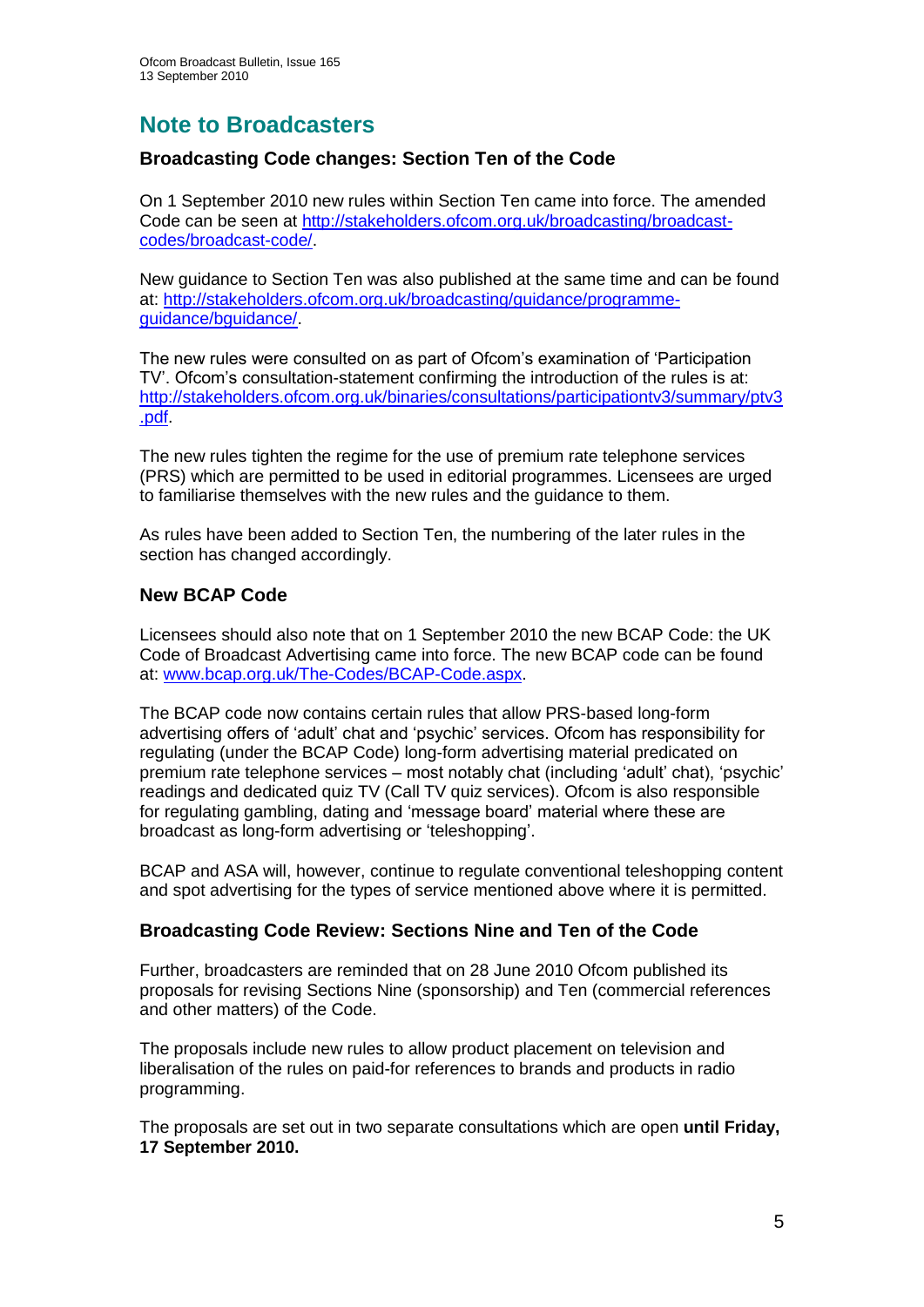# Note to Broadcasters

## Broadcasting Code changes: Section Ten of the Code

On 1 September 2010 new rules within Section Ten came into force. The amended Code can be seen at [http://stakeholders.ofcom.org.uk/broadcasting/broadcast-codes/broadcast-code/](http://stakeholders.ofcom.org.uk/broadcasting/broadcast-codes/broadcast-code/).

New guidance to Section Ten was also published at the same time and can be found at: [http://stakeholders.ofcom.org.uk/broadcasting/guidance/programme-guidance/bguidance/](http://stakeholders.ofcom.org.uk/broadcasting/guidance/programme-guidance/bguidance/).

The new rules were consulted on as part of Ofcom's examination of 'Participation TV'. Ofcom's consultation-statement confirming the introduction of the rules is at: [http://stakeholders.ofcom.org.uk/binaries/consultations/participationtv3/summary/ptv3.pdf](http://stakeholders.ofcom.org.uk/binaries/consultations/participationtv3/summary/ptv3.pdf).

The new rules tighten the regime for the use of premium rate telephone services (PRS) which are permitted to be used in editorial programmes. Licensees are urged to familiarise themselves with the new rules and the guidance to them.

As rules have been added to Section Ten, the numbering of the later rules in the section has changed accordingly.

## New BCAP Code

Licensees should also note that on 1 September 2010 the new BCAP Code: the UK Code of Broadcast Advertising came into force. The new BCAP code can be found at: [www.bcap.org.uk/The-Codes/BCAP-Code.aspx](www.bcap.org.uk/The-Codes/BCAP-Code.aspx).

The BCAP code now contains certain rules that allow PRS-based long-form advertising offers of 'adult' chat and 'psychic' services. Ofcom has responsibility for regulating (under the BCAP Code) long-form advertising material predicated on premium rate telephone services – most notably chat (including 'adult' chat), 'psychic' readings and dedicated quiz TV (Call TV quiz services). Ofcom is also responsible for regulating gambling, dating and 'message board' material where these are broadcast as long-form advertising or 'teleshopping'.

BCAP and ASA will, however, continue to regulate conventional teleshopping content and spot advertising for the types of service mentioned above where it is permitted.

## Broadcasting Code Review: Sections Nine and Ten of the Code

Further, broadcasters are reminded that on 28 June 2010 Ofcom published its proposals for revising Sections Nine (sponsorship) and Ten (commercial references and other matters) of the Code.

The proposals include new rules to allow product placement on television and liberalisation of the rules on paid-for references to brands and products in radio programming.

The proposals are set out in two separate consultations which are open **until Friday, 17 September 2010.**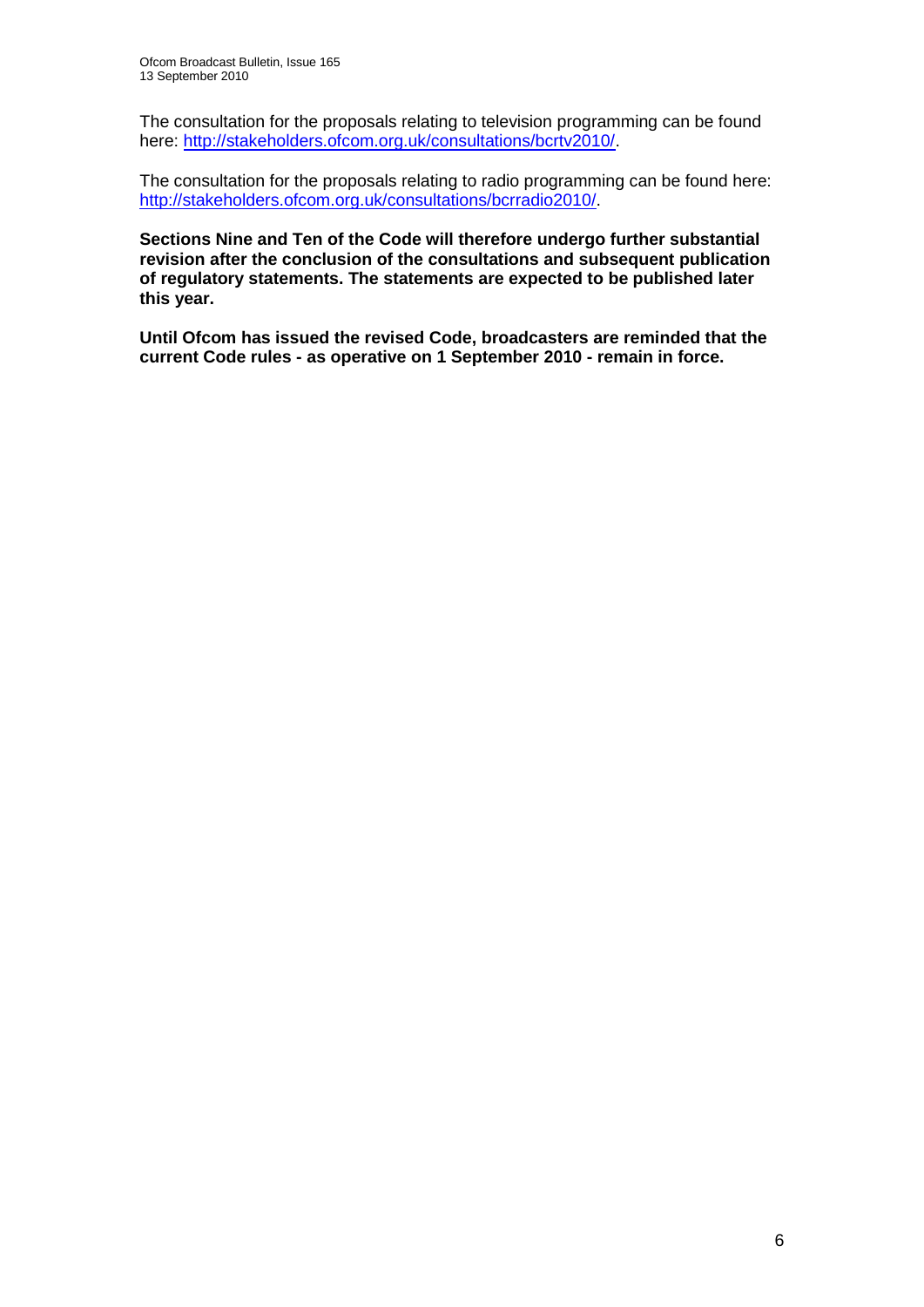The consultation for the proposals relating to television programming can be found here: http://stakeholders.ofcom.org.uk/consultations/bcrtv2010/.

The consultation for the proposals relating to radio programming can be found here: http://stakeholders.ofcom.org.uk/consultations/bcrradio2010/.

**Sections Nine and Ten of the Code will therefore undergo further substantial revision after the conclusion of the consultations and subsequent publication of regulatory statements. The statements are expected to be published later this year.**

**Until Ofcom has issued the revised Code, broadcasters are reminded that the current Code rules - as operative on 1 September 2010 - remain in force.**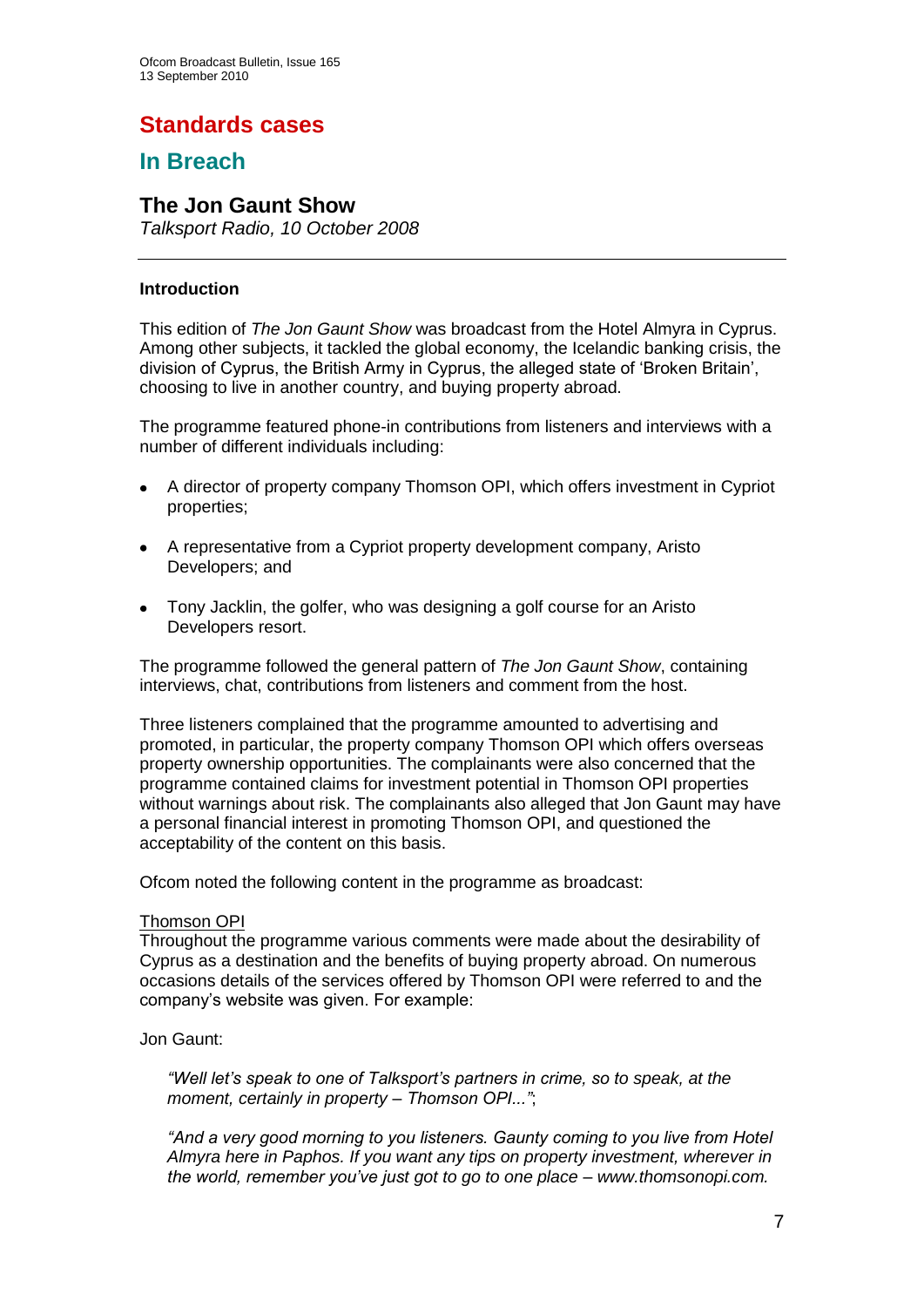# Standards cases

## In Breach

### The Jon Gaunt Show

*Talksport Radio, 10 October 2008*

---

**Introduction**

This edition of *The Jon Gaunt Show* was broadcast from the Hotel Almyra in Cyprus. Among other subjects, it tackled the global economy, the Icelandic banking crisis, the division of Cyprus, the British Army in Cyprus, the alleged state of 'Broken Britain', choosing to live in another country, and buying property abroad.

The programme featured phone-in contributions from listeners and interviews with a number of different individuals including:

- A director of property company Thomson OPI, which offers investment in Cypriot properties;
- A representative from a Cypriot property development company, Aristo Developers; and
- Tony Jacklin, the golfer, who was designing a golf course for an Aristo Developers resort.

The programme followed the general pattern of *The Jon Gaunt Show*, containing interviews, chat, contributions from listeners and comment from the host.

Three listeners complained that the programme amounted to advertising and promoted, in particular, the property company Thomson OPI which offers overseas property ownership opportunities. The complainants were also concerned that the programme contained claims for investment potential in Thomson OPI properties without warnings about risk. The complainants also alleged that Jon Gaunt may have a personal financial interest in promoting Thomson OPI, and questioned the acceptability of the content on this basis.

Ofcom noted the following content in the programme as broadcast:

Thomson OPI

Throughout the programme various comments were made about the desirability of Cyprus as a destination and the benefits of buying property abroad. On numerous occasions details of the services offered by Thomson OPI were referred to and the company's website was given. For example:

Jon Gaunt:

> *"Well let's speak to one of Talksport's partners in crime, so to speak, at the moment, certainly in property – Thomson OPI..."*;
>
> *"And a very good morning to you listeners. Gaunty coming to you live from Hotel Almyra here in Paphos. If you want any tips on property investment, wherever in the world, remember you've just got to go to one place – www.thomsonopi.com.*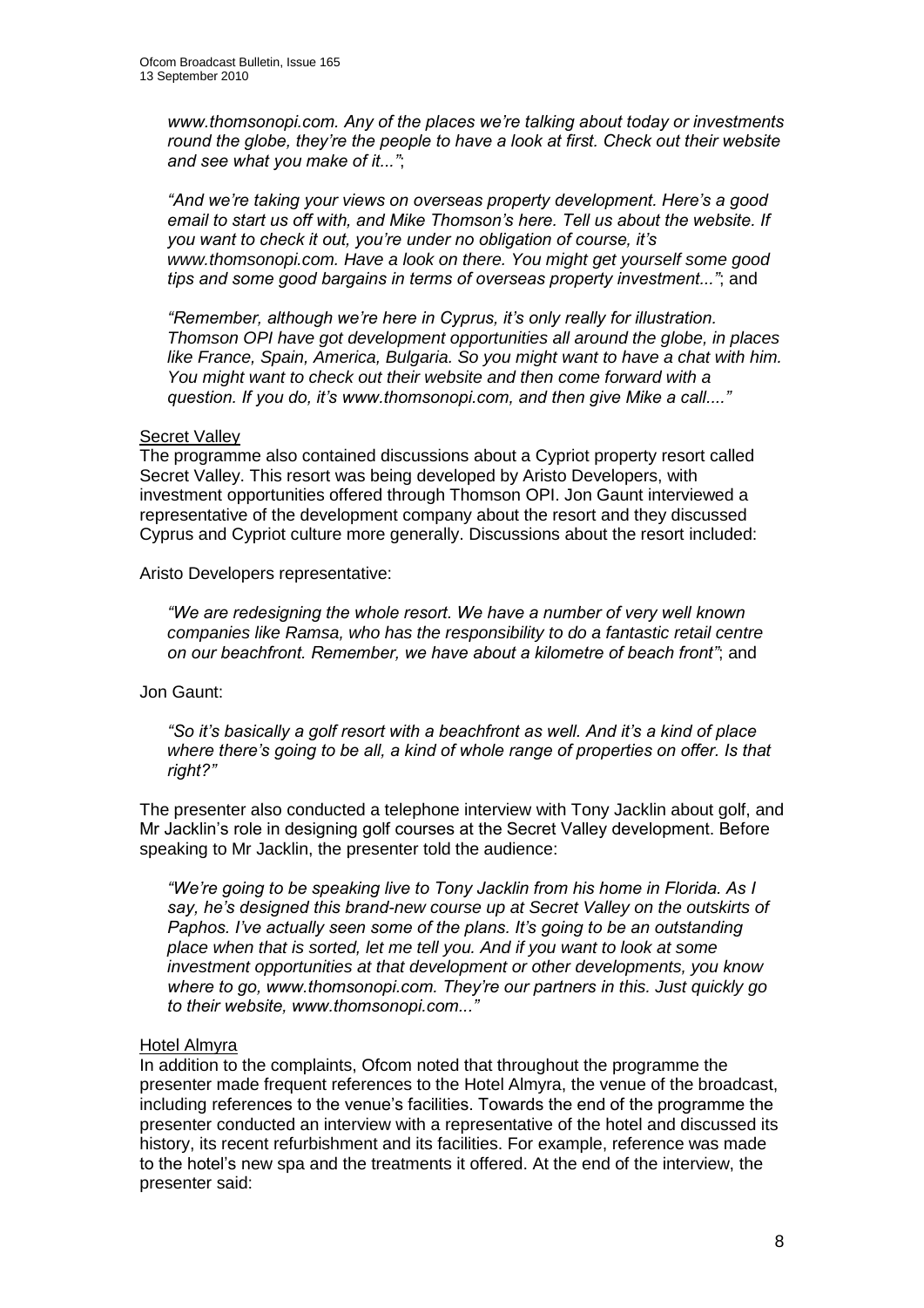*www.thomsonopi.com. Any of the places we're talking about today or investments round the globe, they're the people to have a look at first. Check out their website and see what you make of it..."*;

*"And we're taking your views on overseas property development. Here's a good email to start us off with, and Mike Thomson's here. Tell us about the website. If you want to check it out, you're under no obligation of course, it's www.thomsonopi.com. Have a look on there. You might get yourself some good tips and some good bargains in terms of overseas property investment..."*; and

*"Remember, although we're here in Cyprus, it's only really for illustration. Thomson OPI have got development opportunities all around the globe, in places like France, Spain, America, Bulgaria. So you might want to have a chat with him. You might want to check out their website and then come forward with a question. If you do, it's www.thomsonopi.com, and then give Mike a call...."*

Secret Valley

The programme also contained discussions about a Cypriot property resort called Secret Valley. This resort was being developed by Aristo Developers, with investment opportunities offered through Thomson OPI. Jon Gaunt interviewed a representative of the development company about the resort and they discussed Cyprus and Cypriot culture more generally. Discussions about the resort included:

Aristo Developers representative:

*"We are redesigning the whole resort. We have a number of very well known companies like Ramsa, who has the responsibility to do a fantastic retail centre on our beachfront. Remember, we have about a kilometre of beach front"*; and

Jon Gaunt:

*"So it's basically a golf resort with a beachfront as well. And it's a kind of place where there's going to be all, a kind of whole range of properties on offer. Is that right?"*

The presenter also conducted a telephone interview with Tony Jacklin about golf, and Mr Jacklin's role in designing golf courses at the Secret Valley development. Before speaking to Mr Jacklin, the presenter told the audience:

*"We're going to be speaking live to Tony Jacklin from his home in Florida. As I say, he's designed this brand-new course up at Secret Valley on the outskirts of Paphos. I've actually seen some of the plans. It's going to be an outstanding place when that is sorted, let me tell you. And if you want to look at some investment opportunities at that development or other developments, you know where to go, www.thomsonopi.com. They're our partners in this. Just quickly go to their website, www.thomsonopi.com..."*

Hotel Almyra

In addition to the complaints, Ofcom noted that throughout the programme the presenter made frequent references to the Hotel Almyra, the venue of the broadcast, including references to the venue's facilities. Towards the end of the programme the presenter conducted an interview with a representative of the hotel and discussed its history, its recent refurbishment and its facilities. For example, reference was made to the hotel's new spa and the treatments it offered. At the end of the interview, the presenter said: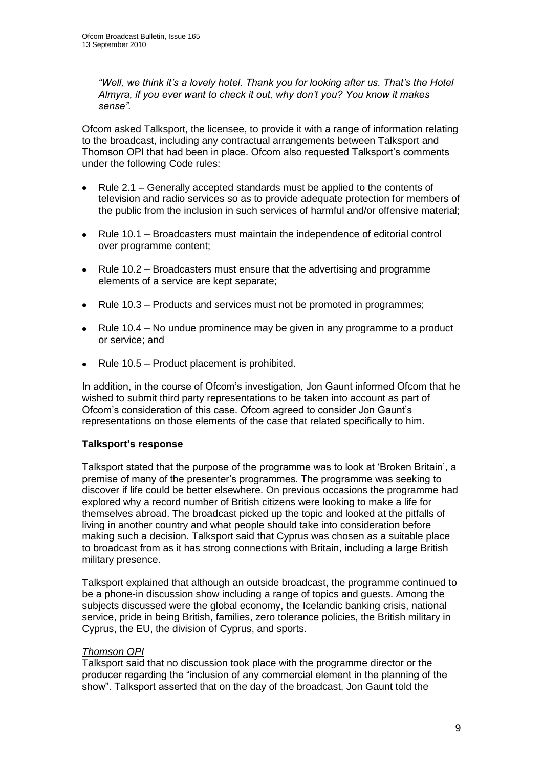*"Well, we think it's a lovely hotel. Thank you for looking after us. That's the Hotel Almyra, if you ever want to check it out, why don't you? You know it makes sense".*

Ofcom asked Talksport, the licensee, to provide it with a range of information relating to the broadcast, including any contractual arrangements between Talksport and Thomson OPI that had been in place. Ofcom also requested Talksport's comments under the following Code rules:

- Rule 2.1 – Generally accepted standards must be applied to the contents of television and radio services so as to provide adequate protection for members of the public from the inclusion in such services of harmful and/or offensive material;
- Rule 10.1 – Broadcasters must maintain the independence of editorial control over programme content;
- Rule 10.2 – Broadcasters must ensure that the advertising and programme elements of a service are kept separate;
- Rule 10.3 – Products and services must not be promoted in programmes;
- Rule 10.4 – No undue prominence may be given in any programme to a product or service; and
- Rule 10.5 – Product placement is prohibited.

In addition, in the course of Ofcom's investigation, Jon Gaunt informed Ofcom that he wished to submit third party representations to be taken into account as part of Ofcom's consideration of this case. Ofcom agreed to consider Jon Gaunt's representations on those elements of the case that related specifically to him.

**Talksport's response**

Talksport stated that the purpose of the programme was to look at 'Broken Britain', a premise of many of the presenter's programmes. The programme was seeking to discover if life could be better elsewhere. On previous occasions the programme had explored why a record number of British citizens were looking to make a life for themselves abroad. The broadcast picked up the topic and looked at the pitfalls of living in another country and what people should take into consideration before making such a decision. Talksport said that Cyprus was chosen as a suitable place to broadcast from as it has strong connections with Britain, including a large British military presence.

Talksport explained that although an outside broadcast, the programme continued to be a phone-in discussion show including a range of topics and guests. Among the subjects discussed were the global economy, the Icelandic banking crisis, national service, pride in being British, families, zero tolerance policies, the British military in Cyprus, the EU, the division of Cyprus, and sports.

*Thomson OPI*

Talksport said that no discussion took place with the programme director or the producer regarding the "inclusion of any commercial element in the planning of the show". Talksport asserted that on the day of the broadcast, Jon Gaunt told the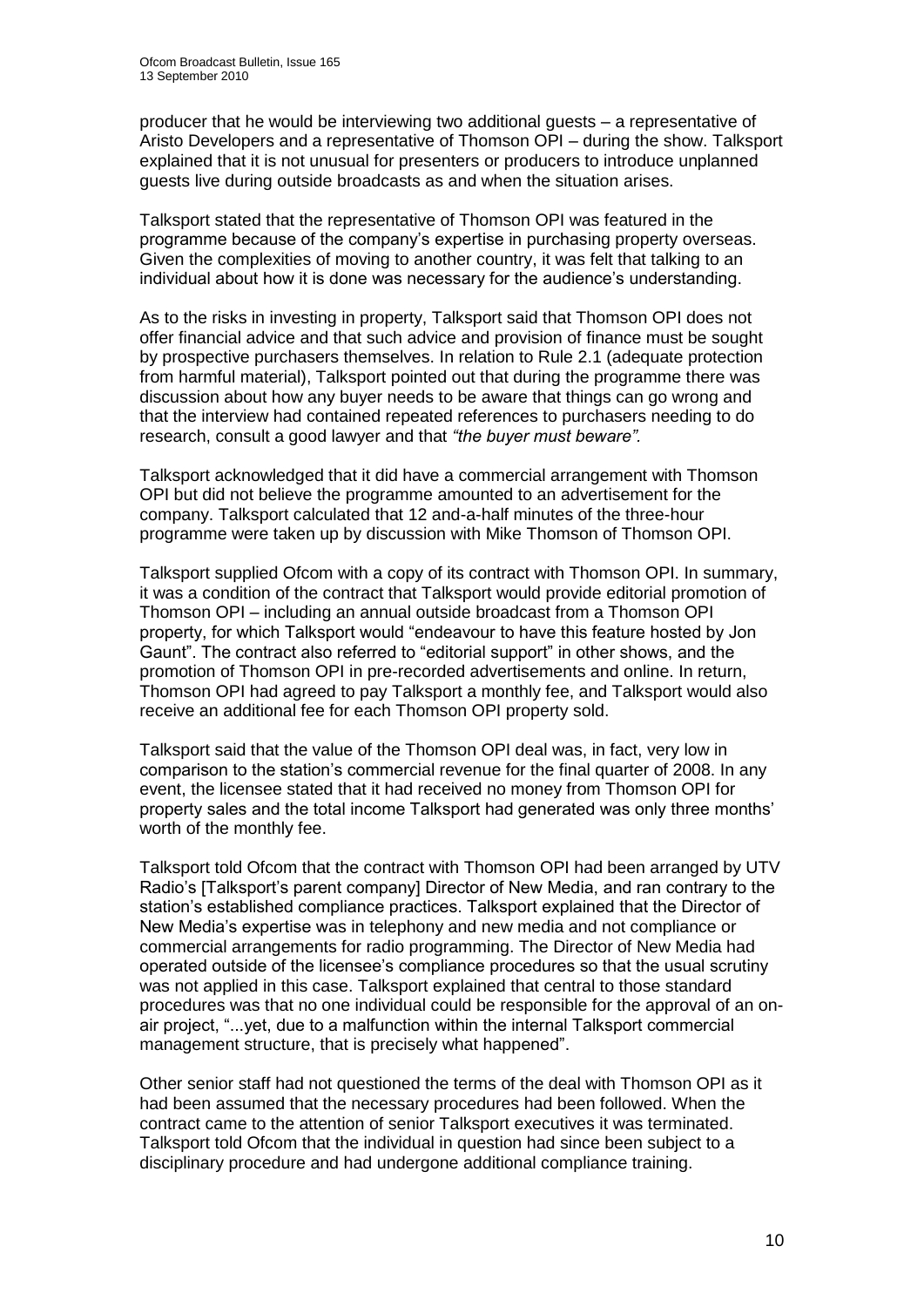producer that he would be interviewing two additional guests – a representative of Aristo Developers and a representative of Thomson OPI – during the show. Talksport explained that it is not unusual for presenters or producers to introduce unplanned guests live during outside broadcasts as and when the situation arises.

Talksport stated that the representative of Thomson OPI was featured in the programme because of the company's expertise in purchasing property overseas. Given the complexities of moving to another country, it was felt that talking to an individual about how it is done was necessary for the audience's understanding.

As to the risks in investing in property, Talksport said that Thomson OPI does not offer financial advice and that such advice and provision of finance must be sought by prospective purchasers themselves. In relation to Rule 2.1 (adequate protection from harmful material), Talksport pointed out that during the programme there was discussion about how any buyer needs to be aware that things can go wrong and that the interview had contained repeated references to purchasers needing to do research, consult a good lawyer and that *"the buyer must beware".*

Talksport acknowledged that it did have a commercial arrangement with Thomson OPI but did not believe the programme amounted to an advertisement for the company. Talksport calculated that 12 and-a-half minutes of the three-hour programme were taken up by discussion with Mike Thomson of Thomson OPI.

Talksport supplied Ofcom with a copy of its contract with Thomson OPI. In summary, it was a condition of the contract that Talksport would provide editorial promotion of Thomson OPI – including an annual outside broadcast from a Thomson OPI property, for which Talksport would "endeavour to have this feature hosted by Jon Gaunt". The contract also referred to "editorial support" in other shows, and the promotion of Thomson OPI in pre-recorded advertisements and online. In return, Thomson OPI had agreed to pay Talksport a monthly fee, and Talksport would also receive an additional fee for each Thomson OPI property sold.

Talksport said that the value of the Thomson OPI deal was, in fact, very low in comparison to the station's commercial revenue for the final quarter of 2008. In any event, the licensee stated that it had received no money from Thomson OPI for property sales and the total income Talksport had generated was only three months' worth of the monthly fee.

Talksport told Ofcom that the contract with Thomson OPI had been arranged by UTV Radio's [Talksport's parent company] Director of New Media, and ran contrary to the station's established compliance practices. Talksport explained that the Director of New Media's expertise was in telephony and new media and not compliance or commercial arrangements for radio programming. The Director of New Media had operated outside of the licensee's compliance procedures so that the usual scrutiny was not applied in this case. Talksport explained that central to those standard procedures was that no one individual could be responsible for the approval of an on-air project, "...yet, due to a malfunction within the internal Talksport commercial management structure, that is precisely what happened".

Other senior staff had not questioned the terms of the deal with Thomson OPI as it had been assumed that the necessary procedures had been followed. When the contract came to the attention of senior Talksport executives it was terminated. Talksport told Ofcom that the individual in question had since been subject to a disciplinary procedure and had undergone additional compliance training.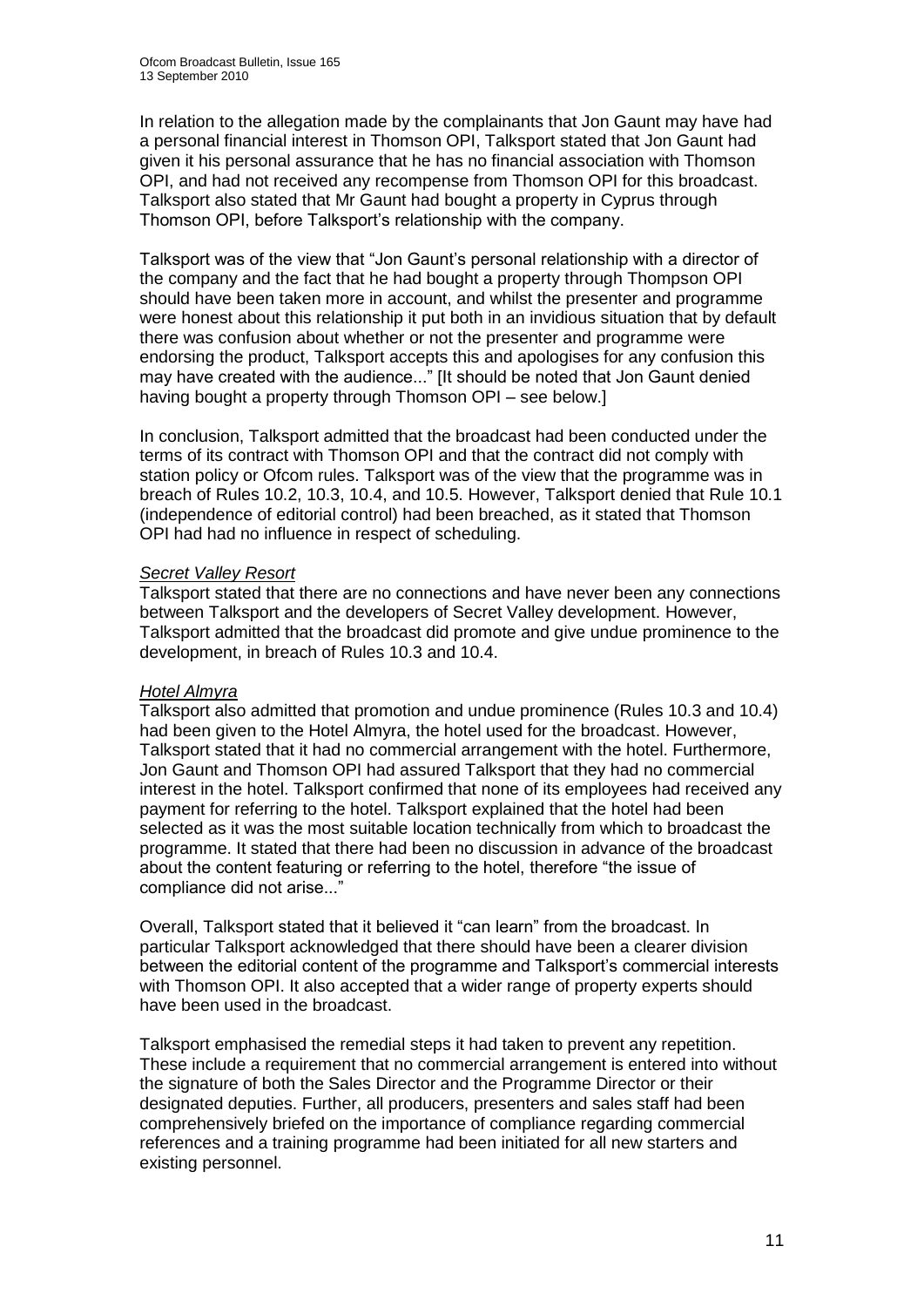In relation to the allegation made by the complainants that Jon Gaunt may have had a personal financial interest in Thomson OPI, Talksport stated that Jon Gaunt had given it his personal assurance that he has no financial association with Thomson OPI, and had not received any recompense from Thomson OPI for this broadcast. Talksport also stated that Mr Gaunt had bought a property in Cyprus through Thomson OPI, before Talksport's relationship with the company.

Talksport was of the view that "Jon Gaunt's personal relationship with a director of the company and the fact that he had bought a property through Thompson OPI should have been taken more in account, and whilst the presenter and programme were honest about this relationship it put both in an invidious situation that by default there was confusion about whether or not the presenter and programme were endorsing the product, Talksport accepts this and apologises for any confusion this may have created with the audience..." [It should be noted that Jon Gaunt denied having bought a property through Thomson OPI – see below.]

In conclusion, Talksport admitted that the broadcast had been conducted under the terms of its contract with Thomson OPI and that the contract did not comply with station policy or Ofcom rules. Talksport was of the view that the programme was in breach of Rules 10.2, 10.3, 10.4, and 10.5. However, Talksport denied that Rule 10.1 (independence of editorial control) had been breached, as it stated that Thomson OPI had had no influence in respect of scheduling.

*Secret Valley Resort*

Talksport stated that there are no connections and have never been any connections between Talksport and the developers of Secret Valley development. However, Talksport admitted that the broadcast did promote and give undue prominence to the development, in breach of Rules 10.3 and 10.4.

*Hotel Almyra*

Talksport also admitted that promotion and undue prominence (Rules 10.3 and 10.4) had been given to the Hotel Almyra, the hotel used for the broadcast. However, Talksport stated that it had no commercial arrangement with the hotel. Furthermore, Jon Gaunt and Thomson OPI had assured Talksport that they had no commercial interest in the hotel. Talksport confirmed that none of its employees had received any payment for referring to the hotel. Talksport explained that the hotel had been selected as it was the most suitable location technically from which to broadcast the programme. It stated that there had been no discussion in advance of the broadcast about the content featuring or referring to the hotel, therefore "the issue of compliance did not arise..."

Overall, Talksport stated that it believed it "can learn" from the broadcast. In particular Talksport acknowledged that there should have been a clearer division between the editorial content of the programme and Talksport's commercial interests with Thomson OPI. It also accepted that a wider range of property experts should have been used in the broadcast.

Talksport emphasised the remedial steps it had taken to prevent any repetition. These include a requirement that no commercial arrangement is entered into without the signature of both the Sales Director and the Programme Director or their designated deputies. Further, all producers, presenters and sales staff had been comprehensively briefed on the importance of compliance regarding commercial references and a training programme had been initiated for all new starters and existing personnel.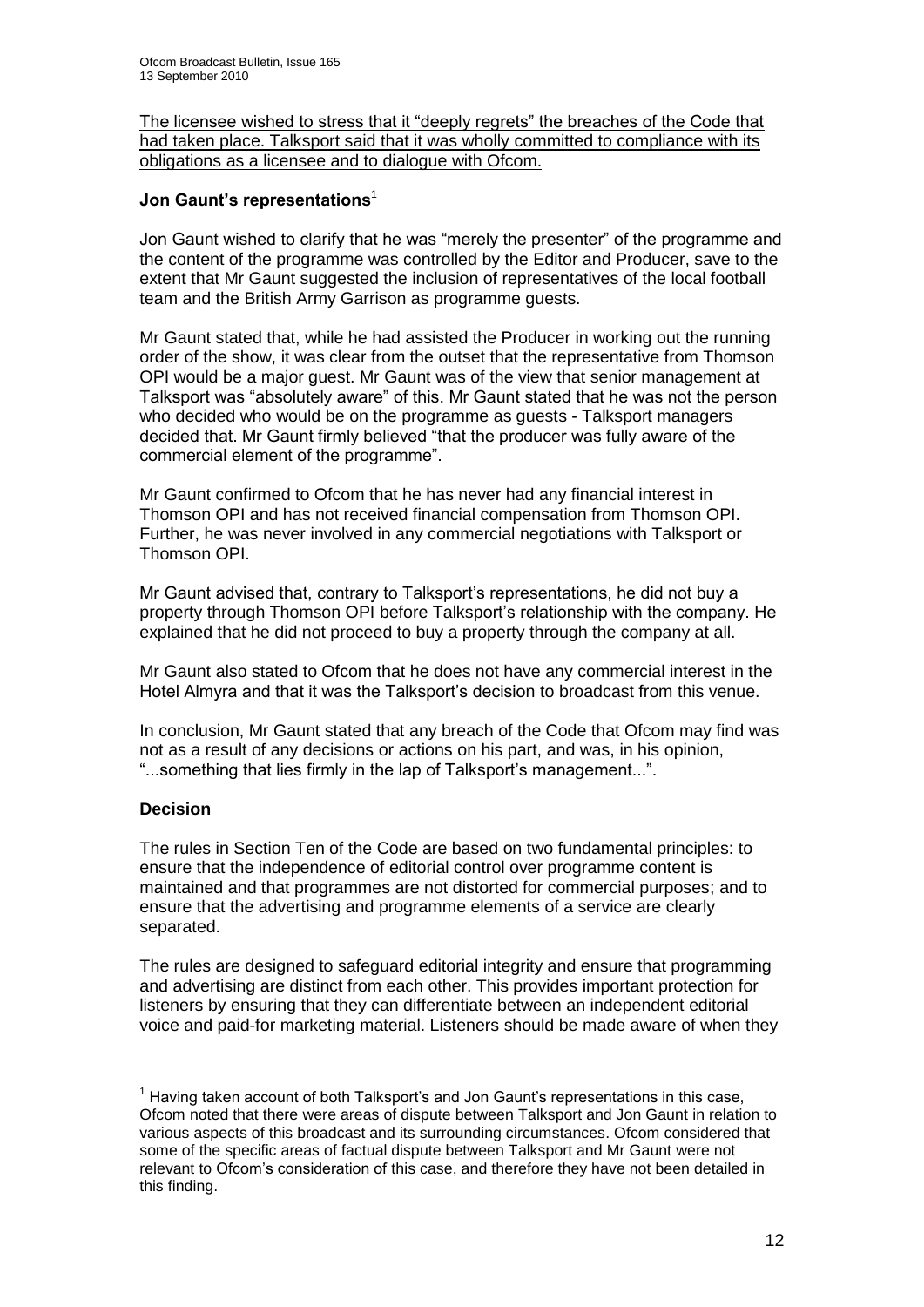The licensee wished to stress that it "deeply regrets" the breaches of the Code that had taken place. Talksport said that it was wholly committed to compliance with its obligations as a licensee and to dialogue with Ofcom.

**Jon Gaunt's representations**[1]

Jon Gaunt wished to clarify that he was "merely the presenter" of the programme and the content of the programme was controlled by the Editor and Producer, save to the extent that Mr Gaunt suggested the inclusion of representatives of the local football team and the British Army Garrison as programme guests.

Mr Gaunt stated that, while he had assisted the Producer in working out the running order of the show, it was clear from the outset that the representative from Thomson OPI would be a major guest. Mr Gaunt was of the view that senior management at Talksport was "absolutely aware" of this. Mr Gaunt stated that he was not the person who decided who would be on the programme as guests - Talksport managers decided that. Mr Gaunt firmly believed "that the producer was fully aware of the commercial element of the programme".

Mr Gaunt confirmed to Ofcom that he has never had any financial interest in Thomson OPI and has not received financial compensation from Thomson OPI. Further, he was never involved in any commercial negotiations with Talksport or Thomson OPI.

Mr Gaunt advised that, contrary to Talksport's representations, he did not buy a property through Thomson OPI before Talksport's relationship with the company. He explained that he did not proceed to buy a property through the company at all.

Mr Gaunt also stated to Ofcom that he does not have any commercial interest in the Hotel Almyra and that it was the Talksport's decision to broadcast from this venue.

In conclusion, Mr Gaunt stated that any breach of the Code that Ofcom may find was not as a result of any decisions or actions on his part, and was, in his opinion, "...something that lies firmly in the lap of Talksport's management...".

**Decision**

The rules in Section Ten of the Code are based on two fundamental principles: to ensure that the independence of editorial control over programme content is maintained and that programmes are not distorted for commercial purposes; and to ensure that the advertising and programme elements of a service are clearly separated.

The rules are designed to safeguard editorial integrity and ensure that programming and advertising are distinct from each other. This provides important protection for listeners by ensuring that they can differentiate between an independent editorial voice and paid-for marketing material. Listeners should be made aware of when they

---

[1] Having taken account of both Talksport's and Jon Gaunt's representations in this case, Ofcom noted that there were areas of dispute between Talksport and Jon Gaunt in relation to various aspects of this broadcast and its surrounding circumstances. Ofcom considered that some of the specific areas of factual dispute between Talksport and Mr Gaunt were not relevant to Ofcom's consideration of this case, and therefore they have not been detailed in this finding.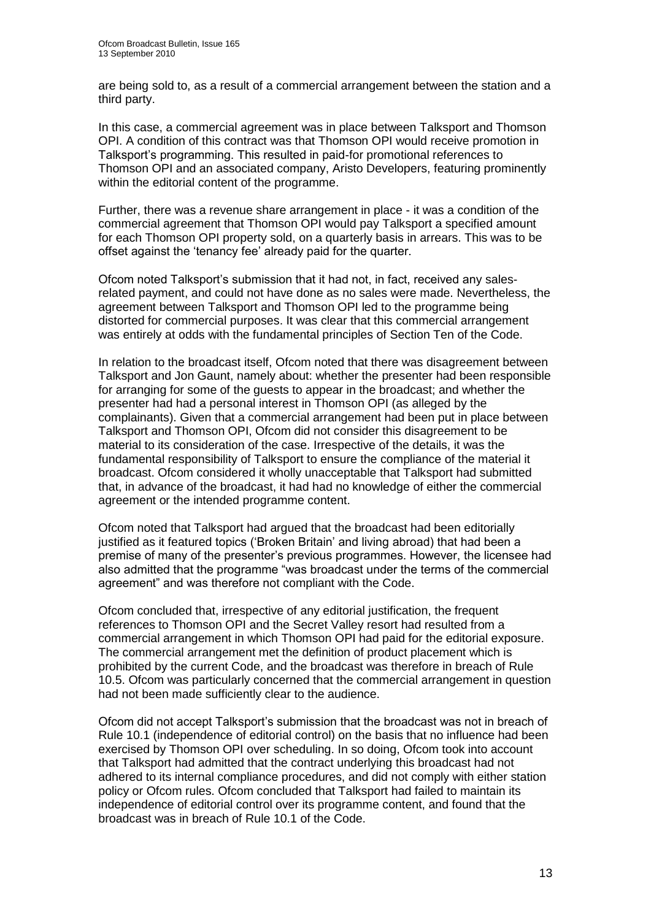are being sold to, as a result of a commercial arrangement between the station and a third party.

In this case, a commercial agreement was in place between Talksport and Thomson OPI. A condition of this contract was that Thomson OPI would receive promotion in Talksport's programming. This resulted in paid-for promotional references to Thomson OPI and an associated company, Aristo Developers, featuring prominently within the editorial content of the programme.

Further, there was a revenue share arrangement in place - it was a condition of the commercial agreement that Thomson OPI would pay Talksport a specified amount for each Thomson OPI property sold, on a quarterly basis in arrears. This was to be offset against the 'tenancy fee' already paid for the quarter.

Ofcom noted Talksport's submission that it had not, in fact, received any sales-related payment, and could not have done as no sales were made. Nevertheless, the agreement between Talksport and Thomson OPI led to the programme being distorted for commercial purposes. It was clear that this commercial arrangement was entirely at odds with the fundamental principles of Section Ten of the Code.

In relation to the broadcast itself, Ofcom noted that there was disagreement between Talksport and Jon Gaunt, namely about: whether the presenter had been responsible for arranging for some of the guests to appear in the broadcast; and whether the presenter had had a personal interest in Thomson OPI (as alleged by the complainants). Given that a commercial arrangement had been put in place between Talksport and Thomson OPI, Ofcom did not consider this disagreement to be material to its consideration of the case. Irrespective of the details, it was the fundamental responsibility of Talksport to ensure the compliance of the material it broadcast. Ofcom considered it wholly unacceptable that Talksport had submitted that, in advance of the broadcast, it had had no knowledge of either the commercial agreement or the intended programme content.

Ofcom noted that Talksport had argued that the broadcast had been editorially justified as it featured topics ('Broken Britain' and living abroad) that had been a premise of many of the presenter's previous programmes. However, the licensee had also admitted that the programme "was broadcast under the terms of the commercial agreement" and was therefore not compliant with the Code.

Ofcom concluded that, irrespective of any editorial justification, the frequent references to Thomson OPI and the Secret Valley resort had resulted from a commercial arrangement in which Thomson OPI had paid for the editorial exposure. The commercial arrangement met the definition of product placement which is prohibited by the current Code, and the broadcast was therefore in breach of Rule 10.5. Ofcom was particularly concerned that the commercial arrangement in question had not been made sufficiently clear to the audience.

Ofcom did not accept Talksport's submission that the broadcast was not in breach of Rule 10.1 (independence of editorial control) on the basis that no influence had been exercised by Thomson OPI over scheduling. In so doing, Ofcom took into account that Talksport had admitted that the contract underlying this broadcast had not adhered to its internal compliance procedures, and did not comply with either station policy or Ofcom rules. Ofcom concluded that Talksport had failed to maintain its independence of editorial control over its programme content, and found that the broadcast was in breach of Rule 10.1 of the Code.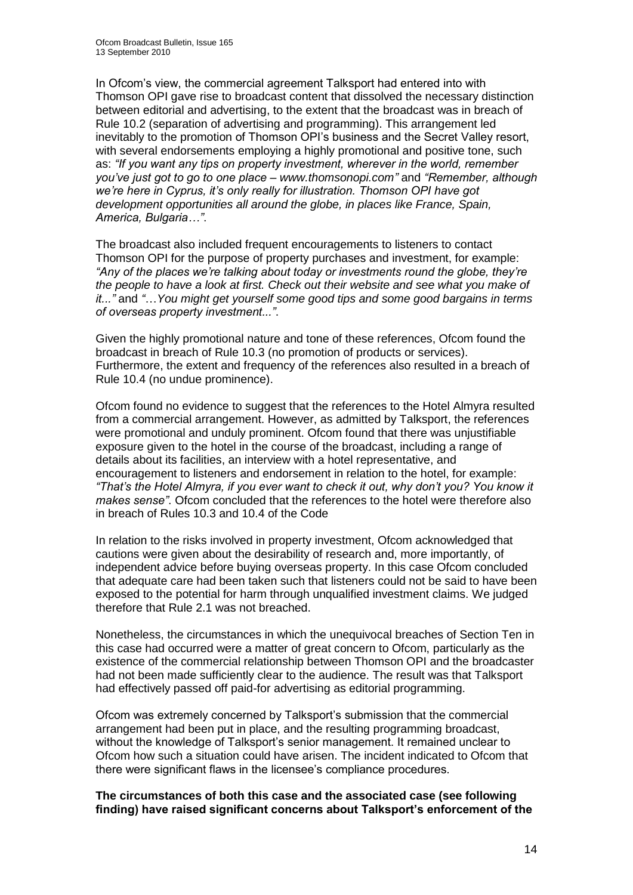In Ofcom's view, the commercial agreement Talksport had entered into with Thomson OPI gave rise to broadcast content that dissolved the necessary distinction between editorial and advertising, to the extent that the broadcast was in breach of Rule 10.2 (separation of advertising and programming). This arrangement led inevitably to the promotion of Thomson OPI's business and the Secret Valley resort, with several endorsements employing a highly promotional and positive tone, such as: *"If you want any tips on property investment, wherever in the world, remember you've just got to go to one place – www.thomsonopi.com"* and *"Remember, although we're here in Cyprus, it's only really for illustration. Thomson OPI have got development opportunities all around the globe, in places like France, Spain, America, Bulgaria…"*.

The broadcast also included frequent encouragements to listeners to contact Thomson OPI for the purpose of property purchases and investment, for example: *"Any of the places we're talking about today or investments round the globe, they're the people to have a look at first. Check out their website and see what you make of it..."* and *"…You might get yourself some good tips and some good bargains in terms of overseas property investment..."*.

Given the highly promotional nature and tone of these references, Ofcom found the broadcast in breach of Rule 10.3 (no promotion of products or services). Furthermore, the extent and frequency of the references also resulted in a breach of Rule 10.4 (no undue prominence).

Ofcom found no evidence to suggest that the references to the Hotel Almyra resulted from a commercial arrangement. However, as admitted by Talksport, the references were promotional and unduly prominent. Ofcom found that there was unjustifiable exposure given to the hotel in the course of the broadcast, including a range of details about its facilities, an interview with a hotel representative, and encouragement to listeners and endorsement in relation to the hotel, for example: *"That's the Hotel Almyra, if you ever want to check it out, why don't you? You know it makes sense"*. Ofcom concluded that the references to the hotel were therefore also in breach of Rules 10.3 and 10.4 of the Code

In relation to the risks involved in property investment, Ofcom acknowledged that cautions were given about the desirability of research and, more importantly, of independent advice before buying overseas property. In this case Ofcom concluded that adequate care had been taken such that listeners could not be said to have been exposed to the potential for harm through unqualified investment claims. We judged therefore that Rule 2.1 was not breached.

Nonetheless, the circumstances in which the unequivocal breaches of Section Ten in this case had occurred were a matter of great concern to Ofcom, particularly as the existence of the commercial relationship between Thomson OPI and the broadcaster had not been made sufficiently clear to the audience. The result was that Talksport had effectively passed off paid-for advertising as editorial programming.

Ofcom was extremely concerned by Talksport's submission that the commercial arrangement had been put in place, and the resulting programming broadcast, without the knowledge of Talksport's senior management. It remained unclear to Ofcom how such a situation could have arisen. The incident indicated to Ofcom that there were significant flaws in the licensee's compliance procedures.

**The circumstances of both this case and the associated case (see following finding) have raised significant concerns about Talksport's enforcement of the**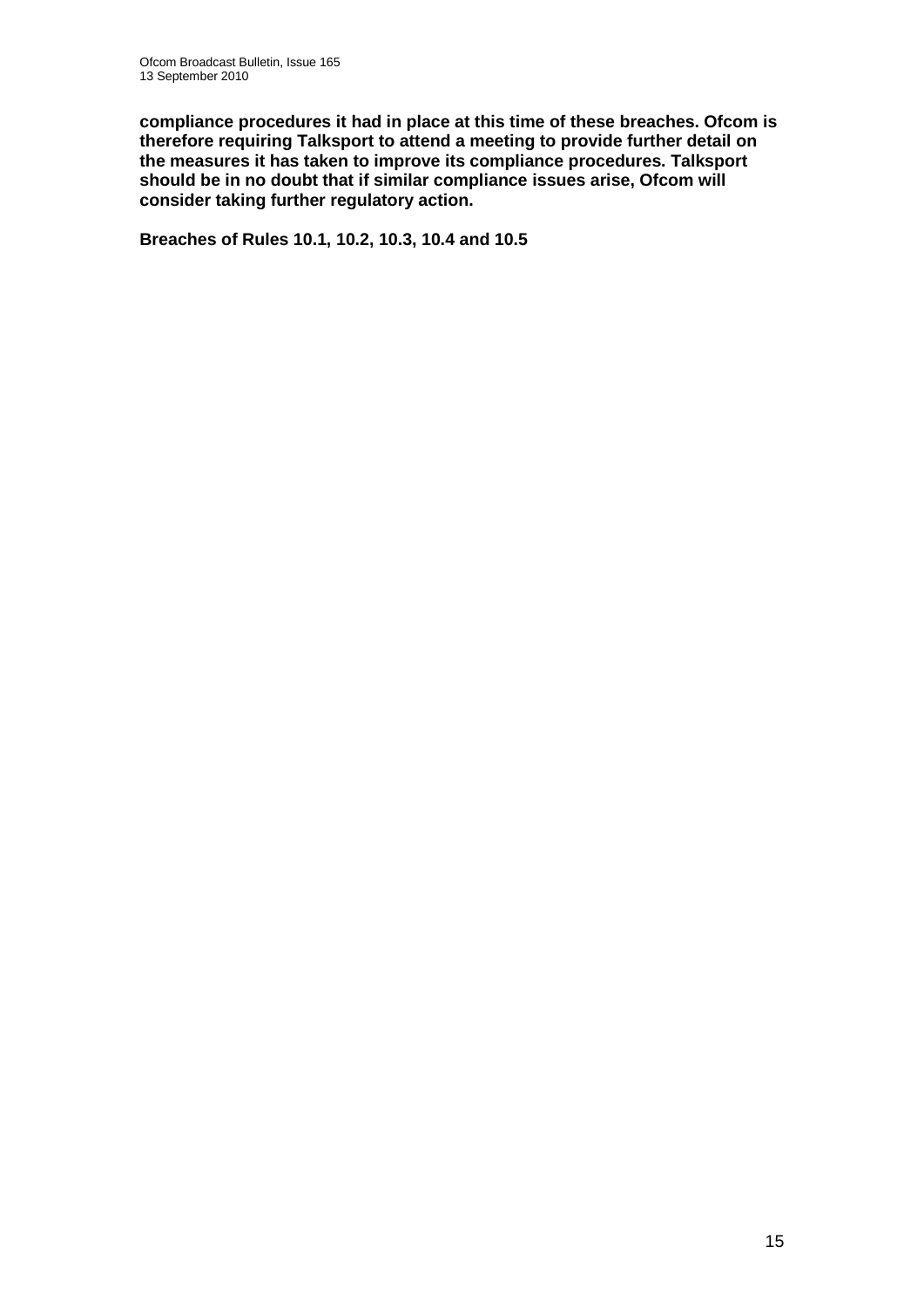**compliance procedures it had in place at this time of these breaches. Ofcom is therefore requiring Talksport to attend a meeting to provide further detail on the measures it has taken to improve its compliance procedures. Talksport should be in no doubt that if similar compliance issues arise, Ofcom will consider taking further regulatory action.**

**Breaches of Rules 10.1, 10.2, 10.3, 10.4 and 10.5**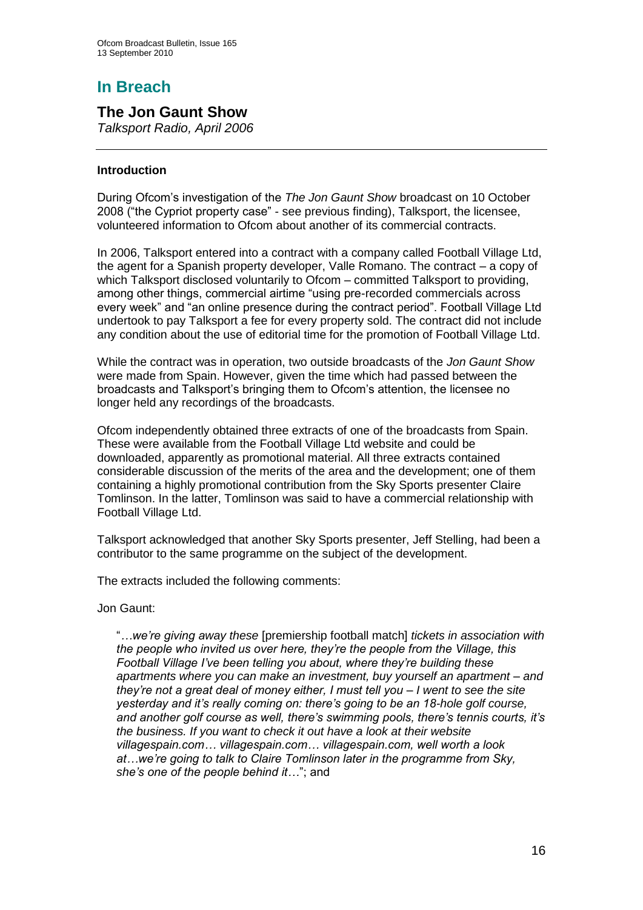# In Breach

## The Jon Gaunt Show

*Talksport Radio, April 2006*

---

**Introduction**

During Ofcom's investigation of the *The Jon Gaunt Show* broadcast on 10 October 2008 ("the Cypriot property case" - see previous finding), Talksport, the licensee, volunteered information to Ofcom about another of its commercial contracts.

In 2006, Talksport entered into a contract with a company called Football Village Ltd, the agent for a Spanish property developer, Valle Romano. The contract – a copy of which Talksport disclosed voluntarily to Ofcom – committed Talksport to providing, among other things, commercial airtime "using pre-recorded commercials across every week" and "an online presence during the contract period". Football Village Ltd undertook to pay Talksport a fee for every property sold. The contract did not include any condition about the use of editorial time for the promotion of Football Village Ltd.

While the contract was in operation, two outside broadcasts of the *Jon Gaunt Show* were made from Spain. However, given the time which had passed between the broadcasts and Talksport's bringing them to Ofcom's attention, the licensee no longer held any recordings of the broadcasts.

Ofcom independently obtained three extracts of one of the broadcasts from Spain. These were available from the Football Village Ltd website and could be downloaded, apparently as promotional material. All three extracts contained considerable discussion of the merits of the area and the development; one of them containing a highly promotional contribution from the Sky Sports presenter Claire Tomlinson. In the latter, Tomlinson was said to have a commercial relationship with Football Village Ltd.

Talksport acknowledged that another Sky Sports presenter, Jeff Stelling, had been a contributor to the same programme on the subject of the development.

The extracts included the following comments:

Jon Gaunt:

> "*…we're giving away these* [premiership football match] *tickets in association with the people who invited us over here, they're the people from the Village, this Football Village I've been telling you about, where they're building these apartments where you can make an investment, buy yourself an apartment – and they're not a great deal of money either, I must tell you – I went to see the site yesterday and it's really coming on: there's going to be an 18-hole golf course, and another golf course as well, there's swimming pools, there's tennis courts, it's the business. If you want to check it out have a look at their website villagespain.com… villagespain.com… villagespain.com, well worth a look at…we're going to talk to Claire Tomlinson later in the programme from Sky, she's one of the people behind it…*"; and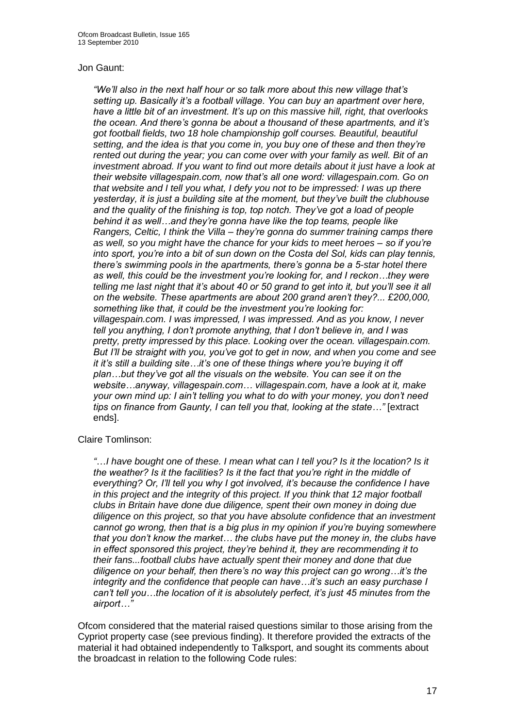Jon Gaunt:

> *"We'll also in the next half hour or so talk more about this new village that's setting up. Basically it's a football village. You can buy an apartment over here, have a little bit of an investment. It's up on this massive hill, right, that overlooks the ocean. And there's gonna be about a thousand of these apartments, and it's got football fields, two 18 hole championship golf courses. Beautiful, beautiful setting, and the idea is that you come in, you buy one of these and then they're rented out during the year; you can come over with your family as well. Bit of an investment abroad. If you want to find out more details about it just have a look at their website villagespain.com, now that's all one word: villagespain.com. Go on that website and I tell you what, I defy you not to be impressed: I was up there yesterday, it is just a building site at the moment, but they've built the clubhouse and the quality of the finishing is top, top notch. They've got a load of people behind it as well…and they're gonna have like the top teams, people like Rangers, Celtic, I think the Villa – they're gonna do summer training camps there as well, so you might have the chance for your kids to meet heroes – so if you're into sport, you're into a bit of sun down on the Costa del Sol, kids can play tennis, there's swimming pools in the apartments, there's gonna be a 5-star hotel there as well, this could be the investment you're looking for, and I reckon…they were telling me last night that it's about 40 or 50 grand to get into it, but you'll see it all on the website. These apartments are about 200 grand aren't they?... £200,000, something like that, it could be the investment you're looking for: villagespain.com. I was impressed, I was impressed. And as you know, I never tell you anything, I don't promote anything, that I don't believe in, and I was pretty, pretty impressed by this place. Looking over the ocean. villagespain.com. But I'll be straight with you, you've got to get in now, and when you come and see it it's still a building site…it's one of these things where you're buying it off plan…but they've got all the visuals on the website. You can see it on the website…anyway, villagespain.com… villagespain.com, have a look at it, make your own mind up: I ain't telling you what to do with your money, you don't need tips on finance from Gaunty, I can tell you that, looking at the state…"* [extract ends].

Claire Tomlinson:

> *"…I have bought one of these. I mean what can I tell you? Is it the location? Is it the weather? Is it the facilities? Is it the fact that you're right in the middle of everything? Or, I'll tell you why I got involved, it's because the confidence I have in this project and the integrity of this project. If you think that 12 major football clubs in Britain have done due diligence, spent their own money in doing due diligence on this project, so that you have absolute confidence that an investment cannot go wrong, then that is a big plus in my opinion if you're buying somewhere that you don't know the market… the clubs have put the money in, the clubs have in effect sponsored this project, they're behind it, they are recommending it to their fans...football clubs have actually spent their money and done that due diligence on your behalf, then there's no way this project can go wrong…it's the integrity and the confidence that people can have…it's such an easy purchase I can't tell you…the location of it is absolutely perfect, it's just 45 minutes from the airport…"*

Ofcom considered that the material raised questions similar to those arising from the Cypriot property case (see previous finding). It therefore provided the extracts of the material it had obtained independently to Talksport, and sought its comments about the broadcast in relation to the following Code rules: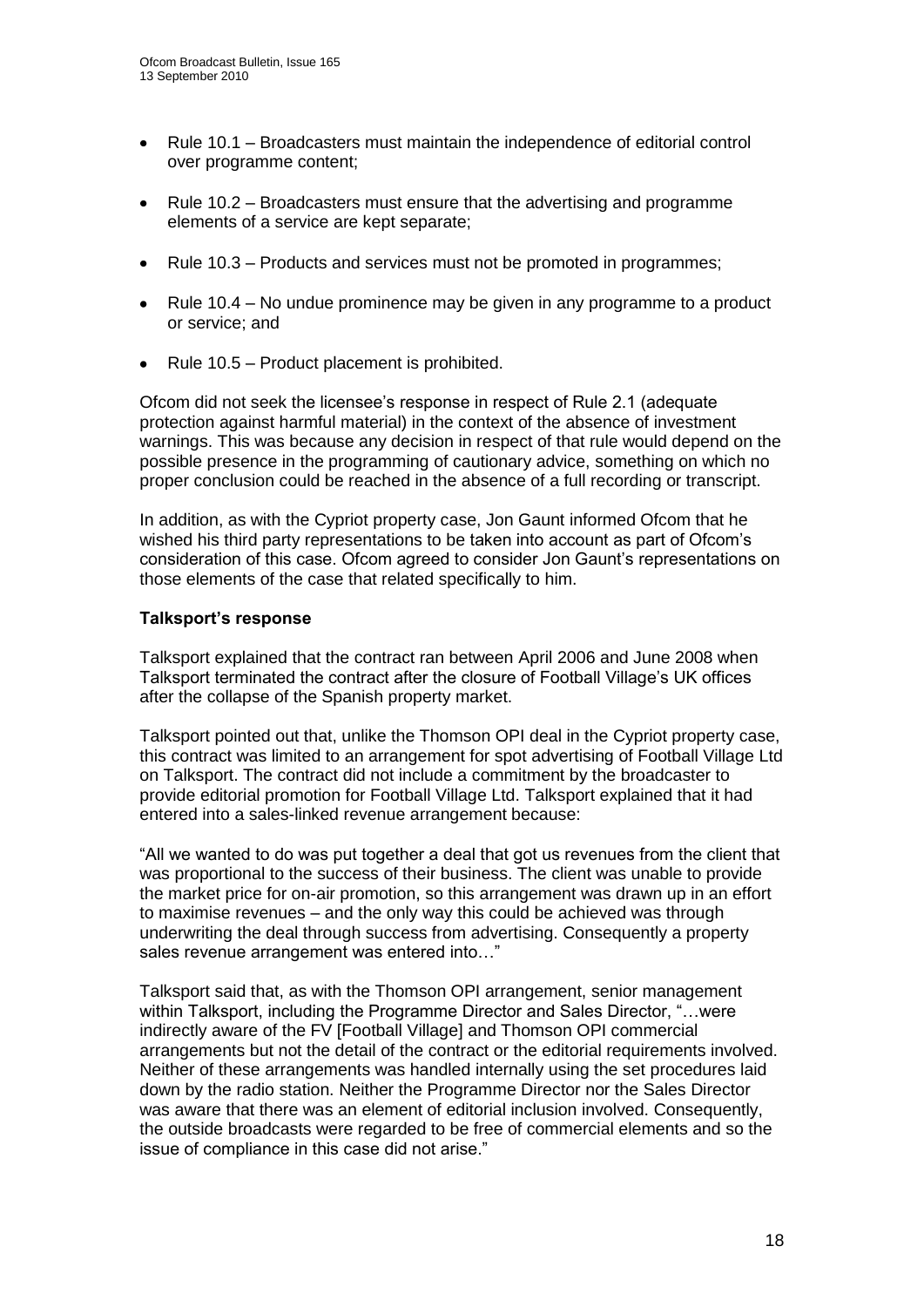- Rule 10.1 – Broadcasters must maintain the independence of editorial control over programme content;
- Rule 10.2 – Broadcasters must ensure that the advertising and programme elements of a service are kept separate;
- Rule 10.3 – Products and services must not be promoted in programmes;
- Rule 10.4 – No undue prominence may be given in any programme to a product or service; and
- Rule 10.5 – Product placement is prohibited.

Ofcom did not seek the licensee's response in respect of Rule 2.1 (adequate protection against harmful material) in the context of the absence of investment warnings. This was because any decision in respect of that rule would depend on the possible presence in the programming of cautionary advice, something on which no proper conclusion could be reached in the absence of a full recording or transcript.

In addition, as with the Cypriot property case, Jon Gaunt informed Ofcom that he wished his third party representations to be taken into account as part of Ofcom's consideration of this case. Ofcom agreed to consider Jon Gaunt's representations on those elements of the case that related specifically to him.

**Talksport's response**

Talksport explained that the contract ran between April 2006 and June 2008 when Talksport terminated the contract after the closure of Football Village's UK offices after the collapse of the Spanish property market.

Talksport pointed out that, unlike the Thomson OPI deal in the Cypriot property case, this contract was limited to an arrangement for spot advertising of Football Village Ltd on Talksport. The contract did not include a commitment by the broadcaster to provide editorial promotion for Football Village Ltd. Talksport explained that it had entered into a sales-linked revenue arrangement because:

"All we wanted to do was put together a deal that got us revenues from the client that was proportional to the success of their business. The client was unable to provide the market price for on-air promotion, so this arrangement was drawn up in an effort to maximise revenues – and the only way this could be achieved was through underwriting the deal through success from advertising. Consequently a property sales revenue arrangement was entered into…"

Talksport said that, as with the Thomson OPI arrangement, senior management within Talksport, including the Programme Director and Sales Director, "…were indirectly aware of the FV [Football Village] and Thomson OPI commercial arrangements but not the detail of the contract or the editorial requirements involved. Neither of these arrangements was handled internally using the set procedures laid down by the radio station. Neither the Programme Director nor the Sales Director was aware that there was an element of editorial inclusion involved. Consequently, the outside broadcasts were regarded to be free of commercial elements and so the issue of compliance in this case did not arise."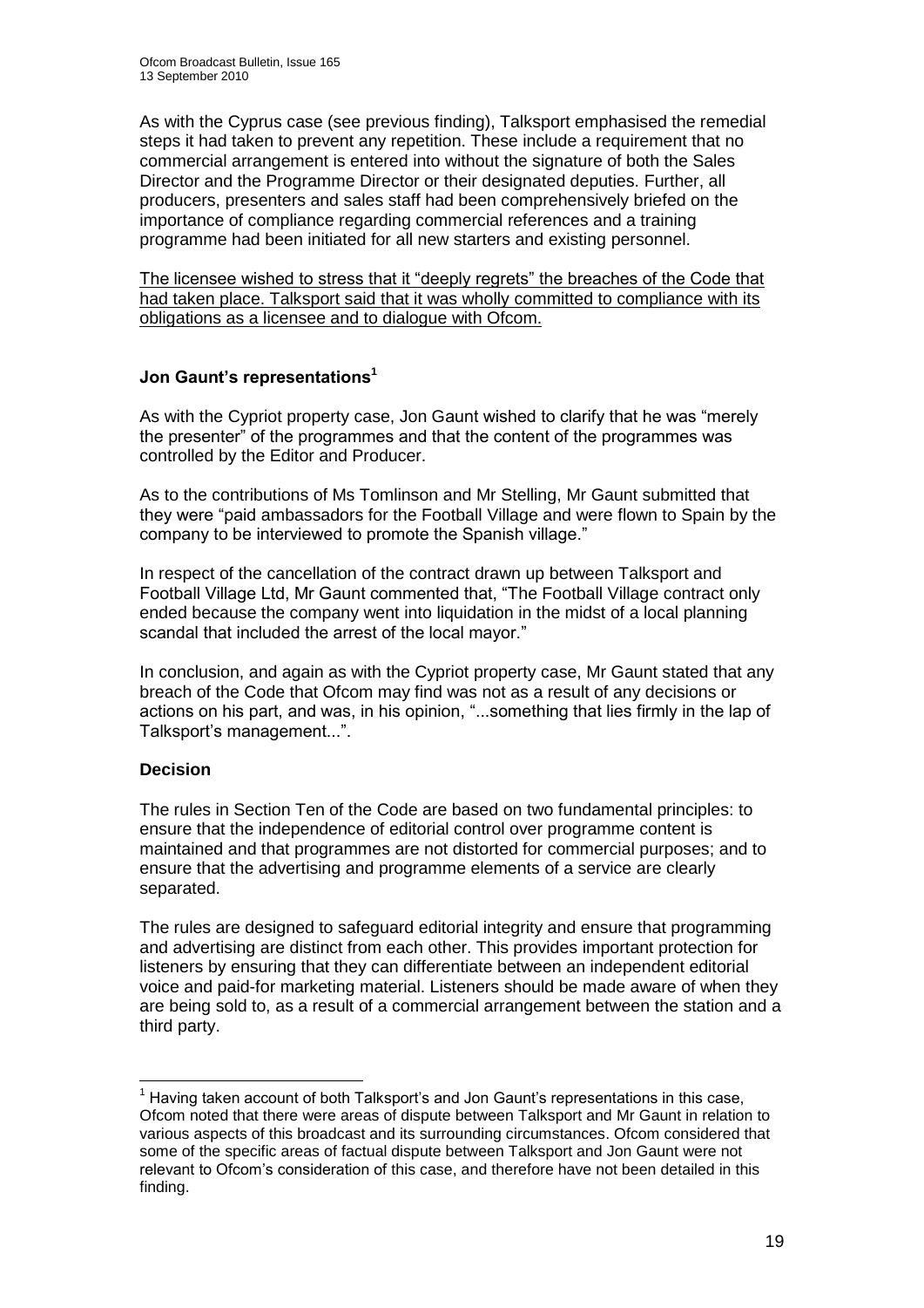As with the Cyprus case (see previous finding), Talksport emphasised the remedial steps it had taken to prevent any repetition. These include a requirement that no commercial arrangement is entered into without the signature of both the Sales Director and the Programme Director or their designated deputies. Further, all producers, presenters and sales staff had been comprehensively briefed on the importance of compliance regarding commercial references and a training programme had been initiated for all new starters and existing personnel.

The licensee wished to stress that it "deeply regrets" the breaches of the Code that had taken place. Talksport said that it was wholly committed to compliance with its obligations as a licensee and to dialogue with Ofcom.

**Jon Gaunt's representations[1]**

As with the Cypriot property case, Jon Gaunt wished to clarify that he was "merely the presenter" of the programmes and that the content of the programmes was controlled by the Editor and Producer.

As to the contributions of Ms Tomlinson and Mr Stelling, Mr Gaunt submitted that they were "paid ambassadors for the Football Village and were flown to Spain by the company to be interviewed to promote the Spanish village."

In respect of the cancellation of the contract drawn up between Talksport and Football Village Ltd, Mr Gaunt commented that, "The Football Village contract only ended because the company went into liquidation in the midst of a local planning scandal that included the arrest of the local mayor."

In conclusion, and again as with the Cypriot property case, Mr Gaunt stated that any breach of the Code that Ofcom may find was not as a result of any decisions or actions on his part, and was, in his opinion, "...something that lies firmly in the lap of Talksport's management...".

**Decision**

The rules in Section Ten of the Code are based on two fundamental principles: to ensure that the independence of editorial control over programme content is maintained and that programmes are not distorted for commercial purposes; and to ensure that the advertising and programme elements of a service are clearly separated.

The rules are designed to safeguard editorial integrity and ensure that programming and advertising are distinct from each other. This provides important protection for listeners by ensuring that they can differentiate between an independent editorial voice and paid-for marketing material. Listeners should be made aware of when they are being sold to, as a result of a commercial arrangement between the station and a third party.

---

[1] Having taken account of both Talksport's and Jon Gaunt's representations in this case, Ofcom noted that there were areas of dispute between Talksport and Mr Gaunt in relation to various aspects of this broadcast and its surrounding circumstances. Ofcom considered that some of the specific areas of factual dispute between Talksport and Jon Gaunt were not relevant to Ofcom's consideration of this case, and therefore have not been detailed in this finding.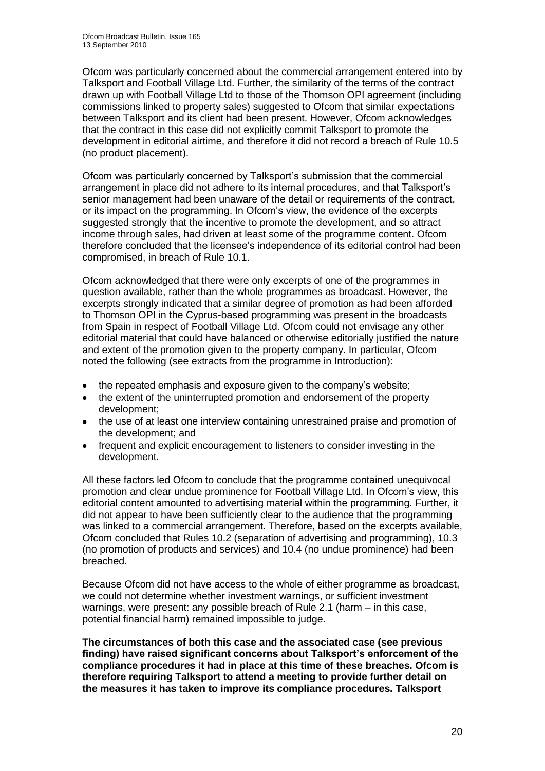Ofcom was particularly concerned about the commercial arrangement entered into by Talksport and Football Village Ltd. Further, the similarity of the terms of the contract drawn up with Football Village Ltd to those of the Thomson OPI agreement (including commissions linked to property sales) suggested to Ofcom that similar expectations between Talksport and its client had been present. However, Ofcom acknowledges that the contract in this case did not explicitly commit Talksport to promote the development in editorial airtime, and therefore it did not record a breach of Rule 10.5 (no product placement).

Ofcom was particularly concerned by Talksport's submission that the commercial arrangement in place did not adhere to its internal procedures, and that Talksport's senior management had been unaware of the detail or requirements of the contract, or its impact on the programming. In Ofcom's view, the evidence of the excerpts suggested strongly that the incentive to promote the development, and so attract income through sales, had driven at least some of the programme content. Ofcom therefore concluded that the licensee's independence of its editorial control had been compromised, in breach of Rule 10.1.

Ofcom acknowledged that there were only excerpts of one of the programmes in question available, rather than the whole programmes as broadcast. However, the excerpts strongly indicated that a similar degree of promotion as had been afforded to Thomson OPI in the Cyprus-based programming was present in the broadcasts from Spain in respect of Football Village Ltd. Ofcom could not envisage any other editorial material that could have balanced or otherwise editorially justified the nature and extent of the promotion given to the property company. In particular, Ofcom noted the following (see extracts from the programme in Introduction):

- the repeated emphasis and exposure given to the company's website;
- the extent of the uninterrupted promotion and endorsement of the property development;
- the use of at least one interview containing unrestrained praise and promotion of the development; and
- frequent and explicit encouragement to listeners to consider investing in the development.

All these factors led Ofcom to conclude that the programme contained unequivocal promotion and clear undue prominence for Football Village Ltd. In Ofcom's view, this editorial content amounted to advertising material within the programming. Further, it did not appear to have been sufficiently clear to the audience that the programming was linked to a commercial arrangement. Therefore, based on the excerpts available, Ofcom concluded that Rules 10.2 (separation of advertising and programming), 10.3 (no promotion of products and services) and 10.4 (no undue prominence) had been breached.

Because Ofcom did not have access to the whole of either programme as broadcast, we could not determine whether investment warnings, or sufficient investment warnings, were present: any possible breach of Rule 2.1 (harm – in this case, potential financial harm) remained impossible to judge.

**The circumstances of both this case and the associated case (see previous finding) have raised significant concerns about Talksport's enforcement of the compliance procedures it had in place at this time of these breaches. Ofcom is therefore requiring Talksport to attend a meeting to provide further detail on the measures it has taken to improve its compliance procedures. Talksport**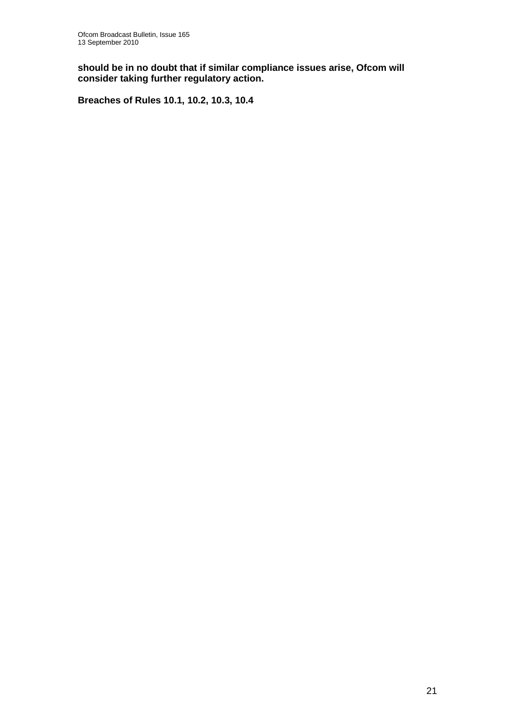**should be in no doubt that if similar compliance issues arise, Ofcom will consider taking further regulatory action.**

**Breaches of Rules 10.1, 10.2, 10.3, 10.4**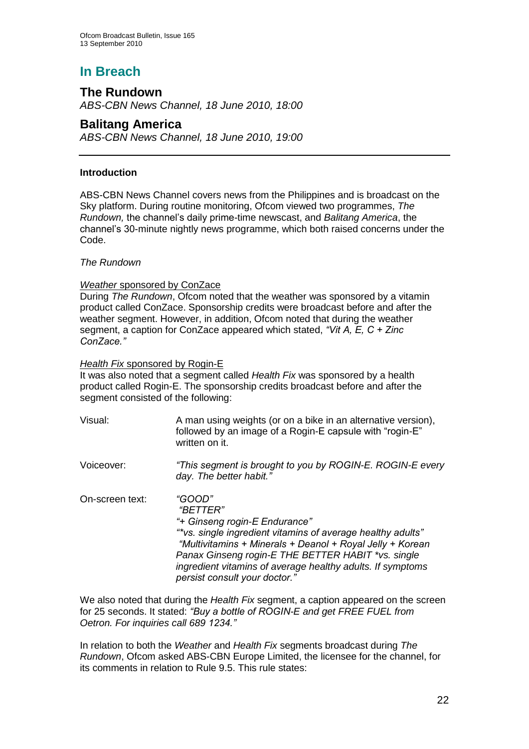# In Breach

## The Rundown

*ABS-CBN News Channel, 18 June 2010, 18:00*

## Balitang America

*ABS-CBN News Channel, 18 June 2010, 19:00*

---

### Introduction

ABS-CBN News Channel covers news from the Philippines and is broadcast on the Sky platform. During routine monitoring, Ofcom viewed two programmes, *The Rundown,* the channel's daily prime-time newscast, and *Balitang America*, the channel's 30-minute nightly news programme, which both raised concerns under the Code.

*The Rundown*

<u>*Weather* sponsored by ConZace</u>
During *The Rundown*, Ofcom noted that the weather was sponsored by a vitamin product called ConZace. Sponsorship credits were broadcast before and after the weather segment. However, in addition, Ofcom noted that during the weather segment, a caption for ConZace appeared which stated, *"Vit A, E, C + Zinc ConZace."*

<u>*Health Fix* sponsored by Rogin-E</u>
It was also noted that a segment called *Health Fix* was sponsored by a health product called Rogin-E. The sponsorship credits broadcast before and after the segment consisted of the following:

| | |
|---|---|
| Visual: | A man using weights (or on a bike in an alternative version), followed by an image of a Rogin-E capsule with "rogin-E" written on it. |
| Voiceover: | *"This segment is brought to you by ROGIN-E. ROGIN-E every day. The better habit."* |
| On-screen text: | *"GOOD"* *"BETTER"* *"+ Ginseng rogin-E Endurance"* *"*vs. single ingredient vitamins of average healthy adults"* *"Multivitamins + Minerals + Deanol + Royal Jelly + Korean Panax Ginseng rogin-E THE BETTER HABIT *vs. single ingredient vitamins of average healthy adults. If symptoms persist consult your doctor."* |

We also noted that during the *Health Fix* segment, a caption appeared on the screen for 25 seconds. It stated: *"Buy a bottle of ROGIN-E and get FREE FUEL from Oetron. For inquiries call 689 1234."*

In relation to both the *Weather* and *Health Fix* segments broadcast during *The Rundown*, Ofcom asked ABS-CBN Europe Limited, the licensee for the channel, for its comments in relation to Rule 9.5. This rule states: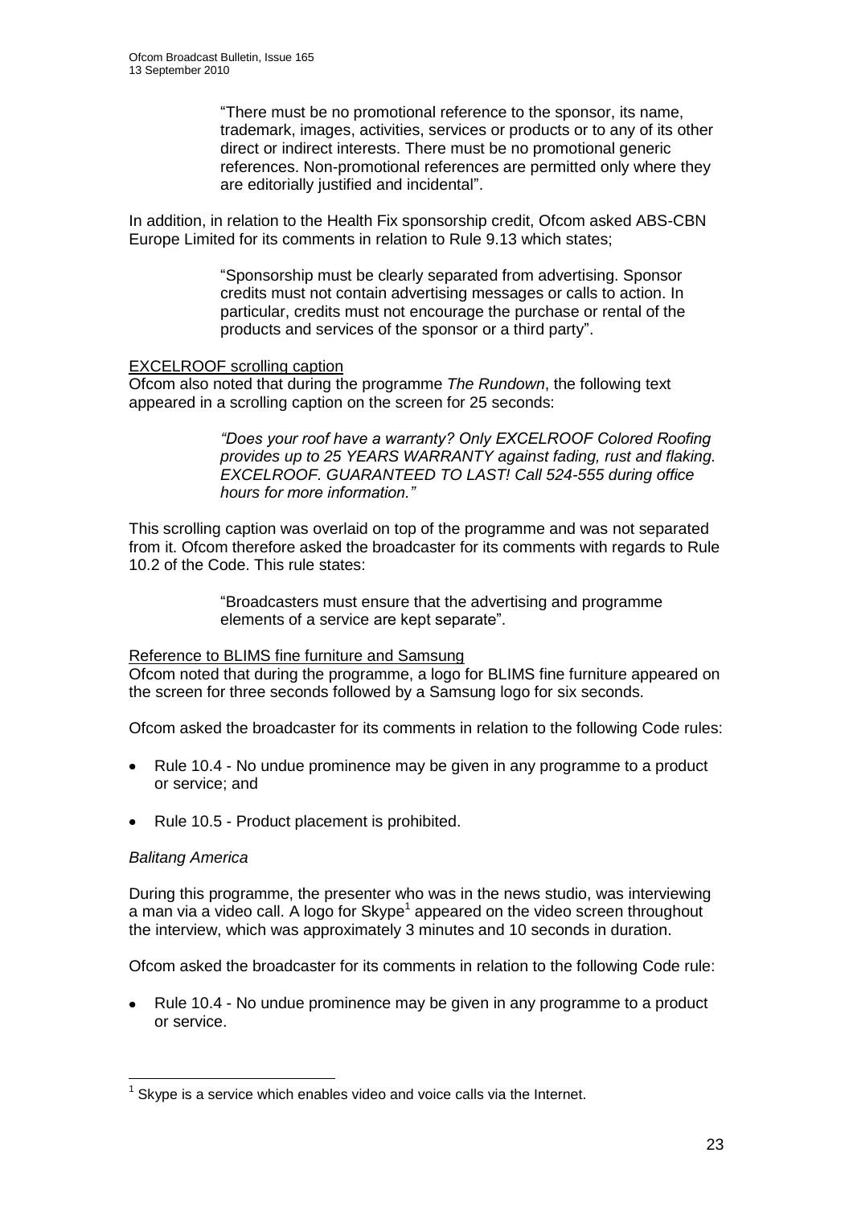> "There must be no promotional reference to the sponsor, its name, trademark, images, activities, services or products or to any of its other direct or indirect interests. There must be no promotional generic references. Non-promotional references are permitted only where they are editorially justified and incidental".

In addition, in relation to the Health Fix sponsorship credit, Ofcom asked ABS-CBN Europe Limited for its comments in relation to Rule 9.13 which states;

> "Sponsorship must be clearly separated from advertising. Sponsor credits must not contain advertising messages or calls to action. In particular, credits must not encourage the purchase or rental of the products and services of the sponsor or a third party".

<u>EXCELROOF scrolling caption</u>

Ofcom also noted that during the programme *The Rundown*, the following text appeared in a scrolling caption on the screen for 25 seconds:

> *"Does your roof have a warranty? Only EXCELROOF Colored Roofing provides up to 25 YEARS WARRANTY against fading, rust and flaking. EXCELROOF. GUARANTEED TO LAST! Call 524-555 during office hours for more information."*

This scrolling caption was overlaid on top of the programme and was not separated from it. Ofcom therefore asked the broadcaster for its comments with regards to Rule 10.2 of the Code. This rule states:

> "Broadcasters must ensure that the advertising and programme elements of a service are kept separate".

<u>Reference to BLIMS fine furniture and Samsung</u>

Ofcom noted that during the programme, a logo for BLIMS fine furniture appeared on the screen for three seconds followed by a Samsung logo for six seconds.

Ofcom asked the broadcaster for its comments in relation to the following Code rules:

- Rule 10.4 - No undue prominence may be given in any programme to a product or service; and
- Rule 10.5 - Product placement is prohibited.

*Balitang America*

During this programme, the presenter who was in the news studio, was interviewing a man via a video call. A logo for Skype[1] appeared on the video screen throughout the interview, which was approximately 3 minutes and 10 seconds in duration.

Ofcom asked the broadcaster for its comments in relation to the following Code rule:

- Rule 10.4 - No undue prominence may be given in any programme to a product or service.

---

[1] Skype is a service which enables video and voice calls via the Internet.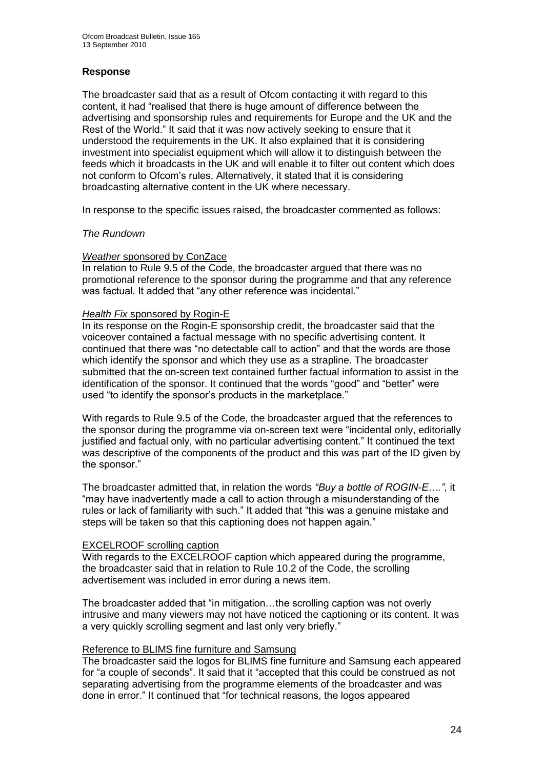### Response

The broadcaster said that as a result of Ofcom contacting it with regard to this content, it had "realised that there is huge amount of difference between the advertising and sponsorship rules and requirements for Europe and the UK and the Rest of the World." It said that it was now actively seeking to ensure that it understood the requirements in the UK. It also explained that it is considering investment into specialist equipment which will allow it to distinguish between the feeds which it broadcasts in the UK and will enable it to filter out content which does not conform to Ofcom's rules. Alternatively, it stated that it is considering broadcasting alternative content in the UK where necessary.

In response to the specific issues raised, the broadcaster commented as follows:

*The Rundown*

*Weather* sponsored by ConZace

In relation to Rule 9.5 of the Code, the broadcaster argued that there was no promotional reference to the sponsor during the programme and that any reference was factual. It added that "any other reference was incidental."

*Health Fix* sponsored by Rogin-E

In its response on the Rogin-E sponsorship credit, the broadcaster said that the voiceover contained a factual message with no specific advertising content. It continued that there was "no detectable call to action" and that the words are those which identify the sponsor and which they use as a strapline. The broadcaster submitted that the on-screen text contained further factual information to assist in the identification of the sponsor. It continued that the words "good" and "better" were used "to identify the sponsor's products in the marketplace."

With regards to Rule 9.5 of the Code, the broadcaster argued that the references to the sponsor during the programme via on-screen text were "incidental only, editorially justified and factual only, with no particular advertising content." It continued the text was descriptive of the components of the product and this was part of the ID given by the sponsor."

The broadcaster admitted that, in relation the words *"Buy a bottle of ROGIN-E…."*, it "may have inadvertently made a call to action through a misunderstanding of the rules or lack of familiarity with such." It added that "this was a genuine mistake and steps will be taken so that this captioning does not happen again."

EXCELROOF scrolling caption

With regards to the EXCELROOF caption which appeared during the programme, the broadcaster said that in relation to Rule 10.2 of the Code, the scrolling advertisement was included in error during a news item.

The broadcaster added that "in mitigation…the scrolling caption was not overly intrusive and many viewers may not have noticed the captioning or its content. It was a very quickly scrolling segment and last only very briefly."

Reference to BLIMS fine furniture and Samsung

The broadcaster said the logos for BLIMS fine furniture and Samsung each appeared for "a couple of seconds". It said that it "accepted that this could be construed as not separating advertising from the programme elements of the broadcaster and was done in error." It continued that "for technical reasons, the logos appeared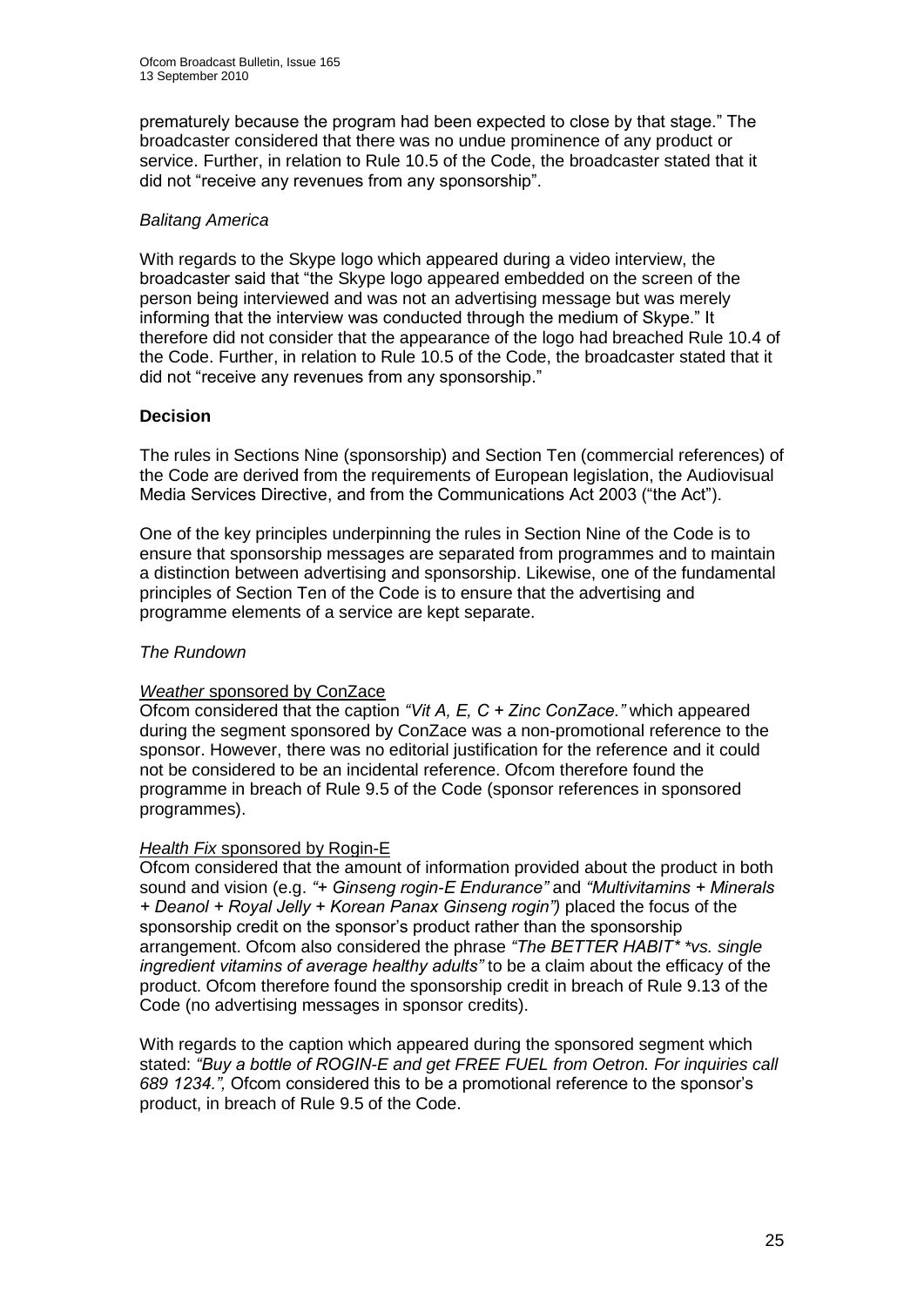prematurely because the program had been expected to close by that stage." The broadcaster considered that there was no undue prominence of any product or service. Further, in relation to Rule 10.5 of the Code, the broadcaster stated that it did not "receive any revenues from any sponsorship".

*Balitang America*

With regards to the Skype logo which appeared during a video interview, the broadcaster said that "the Skype logo appeared embedded on the screen of the person being interviewed and was not an advertising message but was merely informing that the interview was conducted through the medium of Skype." It therefore did not consider that the appearance of the logo had breached Rule 10.4 of the Code. Further, in relation to Rule 10.5 of the Code, the broadcaster stated that it did not "receive any revenues from any sponsorship."

**Decision**

The rules in Sections Nine (sponsorship) and Section Ten (commercial references) of the Code are derived from the requirements of European legislation, the Audiovisual Media Services Directive, and from the Communications Act 2003 ("the Act").

One of the key principles underpinning the rules in Section Nine of the Code is to ensure that sponsorship messages are separated from programmes and to maintain a distinction between advertising and sponsorship. Likewise, one of the fundamental principles of Section Ten of the Code is to ensure that the advertising and programme elements of a service are kept separate.

*The Rundown*

*Weather* sponsored by ConZace

Ofcom considered that the caption *"Vit A, E, C + Zinc ConZace."* which appeared during the segment sponsored by ConZace was a non-promotional reference to the sponsor. However, there was no editorial justification for the reference and it could not be considered to be an incidental reference. Ofcom therefore found the programme in breach of Rule 9.5 of the Code (sponsor references in sponsored programmes).

*Health Fix* sponsored by Rogin-E

Ofcom considered that the amount of information provided about the product in both sound and vision (e.g. *"+ Ginseng rogin-E Endurance"* and *"Multivitamins + Minerals + Deanol + Royal Jelly + Korean Panax Ginseng rogin")* placed the focus of the sponsorship credit on the sponsor's product rather than the sponsorship arrangement. Ofcom also considered the phrase *"The BETTER HABIT* *vs. single ingredient vitamins of average healthy adults"* to be a claim about the efficacy of the product. Ofcom therefore found the sponsorship credit in breach of Rule 9.13 of the Code (no advertising messages in sponsor credits).

With regards to the caption which appeared during the sponsored segment which stated: *"Buy a bottle of ROGIN-E and get FREE FUEL from Oetron. For inquiries call 689 1234.",* Ofcom considered this to be a promotional reference to the sponsor's product, in breach of Rule 9.5 of the Code.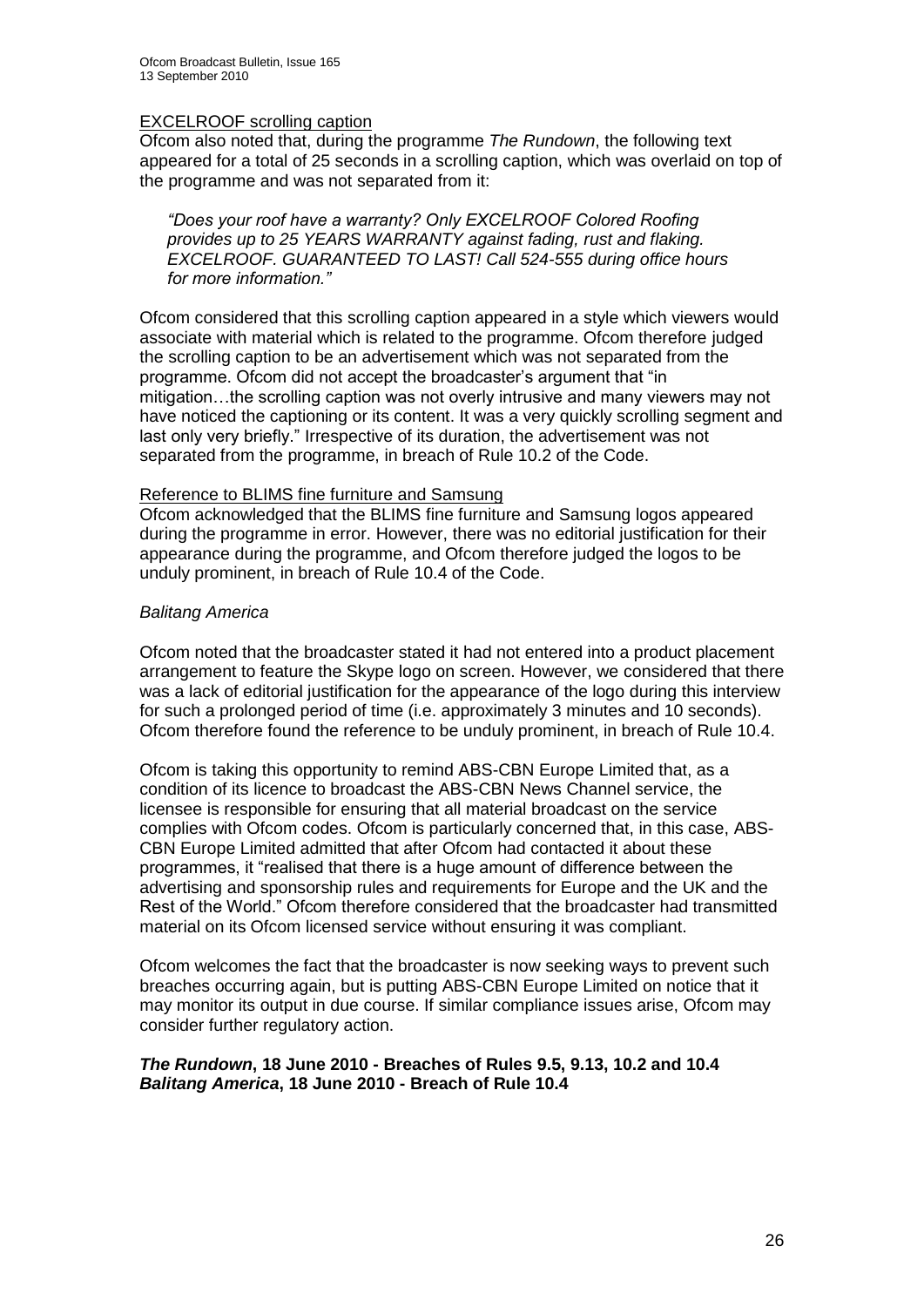EXCELROOF scrolling caption

Ofcom also noted that, during the programme *The Rundown*, the following text appeared for a total of 25 seconds in a scrolling caption, which was overlaid on top of the programme and was not separated from it:

> *"Does your roof have a warranty? Only EXCELROOF Colored Roofing provides up to 25 YEARS WARRANTY against fading, rust and flaking. EXCELROOF. GUARANTEED TO LAST! Call 524-555 during office hours for more information."*

Ofcom considered that this scrolling caption appeared in a style which viewers would associate with material which is related to the programme. Ofcom therefore judged the scrolling caption to be an advertisement which was not separated from the programme. Ofcom did not accept the broadcaster's argument that "in mitigation…the scrolling caption was not overly intrusive and many viewers may not have noticed the captioning or its content. It was a very quickly scrolling segment and last only very briefly." Irrespective of its duration, the advertisement was not separated from the programme, in breach of Rule 10.2 of the Code.

Reference to BLIMS fine furniture and Samsung

Ofcom acknowledged that the BLIMS fine furniture and Samsung logos appeared during the programme in error. However, there was no editorial justification for their appearance during the programme, and Ofcom therefore judged the logos to be unduly prominent, in breach of Rule 10.4 of the Code.

*Balitang America*

Ofcom noted that the broadcaster stated it had not entered into a product placement arrangement to feature the Skype logo on screen. However, we considered that there was a lack of editorial justification for the appearance of the logo during this interview for such a prolonged period of time (i.e. approximately 3 minutes and 10 seconds). Ofcom therefore found the reference to be unduly prominent, in breach of Rule 10.4.

Ofcom is taking this opportunity to remind ABS-CBN Europe Limited that, as a condition of its licence to broadcast the ABS-CBN News Channel service, the licensee is responsible for ensuring that all material broadcast on the service complies with Ofcom codes. Ofcom is particularly concerned that, in this case, ABS-CBN Europe Limited admitted that after Ofcom had contacted it about these programmes, it "realised that there is a huge amount of difference between the advertising and sponsorship rules and requirements for Europe and the UK and the Rest of the World." Ofcom therefore considered that the broadcaster had transmitted material on its Ofcom licensed service without ensuring it was compliant.

Ofcom welcomes the fact that the broadcaster is now seeking ways to prevent such breaches occurring again, but is putting ABS-CBN Europe Limited on notice that it may monitor its output in due course. If similar compliance issues arise, Ofcom may consider further regulatory action.

***The Rundown*, 18 June 2010 - Breaches of Rules 9.5, 9.13, 10.2 and 10.4**
***Balitang America*, 18 June 2010 - Breach of Rule 10.4**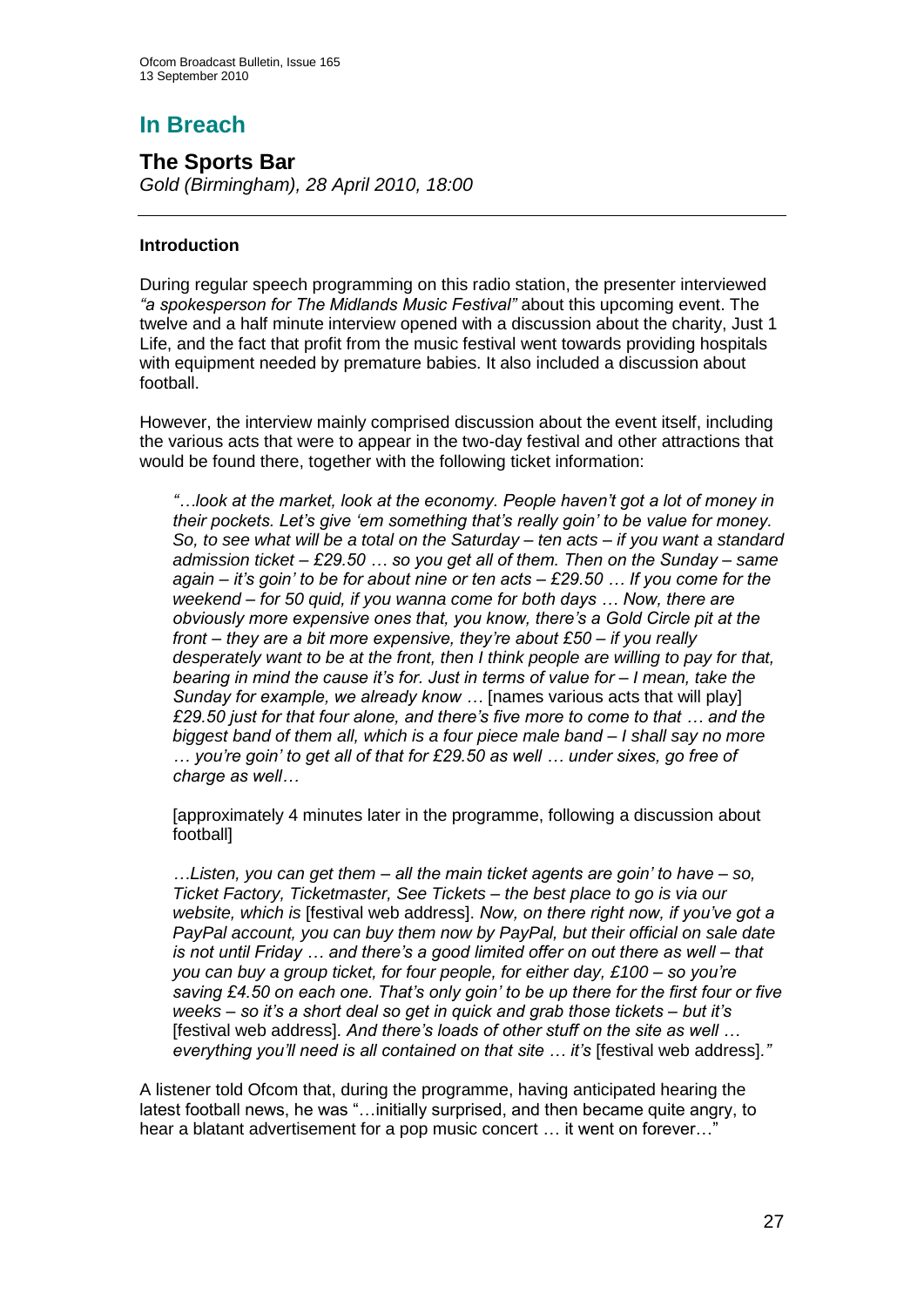# In Breach

## The Sports Bar

*Gold (Birmingham), 28 April 2010, 18:00*

---

**Introduction**

During regular speech programming on this radio station, the presenter interviewed *"a spokesperson for The Midlands Music Festival"* about this upcoming event. The twelve and a half minute interview opened with a discussion about the charity, Just 1 Life, and the fact that profit from the music festival went towards providing hospitals with equipment needed by premature babies. It also included a discussion about football.

However, the interview mainly comprised discussion about the event itself, including the various acts that were to appear in the two-day festival and other attractions that would be found there, together with the following ticket information:

> *"…look at the market, look at the economy. People haven't got a lot of money in their pockets. Let's give 'em something that's really goin' to be value for money. So, to see what will be a total on the Saturday – ten acts – if you want a standard admission ticket – £29.50 … so you get all of them. Then on the Sunday – same again – it's goin' to be for about nine or ten acts – £29.50 … If you come for the weekend – for 50 quid, if you wanna come for both days … Now, there are obviously more expensive ones that, you know, there's a Gold Circle pit at the front – they are a bit more expensive, they're about £50 – if you really desperately want to be at the front, then I think people are willing to pay for that, bearing in mind the cause it's for. Just in terms of value for – I mean, take the Sunday for example, we already know* … [names various acts that will play] *£29.50 just for that four alone, and there's five more to come to that … and the biggest band of them all, which is a four piece male band – I shall say no more … you're goin' to get all of that for £29.50 as well … under sixes, go free of charge as well…*
>
> [approximately 4 minutes later in the programme, following a discussion about football]
>
> *…Listen, you can get them – all the main ticket agents are goin' to have – so, Ticket Factory, Ticketmaster, See Tickets – the best place to go is via our website, which is* [festival web address]. *Now, on there right now, if you've got a PayPal account, you can buy them now by PayPal, but their official on sale date is not until Friday … and there's a good limited offer on out there as well – that you can buy a group ticket, for four people, for either day, £100 – so you're saving £4.50 on each one. That's only goin' to be up there for the first four or five weeks – so it's a short deal so get in quick and grab those tickets – but it's* [festival web address]. *And there's loads of other stuff on the site as well … everything you'll need is all contained on that site … it's* [festival web address]*."*

A listener told Ofcom that, during the programme, having anticipated hearing the latest football news, he was "…initially surprised, and then became quite angry, to hear a blatant advertisement for a pop music concert … it went on forever…"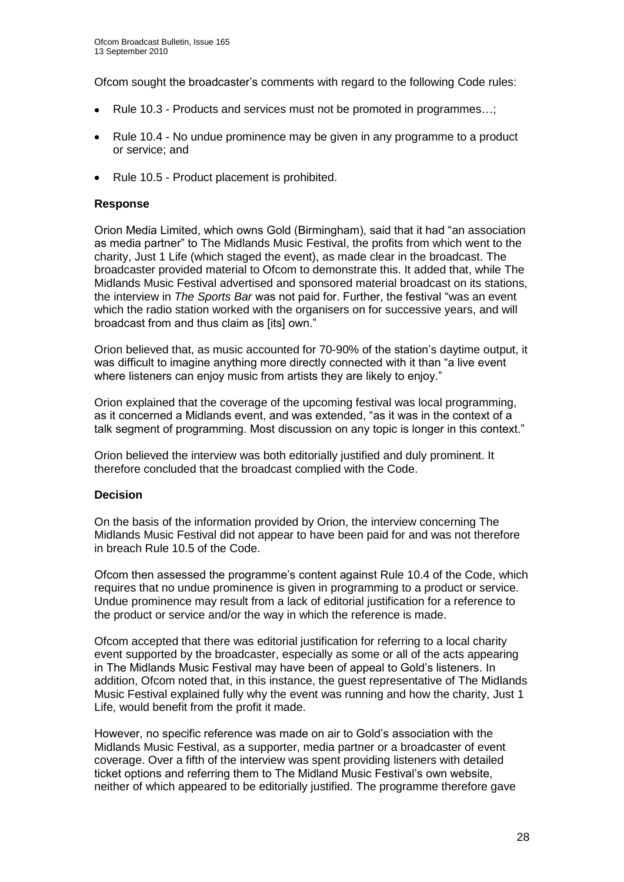Ofcom sought the broadcaster's comments with regard to the following Code rules:

- Rule 10.3 - Products and services must not be promoted in programmes…;
- Rule 10.4 - No undue prominence may be given in any programme to a product or service; and
- Rule 10.5 - Product placement is prohibited.

### Response

Orion Media Limited, which owns Gold (Birmingham), said that it had "an association as media partner" to The Midlands Music Festival, the profits from which went to the charity, Just 1 Life (which staged the event), as made clear in the broadcast. The broadcaster provided material to Ofcom to demonstrate this. It added that, while The Midlands Music Festival advertised and sponsored material broadcast on its stations, the interview in *The Sports Bar* was not paid for. Further, the festival "was an event which the radio station worked with the organisers on for successive years, and will broadcast from and thus claim as [its] own."

Orion believed that, as music accounted for 70-90% of the station's daytime output, it was difficult to imagine anything more directly connected with it than "a live event where listeners can enjoy music from artists they are likely to enjoy."

Orion explained that the coverage of the upcoming festival was local programming, as it concerned a Midlands event, and was extended, "as it was in the context of a talk segment of programming. Most discussion on any topic is longer in this context."

Orion believed the interview was both editorially justified and duly prominent. It therefore concluded that the broadcast complied with the Code.

### Decision

On the basis of the information provided by Orion, the interview concerning The Midlands Music Festival did not appear to have been paid for and was not therefore in breach Rule 10.5 of the Code.

Ofcom then assessed the programme's content against Rule 10.4 of the Code, which requires that no undue prominence is given in programming to a product or service. Undue prominence may result from a lack of editorial justification for a reference to the product or service and/or the way in which the reference is made.

Ofcom accepted that there was editorial justification for referring to a local charity event supported by the broadcaster, especially as some or all of the acts appearing in The Midlands Music Festival may have been of appeal to Gold's listeners. In addition, Ofcom noted that, in this instance, the guest representative of The Midlands Music Festival explained fully why the event was running and how the charity, Just 1 Life, would benefit from the profit it made.

However, no specific reference was made on air to Gold's association with the Midlands Music Festival, as a supporter, media partner or a broadcaster of event coverage. Over a fifth of the interview was spent providing listeners with detailed ticket options and referring them to The Midland Music Festival's own website, neither of which appeared to be editorially justified. The programme therefore gave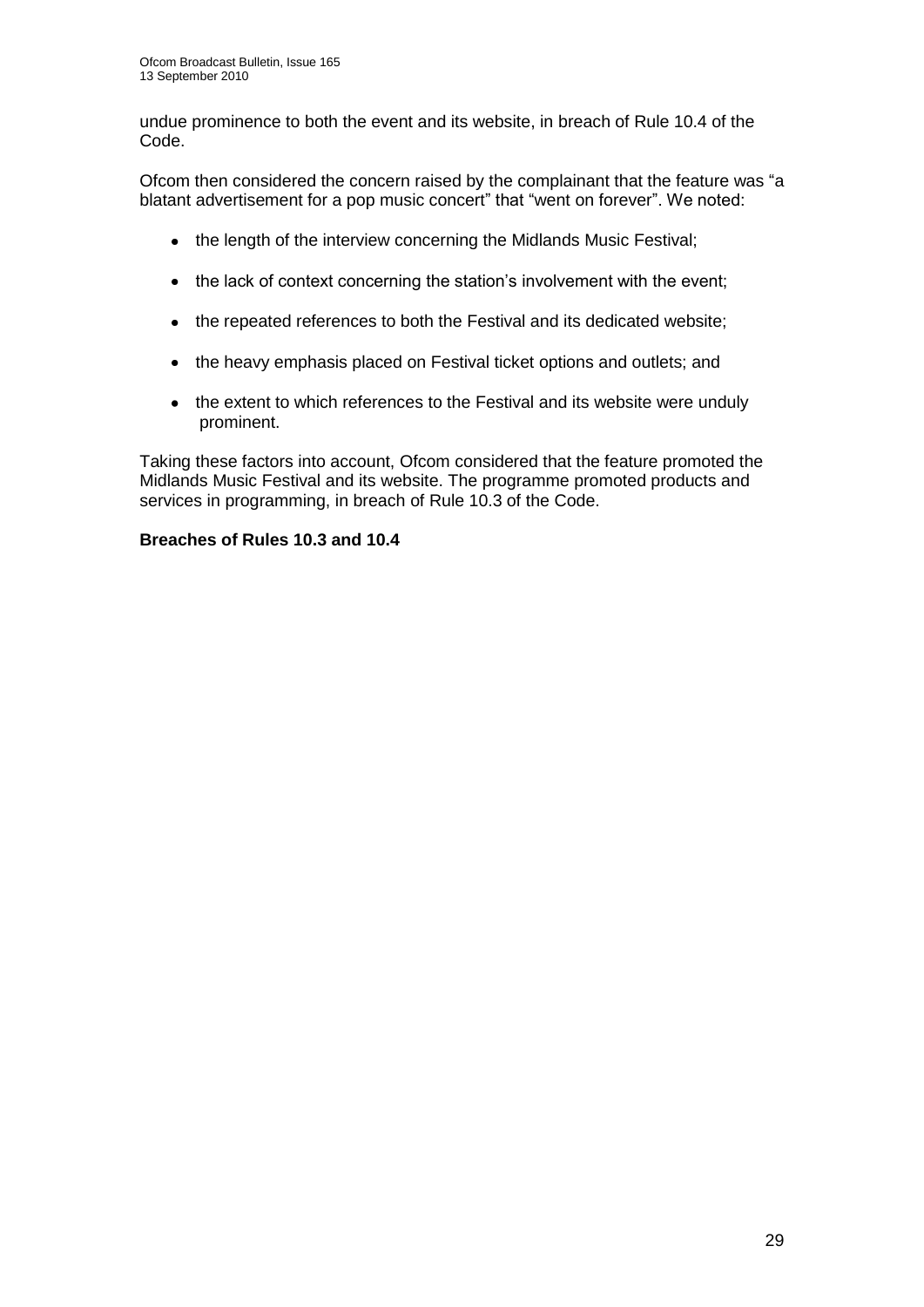undue prominence to both the event and its website, in breach of Rule 10.4 of the Code.

Ofcom then considered the concern raised by the complainant that the feature was "a blatant advertisement for a pop music concert" that "went on forever". We noted:

- the length of the interview concerning the Midlands Music Festival;
- the lack of context concerning the station's involvement with the event;
- the repeated references to both the Festival and its dedicated website;
- the heavy emphasis placed on Festival ticket options and outlets; and
- the extent to which references to the Festival and its website were unduly prominent.

Taking these factors into account, Ofcom considered that the feature promoted the Midlands Music Festival and its website. The programme promoted products and services in programming, in breach of Rule 10.3 of the Code.

**Breaches of Rules 10.3 and 10.4**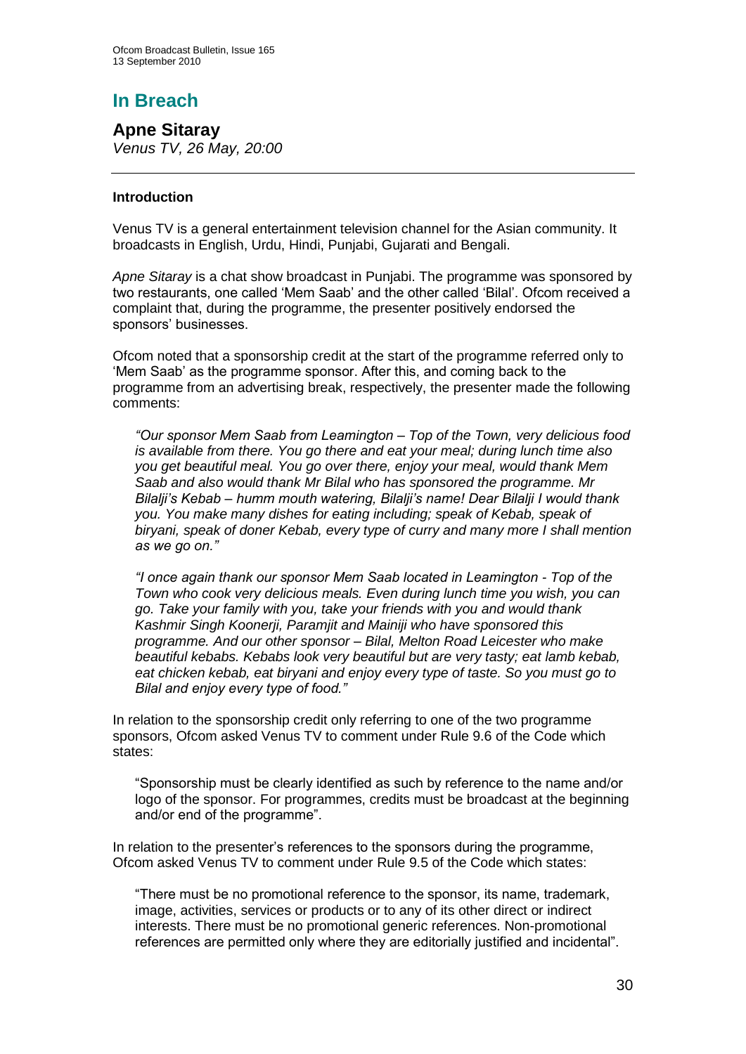## In Breach

### Apne Sitaray

*Venus TV, 26 May, 20:00*

---

**Introduction**

Venus TV is a general entertainment television channel for the Asian community. It broadcasts in English, Urdu, Hindi, Punjabi, Gujarati and Bengali.

*Apne Sitaray* is a chat show broadcast in Punjabi. The programme was sponsored by two restaurants, one called 'Mem Saab' and the other called 'Bilal'. Ofcom received a complaint that, during the programme, the presenter positively endorsed the sponsors' businesses.

Ofcom noted that a sponsorship credit at the start of the programme referred only to 'Mem Saab' as the programme sponsor. After this, and coming back to the programme from an advertising break, respectively, the presenter made the following comments:

> *"Our sponsor Mem Saab from Leamington – Top of the Town, very delicious food is available from there. You go there and eat your meal; during lunch time also you get beautiful meal. You go over there, enjoy your meal, would thank Mem Saab and also would thank Mr Bilal who has sponsored the programme. Mr Bilalji's Kebab – humm mouth watering, Bilalji's name! Dear Bilalji I would thank you. You make many dishes for eating including; speak of Kebab, speak of biryani, speak of doner Kebab, every type of curry and many more I shall mention as we go on."*

> *"I once again thank our sponsor Mem Saab located in Leamington - Top of the Town who cook very delicious meals. Even during lunch time you wish, you can go. Take your family with you, take your friends with you and would thank Kashmir Singh Koonerji, Paramjit and Mainiji who have sponsored this programme. And our other sponsor – Bilal, Melton Road Leicester who make beautiful kebabs. Kebabs look very beautiful but are very tasty; eat lamb kebab, eat chicken kebab, eat biryani and enjoy every type of taste. So you must go to Bilal and enjoy every type of food."*

In relation to the sponsorship credit only referring to one of the two programme sponsors, Ofcom asked Venus TV to comment under Rule 9.6 of the Code which states:

> "Sponsorship must be clearly identified as such by reference to the name and/or logo of the sponsor. For programmes, credits must be broadcast at the beginning and/or end of the programme".

In relation to the presenter's references to the sponsors during the programme, Ofcom asked Venus TV to comment under Rule 9.5 of the Code which states:

> "There must be no promotional reference to the sponsor, its name, trademark, image, activities, services or products or to any of its other direct or indirect interests. There must be no promotional generic references. Non-promotional references are permitted only where they are editorially justified and incidental".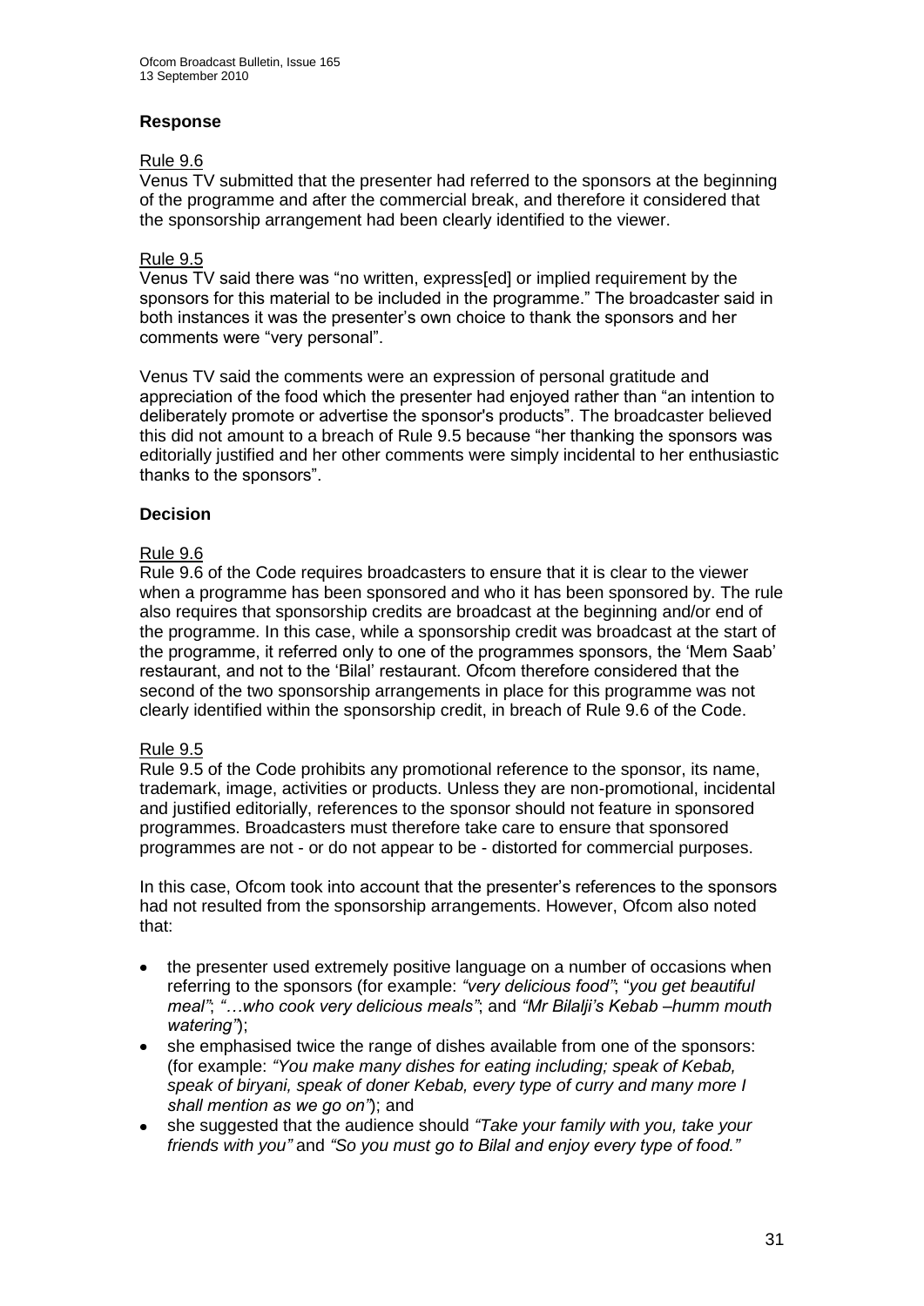### Response

Rule 9.6

Venus TV submitted that the presenter had referred to the sponsors at the beginning of the programme and after the commercial break, and therefore it considered that the sponsorship arrangement had been clearly identified to the viewer.

Rule 9.5

Venus TV said there was "no written, express[ed] or implied requirement by the sponsors for this material to be included in the programme." The broadcaster said in both instances it was the presenter's own choice to thank the sponsors and her comments were "very personal".

Venus TV said the comments were an expression of personal gratitude and appreciation of the food which the presenter had enjoyed rather than "an intention to deliberately promote or advertise the sponsor's products". The broadcaster believed this did not amount to a breach of Rule 9.5 because "her thanking the sponsors was editorially justified and her other comments were simply incidental to her enthusiastic thanks to the sponsors".

### Decision

Rule 9.6

Rule 9.6 of the Code requires broadcasters to ensure that it is clear to the viewer when a programme has been sponsored and who it has been sponsored by. The rule also requires that sponsorship credits are broadcast at the beginning and/or end of the programme. In this case, while a sponsorship credit was broadcast at the start of the programme, it referred only to one of the programmes sponsors, the 'Mem Saab' restaurant, and not to the 'Bilal' restaurant. Ofcom therefore considered that the second of the two sponsorship arrangements in place for this programme was not clearly identified within the sponsorship credit, in breach of Rule 9.6 of the Code.

Rule 9.5

Rule 9.5 of the Code prohibits any promotional reference to the sponsor, its name, trademark, image, activities or products. Unless they are non-promotional, incidental and justified editorially, references to the sponsor should not feature in sponsored programmes. Broadcasters must therefore take care to ensure that sponsored programmes are not - or do not appear to be - distorted for commercial purposes.

In this case, Ofcom took into account that the presenter's references to the sponsors had not resulted from the sponsorship arrangements. However, Ofcom also noted that:

- the presenter used extremely positive language on a number of occasions when referring to the sponsors (for example: *"very delicious food"*; "*you get beautiful meal"*; *"…who cook very delicious meals"*; and *"Mr Bilalji's Kebab –humm mouth watering"*);
- she emphasised twice the range of dishes available from one of the sponsors: (for example: *"You make many dishes for eating including; speak of Kebab, speak of biryani, speak of doner Kebab, every type of curry and many more I shall mention as we go on"*); and
- she suggested that the audience should *"Take your family with you, take your friends with you"* and *"So you must go to Bilal and enjoy every type of food."*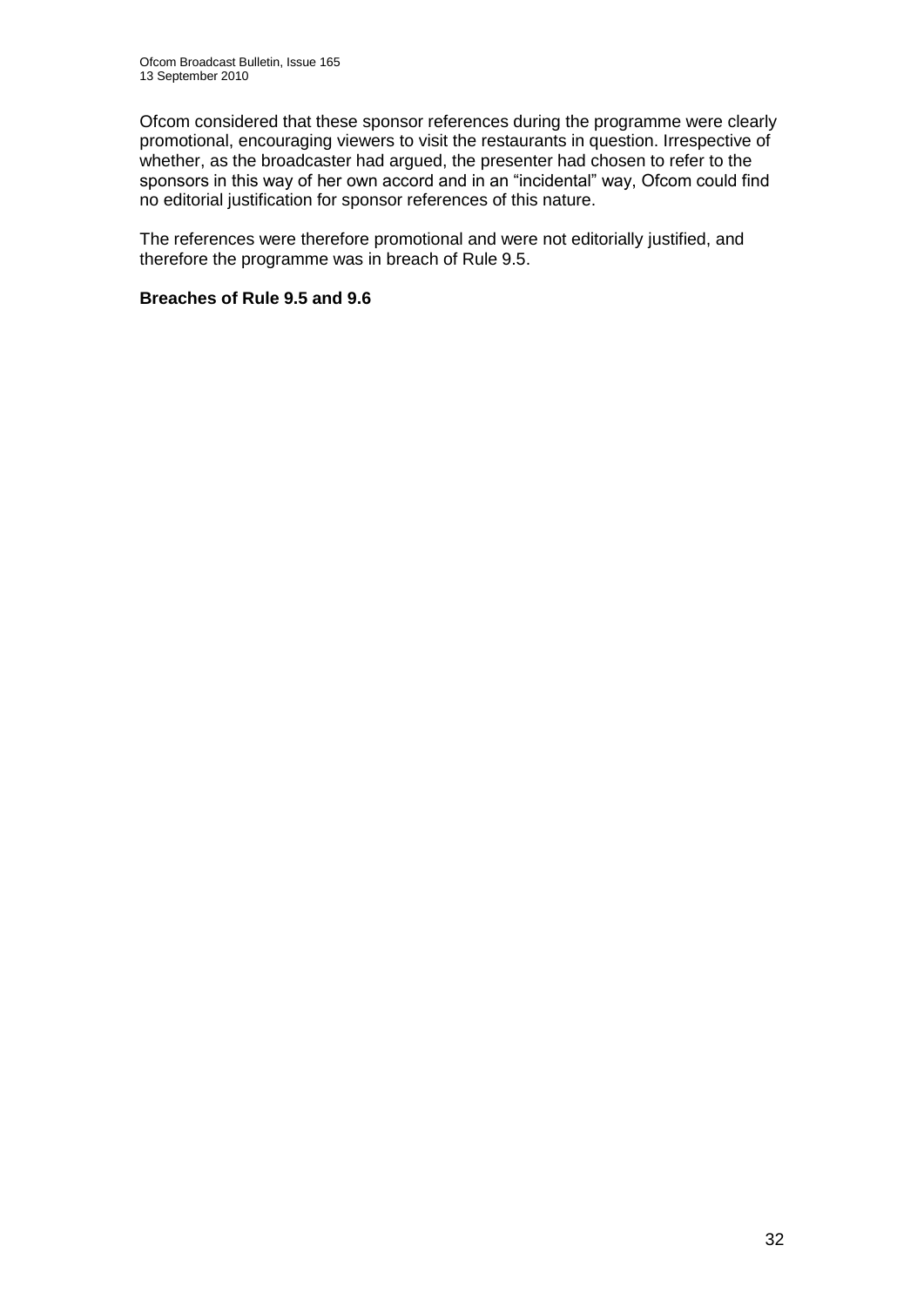Ofcom considered that these sponsor references during the programme were clearly promotional, encouraging viewers to visit the restaurants in question. Irrespective of whether, as the broadcaster had argued, the presenter had chosen to refer to the sponsors in this way of her own accord and in an "incidental" way, Ofcom could find no editorial justification for sponsor references of this nature.

The references were therefore promotional and were not editorially justified, and therefore the programme was in breach of Rule 9.5.

**Breaches of Rule 9.5 and 9.6**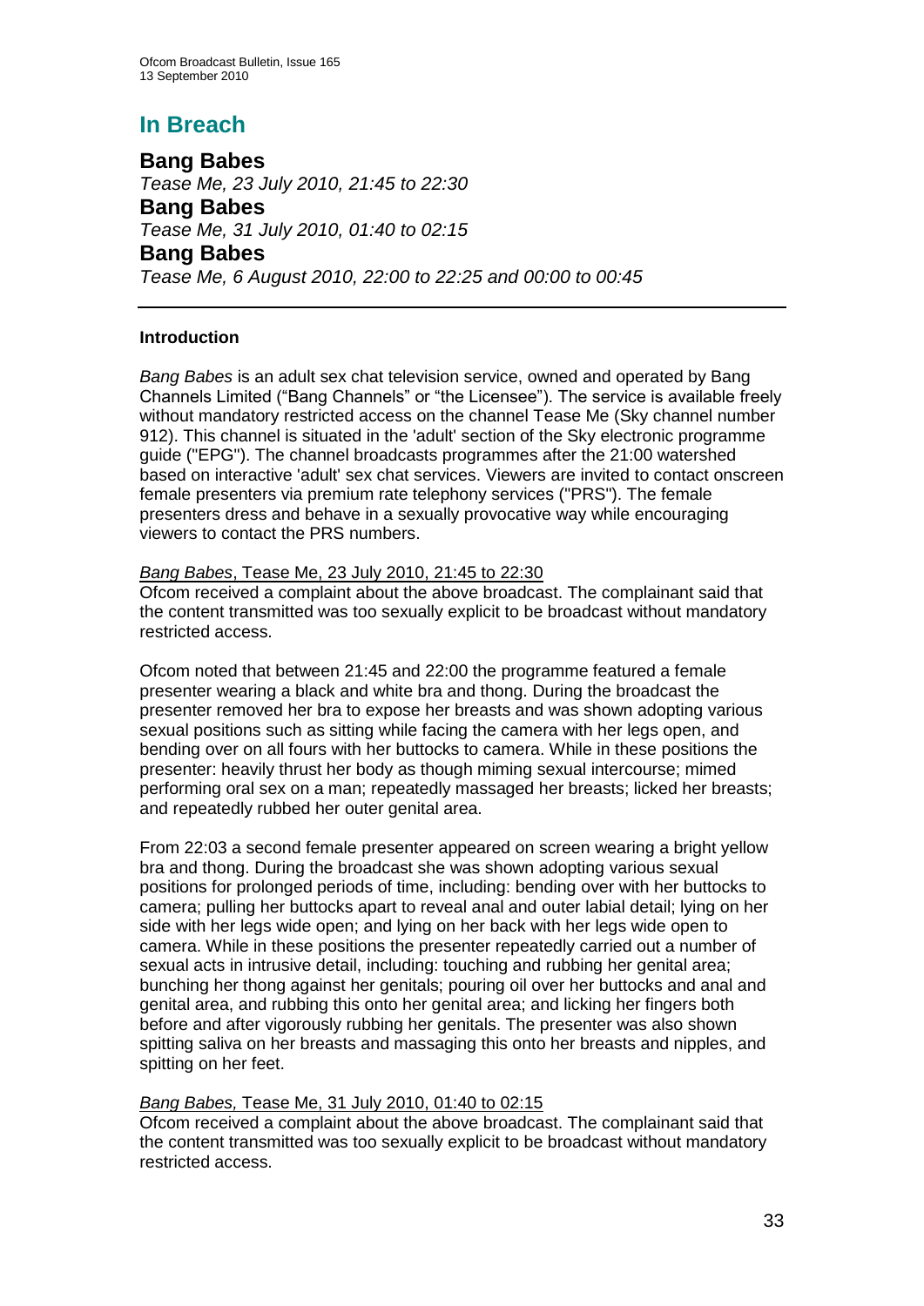# In Breach

## Bang Babes

*Tease Me, 23 July 2010, 21:45 to 22:30*

## Bang Babes

*Tease Me, 31 July 2010, 01:40 to 02:15*

## Bang Babes

*Tease Me, 6 August 2010, 22:00 to 22:25 and 00:00 to 00:45*

---

### Introduction

*Bang Babes* is an adult sex chat television service, owned and operated by Bang Channels Limited ("Bang Channels" or "the Licensee"). The service is available freely without mandatory restricted access on the channel Tease Me (Sky channel number 912). This channel is situated in the 'adult' section of the Sky electronic programme guide ("EPG"). The channel broadcasts programmes after the 21:00 watershed based on interactive 'adult' sex chat services. Viewers are invited to contact onscreen female presenters via premium rate telephony services ("PRS"). The female presenters dress and behave in a sexually provocative way while encouraging viewers to contact the PRS numbers.

*Bang Babes*, Tease Me, 23 July 2010, 21:45 to 22:30

Ofcom received a complaint about the above broadcast. The complainant said that the content transmitted was too sexually explicit to be broadcast without mandatory restricted access.

Ofcom noted that between 21:45 and 22:00 the programme featured a female presenter wearing a black and white bra and thong. During the broadcast the presenter removed her bra to expose her breasts and was shown adopting various sexual positions such as sitting while facing the camera with her legs open, and bending over on all fours with her buttocks to camera. While in these positions the presenter: heavily thrust her body as though miming sexual intercourse; mimed performing oral sex on a man; repeatedly massaged her breasts; licked her breasts; and repeatedly rubbed her outer genital area.

From 22:03 a second female presenter appeared on screen wearing a bright yellow bra and thong. During the broadcast she was shown adopting various sexual positions for prolonged periods of time, including: bending over with her buttocks to camera; pulling her buttocks apart to reveal anal and outer labial detail; lying on her side with her legs wide open; and lying on her back with her legs wide open to camera. While in these positions the presenter repeatedly carried out a number of sexual acts in intrusive detail, including: touching and rubbing her genital area; bunching her thong against her genitals; pouring oil over her buttocks and anal and genital area, and rubbing this onto her genital area; and licking her fingers both before and after vigorously rubbing her genitals. The presenter was also shown spitting saliva on her breasts and massaging this onto her breasts and nipples, and spitting on her feet.

*Bang Babes,* Tease Me, 31 July 2010, 01:40 to 02:15

Ofcom received a complaint about the above broadcast. The complainant said that the content transmitted was too sexually explicit to be broadcast without mandatory restricted access.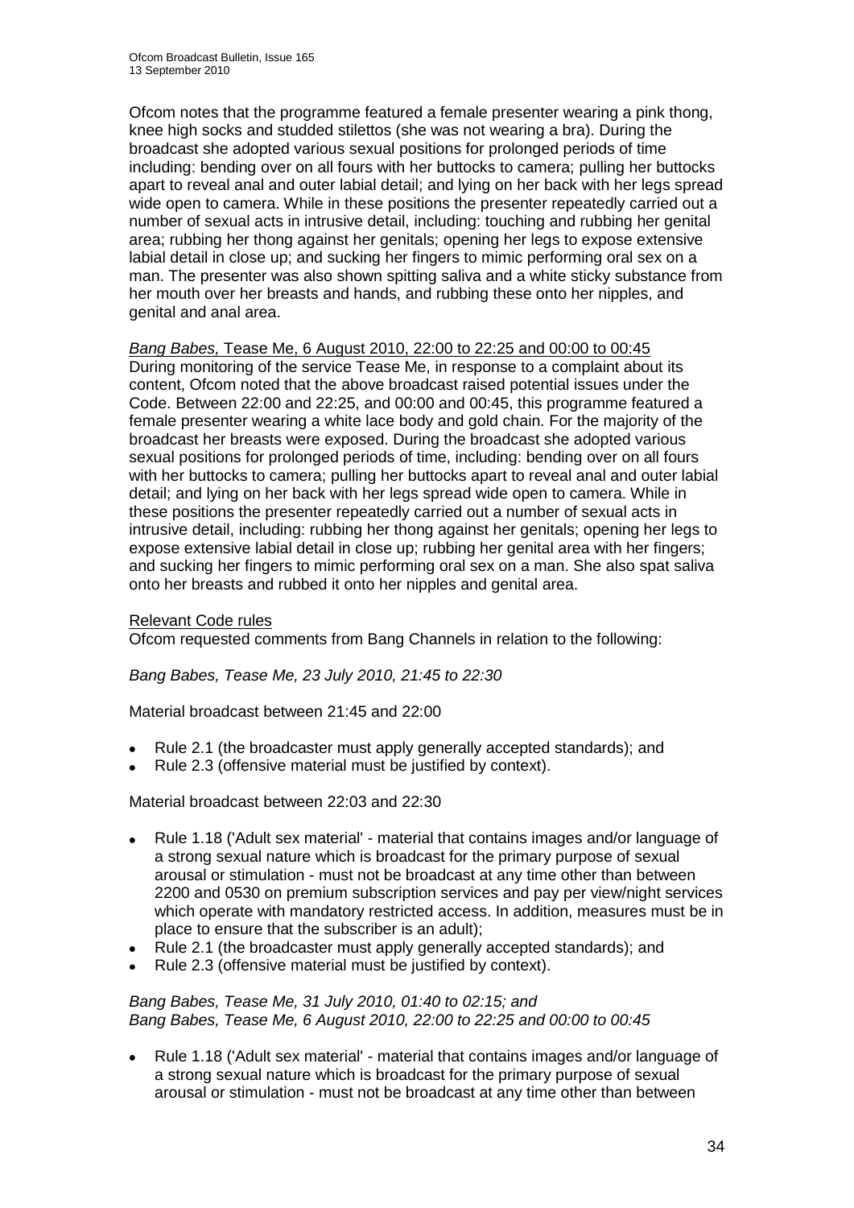Ofcom notes that the programme featured a female presenter wearing a pink thong, knee high socks and studded stilettos (she was not wearing a bra). During the broadcast she adopted various sexual positions for prolonged periods of time including: bending over on all fours with her buttocks to camera; pulling her buttocks apart to reveal anal and outer labial detail; and lying on her back with her legs spread wide open to camera. While in these positions the presenter repeatedly carried out a number of sexual acts in intrusive detail, including: touching and rubbing her genital area; rubbing her thong against her genitals; opening her legs to expose extensive labial detail in close up; and sucking her fingers to mimic performing oral sex on a man. The presenter was also shown spitting saliva and a white sticky substance from her mouth over her breasts and hands, and rubbing these onto her nipples, and genital and anal area.

<u>*Bang Babes,* Tease Me, 6 August 2010, 22:00 to 22:25 and 00:00 to 00:45</u>

During monitoring of the service Tease Me, in response to a complaint about its content, Ofcom noted that the above broadcast raised potential issues under the Code. Between 22:00 and 22:25, and 00:00 and 00:45, this programme featured a female presenter wearing a white lace body and gold chain. For the majority of the broadcast her breasts were exposed. During the broadcast she adopted various sexual positions for prolonged periods of time, including: bending over on all fours with her buttocks to camera; pulling her buttocks apart to reveal anal and outer labial detail; and lying on her back with her legs spread wide open to camera. While in these positions the presenter repeatedly carried out a number of sexual acts in intrusive detail, including: rubbing her thong against her genitals; opening her legs to expose extensive labial detail in close up; rubbing her genital area with her fingers; and sucking her fingers to mimic performing oral sex on a man. She also spat saliva onto her breasts and rubbed it onto her nipples and genital area.

<u>Relevant Code rules</u>

Ofcom requested comments from Bang Channels in relation to the following:

*Bang Babes, Tease Me, 23 July 2010, 21:45 to 22:30*

Material broadcast between 21:45 and 22:00

- Rule 2.1 (the broadcaster must apply generally accepted standards); and
- Rule 2.3 (offensive material must be justified by context).

Material broadcast between 22:03 and 22:30

- Rule 1.18 ('Adult sex material' - material that contains images and/or language of a strong sexual nature which is broadcast for the primary purpose of sexual arousal or stimulation - must not be broadcast at any time other than between 2200 and 0530 on premium subscription services and pay per view/night services which operate with mandatory restricted access. In addition, measures must be in place to ensure that the subscriber is an adult);
- Rule 2.1 (the broadcaster must apply generally accepted standards); and
- Rule 2.3 (offensive material must be justified by context).

*Bang Babes, Tease Me, 31 July 2010, 01:40 to 02:15; and*
*Bang Babes, Tease Me, 6 August 2010, 22:00 to 22:25 and 00:00 to 00:45*

- Rule 1.18 ('Adult sex material' - material that contains images and/or language of a strong sexual nature which is broadcast for the primary purpose of sexual arousal or stimulation - must not be broadcast at any time other than between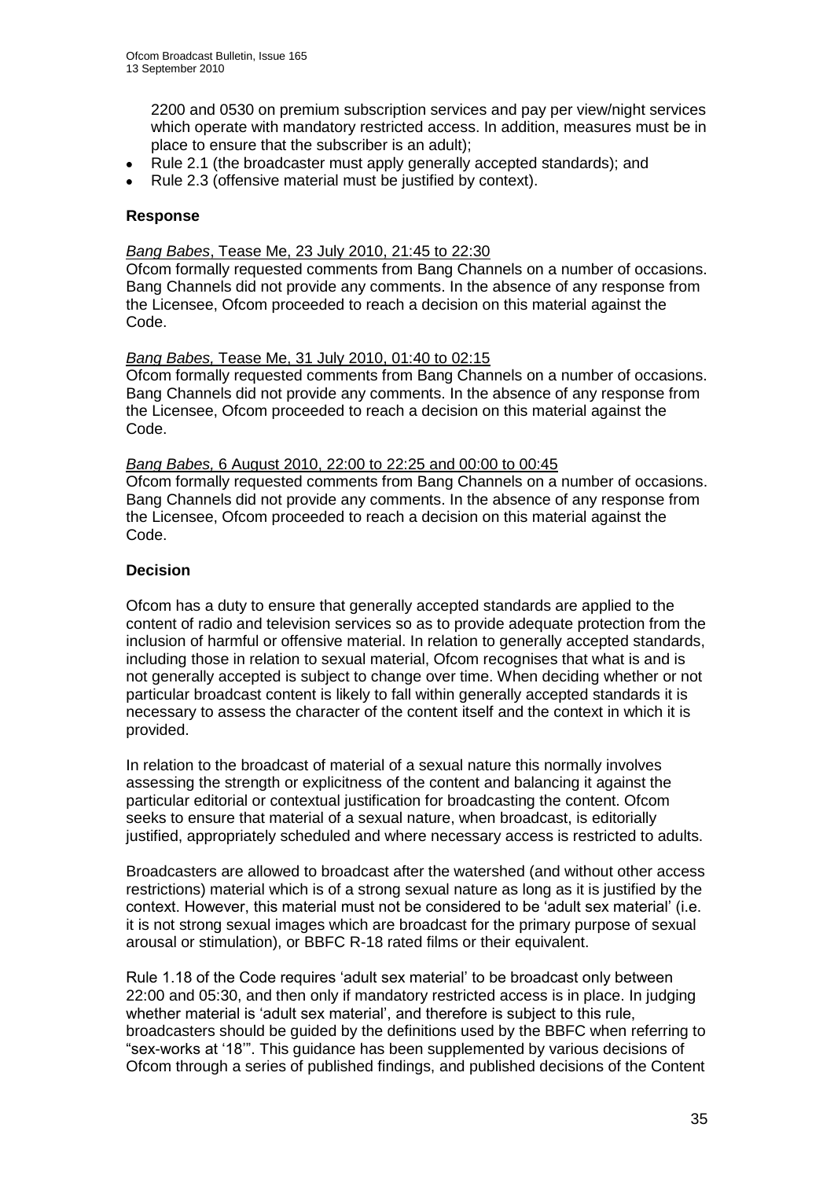2200 and 0530 on premium subscription services and pay per view/night services which operate with mandatory restricted access. In addition, measures must be in place to ensure that the subscriber is an adult);

- Rule 2.1 (the broadcaster must apply generally accepted standards); and
- Rule 2.3 (offensive material must be justified by context).

### Response

*Bang Babes*, Tease Me, 23 July 2010, 21:45 to 22:30

Ofcom formally requested comments from Bang Channels on a number of occasions. Bang Channels did not provide any comments. In the absence of any response from the Licensee, Ofcom proceeded to reach a decision on this material against the Code.

*Bang Babes,* Tease Me, 31 July 2010, 01:40 to 02:15

Ofcom formally requested comments from Bang Channels on a number of occasions. Bang Channels did not provide any comments. In the absence of any response from the Licensee, Ofcom proceeded to reach a decision on this material against the Code.

*Bang Babes,* 6 August 2010, 22:00 to 22:25 and 00:00 to 00:45

Ofcom formally requested comments from Bang Channels on a number of occasions. Bang Channels did not provide any comments. In the absence of any response from the Licensee, Ofcom proceeded to reach a decision on this material against the Code.

### Decision

Ofcom has a duty to ensure that generally accepted standards are applied to the content of radio and television services so as to provide adequate protection from the inclusion of harmful or offensive material. In relation to generally accepted standards, including those in relation to sexual material, Ofcom recognises that what is and is not generally accepted is subject to change over time. When deciding whether or not particular broadcast content is likely to fall within generally accepted standards it is necessary to assess the character of the content itself and the context in which it is provided.

In relation to the broadcast of material of a sexual nature this normally involves assessing the strength or explicitness of the content and balancing it against the particular editorial or contextual justification for broadcasting the content. Ofcom seeks to ensure that material of a sexual nature, when broadcast, is editorially justified, appropriately scheduled and where necessary access is restricted to adults.

Broadcasters are allowed to broadcast after the watershed (and without other access restrictions) material which is of a strong sexual nature as long as it is justified by the context. However, this material must not be considered to be 'adult sex material' (i.e. it is not strong sexual images which are broadcast for the primary purpose of sexual arousal or stimulation), or BBFC R-18 rated films or their equivalent.

Rule 1.18 of the Code requires 'adult sex material' to be broadcast only between 22:00 and 05:30, and then only if mandatory restricted access is in place. In judging whether material is 'adult sex material', and therefore is subject to this rule, broadcasters should be guided by the definitions used by the BBFC when referring to "sex-works at '18'". This guidance has been supplemented by various decisions of Ofcom through a series of published findings, and published decisions of the Content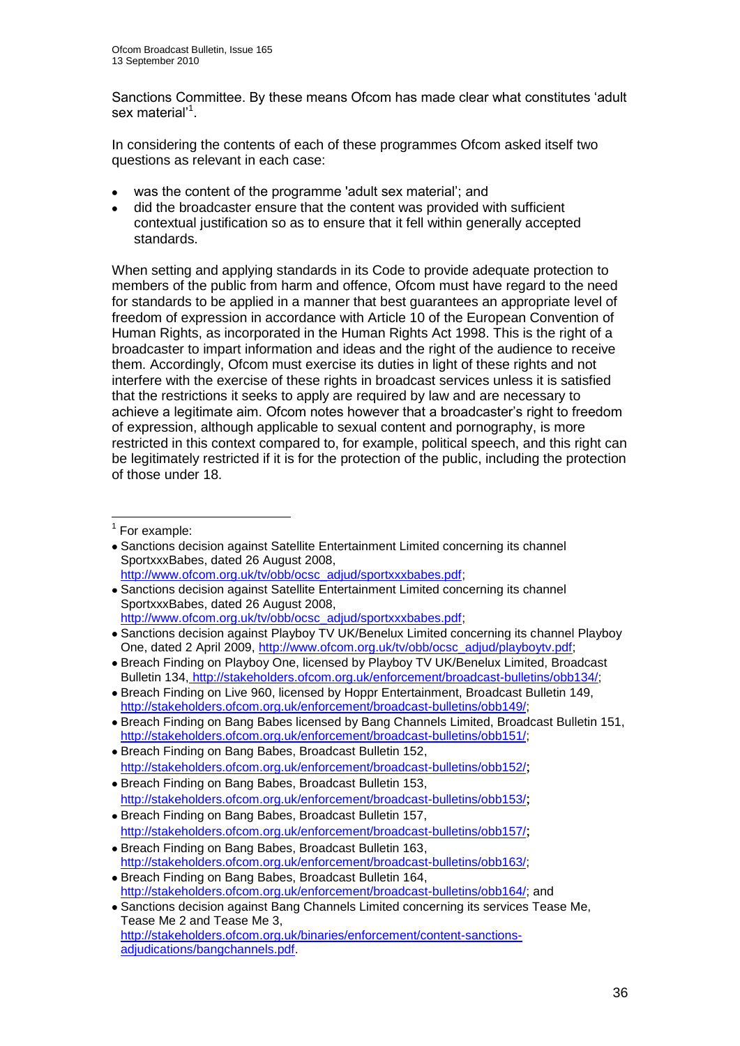Sanctions Committee. By these means Ofcom has made clear what constitutes 'adult sex material'[1].

In considering the contents of each of these programmes Ofcom asked itself two questions as relevant in each case:

- was the content of the programme 'adult sex material'; and
- did the broadcaster ensure that the content was provided with sufficient contextual justification so as to ensure that it fell within generally accepted standards.

When setting and applying standards in its Code to provide adequate protection to members of the public from harm and offence, Ofcom must have regard to the need for standards to be applied in a manner that best guarantees an appropriate level of freedom of expression in accordance with Article 10 of the European Convention of Human Rights, as incorporated in the Human Rights Act 1998. This is the right of a broadcaster to impart information and ideas and the right of the audience to receive them. Accordingly, Ofcom must exercise its duties in light of these rights and not interfere with the exercise of these rights in broadcast services unless it is satisfied that the restrictions it seeks to apply are required by law and are necessary to achieve a legitimate aim. Ofcom notes however that a broadcaster's right to freedom of expression, although applicable to sexual content and pornography, is more restricted in this context compared to, for example, political speech, and this right can be legitimately restricted if it is for the protection of the public, including the protection of those under 18.

---

[1] For example:

- Sanctions decision against Satellite Entertainment Limited concerning its channel SportxxxBabes, dated 26 August 2008, http://www.ofcom.org.uk/tv/obb/ocsc_adjud/sportxxxbabes.pdf;
- Sanctions decision against Satellite Entertainment Limited concerning its channel SportxxxBabes, dated 26 August 2008, http://www.ofcom.org.uk/tv/obb/ocsc_adjud/sportxxxbabes.pdf;
- Sanctions decision against Playboy TV UK/Benelux Limited concerning its channel Playboy One, dated 2 April 2009, http://www.ofcom.org.uk/tv/obb/ocsc_adjud/playboytv.pdf;
- Breach Finding on Playboy One, licensed by Playboy TV UK/Benelux Limited, Broadcast Bulletin 134, http://stakeholders.ofcom.org.uk/enforcement/broadcast-bulletins/obb134/;
- Breach Finding on Live 960, licensed by Hoppr Entertainment, Broadcast Bulletin 149, http://stakeholders.ofcom.org.uk/enforcement/broadcast-bulletins/obb149/;
- Breach Finding on Bang Babes licensed by Bang Channels Limited, Broadcast Bulletin 151, http://stakeholders.ofcom.org.uk/enforcement/broadcast-bulletins/obb151/;
- Breach Finding on Bang Babes, Broadcast Bulletin 152, http://stakeholders.ofcom.org.uk/enforcement/broadcast-bulletins/obb152/;
- Breach Finding on Bang Babes, Broadcast Bulletin 153, http://stakeholders.ofcom.org.uk/enforcement/broadcast-bulletins/obb153/;
- Breach Finding on Bang Babes, Broadcast Bulletin 157, http://stakeholders.ofcom.org.uk/enforcement/broadcast-bulletins/obb157/;
- Breach Finding on Bang Babes, Broadcast Bulletin 163, http://stakeholders.ofcom.org.uk/enforcement/broadcast-bulletins/obb163/;
- Breach Finding on Bang Babes, Broadcast Bulletin 164, http://stakeholders.ofcom.org.uk/enforcement/broadcast-bulletins/obb164/; and
- Sanctions decision against Bang Channels Limited concerning its services Tease Me, Tease Me 2 and Tease Me 3, http://stakeholders.ofcom.org.uk/binaries/enforcement/content-sanctions-adjudications/bangchannels.pdf.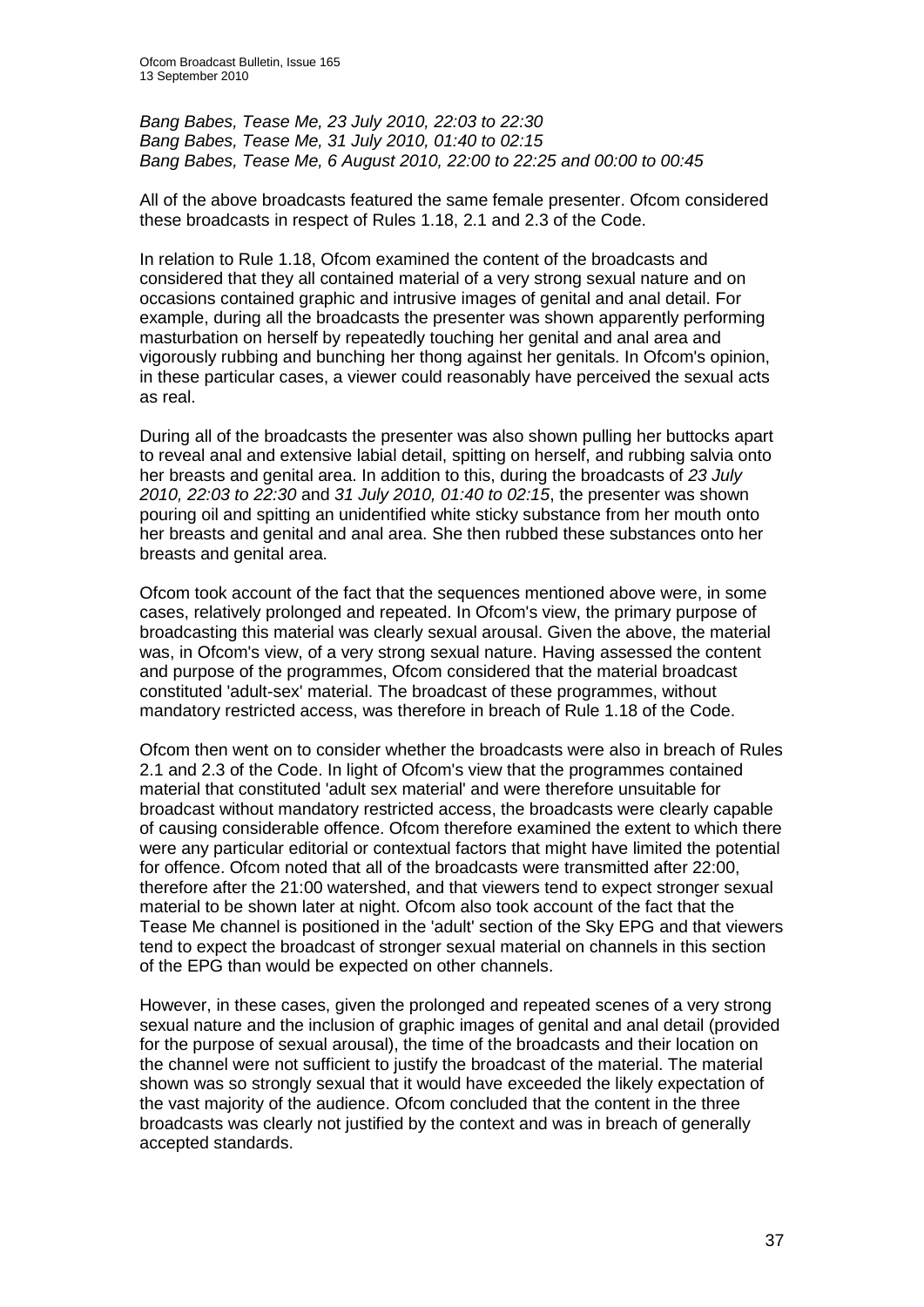*Bang Babes, Tease Me, 23 July 2010, 22:03 to 22:30*
*Bang Babes, Tease Me, 31 July 2010, 01:40 to 02:15*
*Bang Babes, Tease Me, 6 August 2010, 22:00 to 22:25 and 00:00 to 00:45*

All of the above broadcasts featured the same female presenter. Ofcom considered these broadcasts in respect of Rules 1.18, 2.1 and 2.3 of the Code.

In relation to Rule 1.18, Ofcom examined the content of the broadcasts and considered that they all contained material of a very strong sexual nature and on occasions contained graphic and intrusive images of genital and anal detail. For example, during all the broadcasts the presenter was shown apparently performing masturbation on herself by repeatedly touching her genital and anal area and vigorously rubbing and bunching her thong against her genitals. In Ofcom's opinion, in these particular cases, a viewer could reasonably have perceived the sexual acts as real.

During all of the broadcasts the presenter was also shown pulling her buttocks apart to reveal anal and extensive labial detail, spitting on herself, and rubbing salvia onto her breasts and genital area. In addition to this, during the broadcasts of *23 July 2010, 22:03 to 22:30* and *31 July 2010, 01:40 to 02:15*, the presenter was shown pouring oil and spitting an unidentified white sticky substance from her mouth onto her breasts and genital and anal area. She then rubbed these substances onto her breasts and genital area.

Ofcom took account of the fact that the sequences mentioned above were, in some cases, relatively prolonged and repeated. In Ofcom's view, the primary purpose of broadcasting this material was clearly sexual arousal. Given the above, the material was, in Ofcom's view, of a very strong sexual nature. Having assessed the content and purpose of the programmes, Ofcom considered that the material broadcast constituted 'adult-sex' material. The broadcast of these programmes, without mandatory restricted access, was therefore in breach of Rule 1.18 of the Code.

Ofcom then went on to consider whether the broadcasts were also in breach of Rules 2.1 and 2.3 of the Code. In light of Ofcom's view that the programmes contained material that constituted 'adult sex material' and were therefore unsuitable for broadcast without mandatory restricted access, the broadcasts were clearly capable of causing considerable offence. Ofcom therefore examined the extent to which there were any particular editorial or contextual factors that might have limited the potential for offence. Ofcom noted that all of the broadcasts were transmitted after 22:00, therefore after the 21:00 watershed, and that viewers tend to expect stronger sexual material to be shown later at night. Ofcom also took account of the fact that the Tease Me channel is positioned in the 'adult' section of the Sky EPG and that viewers tend to expect the broadcast of stronger sexual material on channels in this section of the EPG than would be expected on other channels.

However, in these cases, given the prolonged and repeated scenes of a very strong sexual nature and the inclusion of graphic images of genital and anal detail (provided for the purpose of sexual arousal), the time of the broadcasts and their location on the channel were not sufficient to justify the broadcast of the material. The material shown was so strongly sexual that it would have exceeded the likely expectation of the vast majority of the audience. Ofcom concluded that the content in the three broadcasts was clearly not justified by the context and was in breach of generally accepted standards.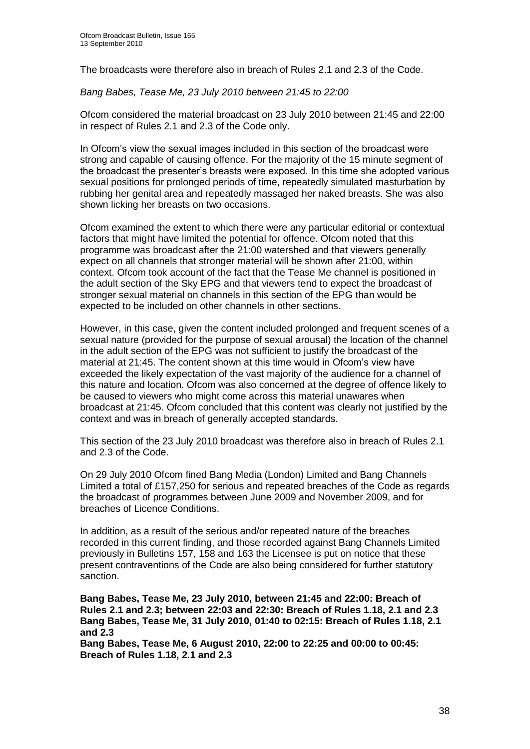The broadcasts were therefore also in breach of Rules 2.1 and 2.3 of the Code.

*Bang Babes, Tease Me, 23 July 2010 between 21:45 to 22:00*

Ofcom considered the material broadcast on 23 July 2010 between 21:45 and 22:00 in respect of Rules 2.1 and 2.3 of the Code only.

In Ofcom's view the sexual images included in this section of the broadcast were strong and capable of causing offence. For the majority of the 15 minute segment of the broadcast the presenter's breasts were exposed. In this time she adopted various sexual positions for prolonged periods of time, repeatedly simulated masturbation by rubbing her genital area and repeatedly massaged her naked breasts. She was also shown licking her breasts on two occasions.

Ofcom examined the extent to which there were any particular editorial or contextual factors that might have limited the potential for offence. Ofcom noted that this programme was broadcast after the 21:00 watershed and that viewers generally expect on all channels that stronger material will be shown after 21:00, within context. Ofcom took account of the fact that the Tease Me channel is positioned in the adult section of the Sky EPG and that viewers tend to expect the broadcast of stronger sexual material on channels in this section of the EPG than would be expected to be included on other channels in other sections.

However, in this case, given the content included prolonged and frequent scenes of a sexual nature (provided for the purpose of sexual arousal) the location of the channel in the adult section of the EPG was not sufficient to justify the broadcast of the material at 21:45. The content shown at this time would in Ofcom's view have exceeded the likely expectation of the vast majority of the audience for a channel of this nature and location. Ofcom was also concerned at the degree of offence likely to be caused to viewers who might come across this material unawares when broadcast at 21:45. Ofcom concluded that this content was clearly not justified by the context and was in breach of generally accepted standards.

This section of the 23 July 2010 broadcast was therefore also in breach of Rules 2.1 and 2.3 of the Code.

On 29 July 2010 Ofcom fined Bang Media (London) Limited and Bang Channels Limited a total of £157,250 for serious and repeated breaches of the Code as regards the broadcast of programmes between June 2009 and November 2009, and for breaches of Licence Conditions.

In addition, as a result of the serious and/or repeated nature of the breaches recorded in this current finding, and those recorded against Bang Channels Limited previously in Bulletins 157, 158 and 163 the Licensee is put on notice that these present contraventions of the Code are also being considered for further statutory sanction.

**Bang Babes, Tease Me, 23 July 2010, between 21:45 and 22:00: Breach of Rules 2.1 and 2.3; between 22:03 and 22:30: Breach of Rules 1.18, 2.1 and 2.3**
**Bang Babes, Tease Me, 31 July 2010, 01:40 to 02:15: Breach of Rules 1.18, 2.1 and 2.3**
**Bang Babes, Tease Me, 6 August 2010, 22:00 to 22:25 and 00:00 to 00:45: Breach of Rules 1.18, 2.1 and 2.3**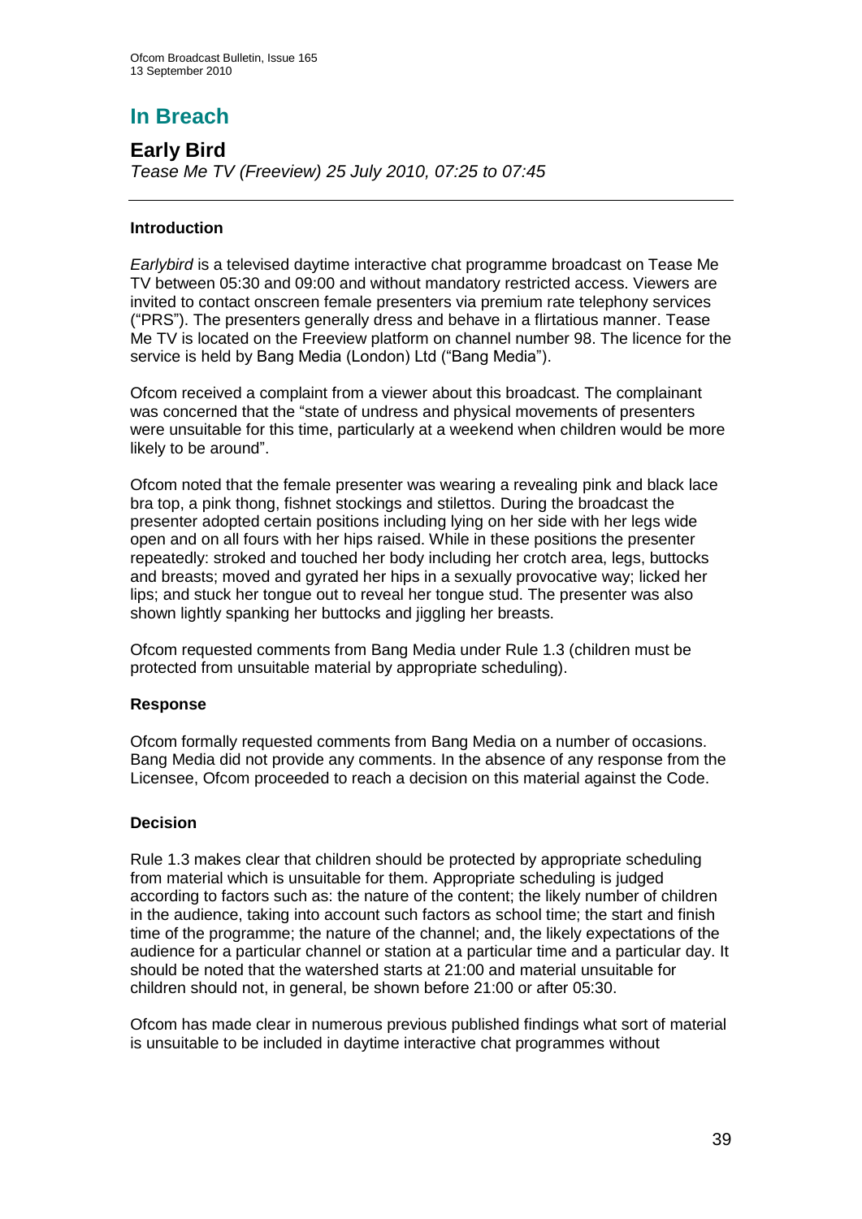# In Breach

## Early Bird

*Tease Me TV (Freeview) 25 July 2010, 07:25 to 07:45*

---

### Introduction

*Earlybird* is a televised daytime interactive chat programme broadcast on Tease Me TV between 05:30 and 09:00 and without mandatory restricted access. Viewers are invited to contact onscreen female presenters via premium rate telephony services ("PRS"). The presenters generally dress and behave in a flirtatious manner. Tease Me TV is located on the Freeview platform on channel number 98. The licence for the service is held by Bang Media (London) Ltd ("Bang Media").

Ofcom received a complaint from a viewer about this broadcast. The complainant was concerned that the "state of undress and physical movements of presenters were unsuitable for this time, particularly at a weekend when children would be more likely to be around".

Ofcom noted that the female presenter was wearing a revealing pink and black lace bra top, a pink thong, fishnet stockings and stilettos. During the broadcast the presenter adopted certain positions including lying on her side with her legs wide open and on all fours with her hips raised. While in these positions the presenter repeatedly: stroked and touched her body including her crotch area, legs, buttocks and breasts; moved and gyrated her hips in a sexually provocative way; licked her lips; and stuck her tongue out to reveal her tongue stud. The presenter was also shown lightly spanking her buttocks and jiggling her breasts.

Ofcom requested comments from Bang Media under Rule 1.3 (children must be protected from unsuitable material by appropriate scheduling).

### Response

Ofcom formally requested comments from Bang Media on a number of occasions. Bang Media did not provide any comments. In the absence of any response from the Licensee, Ofcom proceeded to reach a decision on this material against the Code.

### Decision

Rule 1.3 makes clear that children should be protected by appropriate scheduling from material which is unsuitable for them. Appropriate scheduling is judged according to factors such as: the nature of the content; the likely number of children in the audience, taking into account such factors as school time; the start and finish time of the programme; the nature of the channel; and, the likely expectations of the audience for a particular channel or station at a particular time and a particular day. It should be noted that the watershed starts at 21:00 and material unsuitable for children should not, in general, be shown before 21:00 or after 05:30.

Ofcom has made clear in numerous previous published findings what sort of material is unsuitable to be included in daytime interactive chat programmes without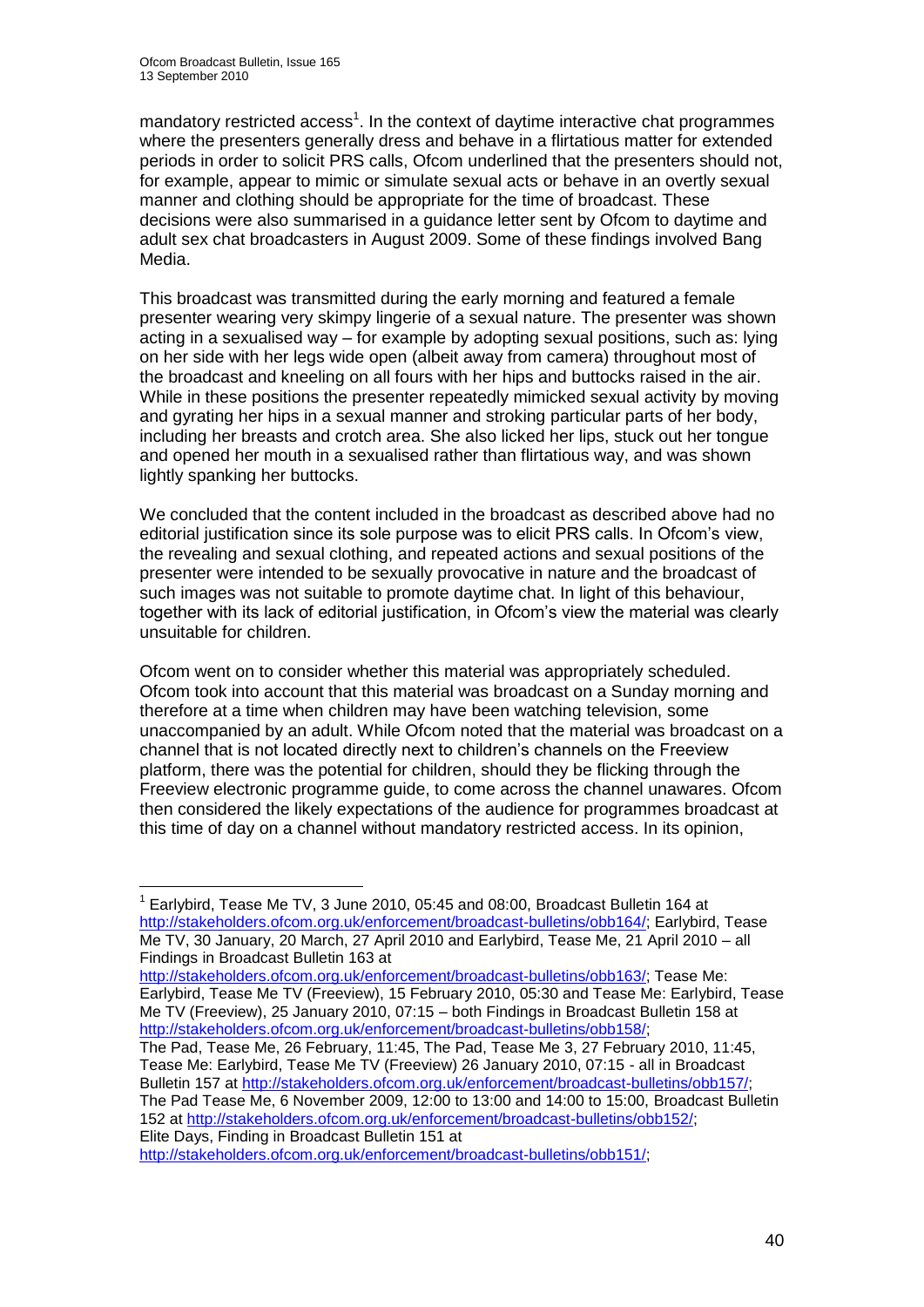mandatory restricted access[1]. In the context of daytime interactive chat programmes where the presenters generally dress and behave in a flirtatious matter for extended periods in order to solicit PRS calls, Ofcom underlined that the presenters should not, for example, appear to mimic or simulate sexual acts or behave in an overtly sexual manner and clothing should be appropriate for the time of broadcast. These decisions were also summarised in a guidance letter sent by Ofcom to daytime and adult sex chat broadcasters in August 2009. Some of these findings involved Bang Media.

This broadcast was transmitted during the early morning and featured a female presenter wearing very skimpy lingerie of a sexual nature. The presenter was shown acting in a sexualised way – for example by adopting sexual positions, such as: lying on her side with her legs wide open (albeit away from camera) throughout most of the broadcast and kneeling on all fours with her hips and buttocks raised in the air. While in these positions the presenter repeatedly mimicked sexual activity by moving and gyrating her hips in a sexual manner and stroking particular parts of her body, including her breasts and crotch area. She also licked her lips, stuck out her tongue and opened her mouth in a sexualised rather than flirtatious way, and was shown lightly spanking her buttocks.

We concluded that the content included in the broadcast as described above had no editorial justification since its sole purpose was to elicit PRS calls. In Ofcom's view, the revealing and sexual clothing, and repeated actions and sexual positions of the presenter were intended to be sexually provocative in nature and the broadcast of such images was not suitable to promote daytime chat. In light of this behaviour, together with its lack of editorial justification, in Ofcom's view the material was clearly unsuitable for children.

Ofcom went on to consider whether this material was appropriately scheduled. Ofcom took into account that this material was broadcast on a Sunday morning and therefore at a time when children may have been watching television, some unaccompanied by an adult. While Ofcom noted that the material was broadcast on a channel that is not located directly next to children's channels on the Freeview platform, there was the potential for children, should they be flicking through the Freeview electronic programme guide, to come across the channel unawares. Ofcom then considered the likely expectations of the audience for programmes broadcast at this time of day on a channel without mandatory restricted access. In its opinion,

---

[1] Earlybird, Tease Me TV, 3 June 2010, 05:45 and 08:00, Broadcast Bulletin 164 at http://stakeholders.ofcom.org.uk/enforcement/broadcast-bulletins/obb164/; Earlybird, Tease Me TV, 30 January, 20 March, 27 April 2010 and Earlybird, Tease Me, 21 April 2010 – all Findings in Broadcast Bulletin 163 at http://stakeholders.ofcom.org.uk/enforcement/broadcast-bulletins/obb163/; Tease Me: Earlybird, Tease Me TV (Freeview), 15 February 2010, 05:30 and Tease Me: Earlybird, Tease Me TV (Freeview), 25 January 2010, 07:15 – both Findings in Broadcast Bulletin 158 at http://stakeholders.ofcom.org.uk/enforcement/broadcast-bulletins/obb158/;
The Pad, Tease Me, 26 February, 11:45, The Pad, Tease Me 3, 27 February 2010, 11:45, Tease Me: Earlybird, Tease Me TV (Freeview) 26 January 2010, 07:15 - all in Broadcast Bulletin 157 at http://stakeholders.ofcom.org.uk/enforcement/broadcast-bulletins/obb157/;
The Pad Tease Me, 6 November 2009, 12:00 to 13:00 and 14:00 to 15:00, Broadcast Bulletin 152 at http://stakeholders.ofcom.org.uk/enforcement/broadcast-bulletins/obb152/;
Elite Days, Finding in Broadcast Bulletin 151 at http://stakeholders.ofcom.org.uk/enforcement/broadcast-bulletins/obb151/;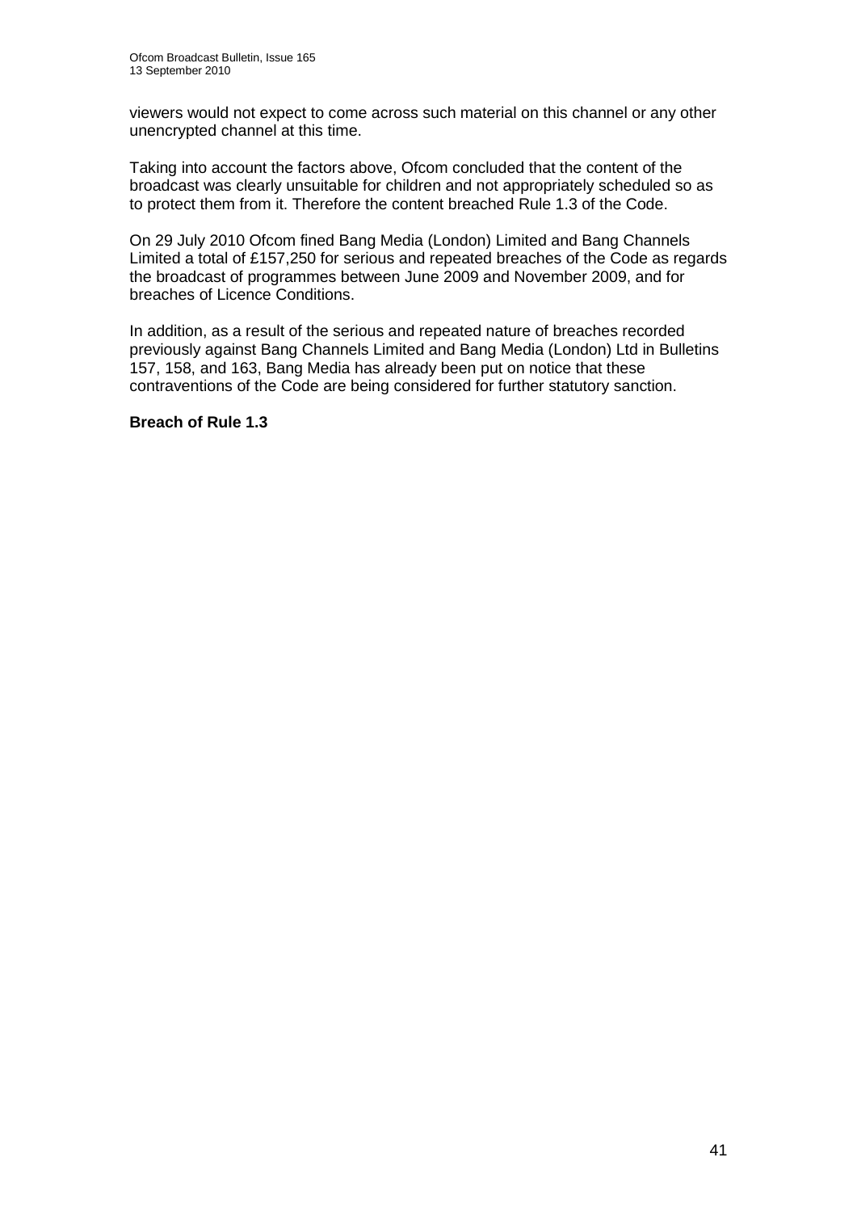viewers would not expect to come across such material on this channel or any other unencrypted channel at this time.

Taking into account the factors above, Ofcom concluded that the content of the broadcast was clearly unsuitable for children and not appropriately scheduled so as to protect them from it. Therefore the content breached Rule 1.3 of the Code.

On 29 July 2010 Ofcom fined Bang Media (London) Limited and Bang Channels Limited a total of £157,250 for serious and repeated breaches of the Code as regards the broadcast of programmes between June 2009 and November 2009, and for breaches of Licence Conditions.

In addition, as a result of the serious and repeated nature of breaches recorded previously against Bang Channels Limited and Bang Media (London) Ltd in Bulletins 157, 158, and 163, Bang Media has already been put on notice that these contraventions of the Code are being considered for further statutory sanction.

**Breach of Rule 1.3**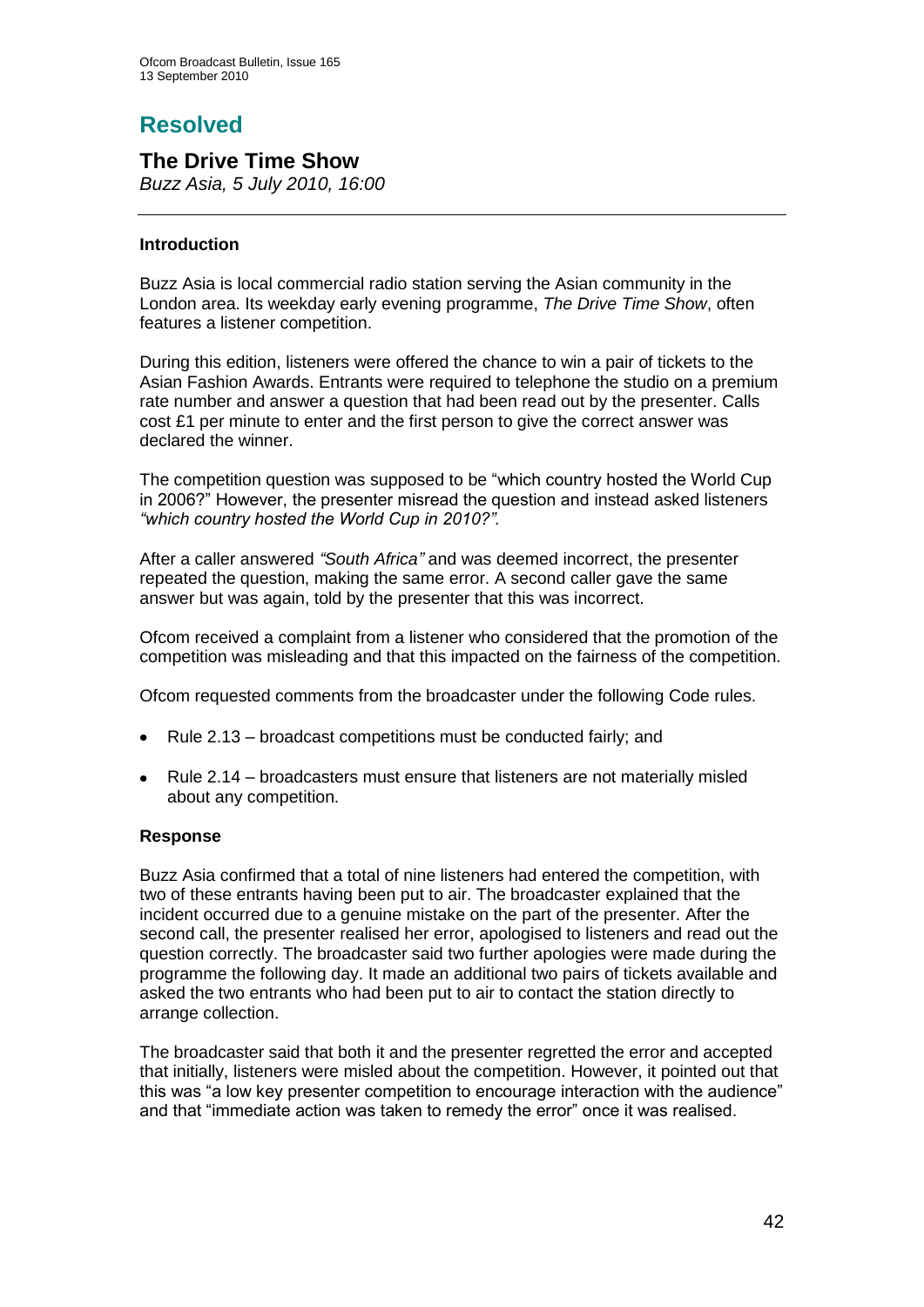# Resolved

## The Drive Time Show

*Buzz Asia, 5 July 2010, 16:00*

---

### Introduction

Buzz Asia is local commercial radio station serving the Asian community in the London area. Its weekday early evening programme, *The Drive Time Show*, often features a listener competition.

During this edition, listeners were offered the chance to win a pair of tickets to the Asian Fashion Awards. Entrants were required to telephone the studio on a premium rate number and answer a question that had been read out by the presenter. Calls cost £1 per minute to enter and the first person to give the correct answer was declared the winner.

The competition question was supposed to be "which country hosted the World Cup in 2006?" However, the presenter misread the question and instead asked listeners *"which country hosted the World Cup in 2010?".*

After a caller answered *"South Africa"* and was deemed incorrect, the presenter repeated the question, making the same error. A second caller gave the same answer but was again, told by the presenter that this was incorrect.

Ofcom received a complaint from a listener who considered that the promotion of the competition was misleading and that this impacted on the fairness of the competition.

Ofcom requested comments from the broadcaster under the following Code rules.

- Rule 2.13 – broadcast competitions must be conducted fairly; and
- Rule 2.14 – broadcasters must ensure that listeners are not materially misled about any competition.

### Response

Buzz Asia confirmed that a total of nine listeners had entered the competition, with two of these entrants having been put to air. The broadcaster explained that the incident occurred due to a genuine mistake on the part of the presenter. After the second call, the presenter realised her error, apologised to listeners and read out the question correctly. The broadcaster said two further apologies were made during the programme the following day. It made an additional two pairs of tickets available and asked the two entrants who had been put to air to contact the station directly to arrange collection.

The broadcaster said that both it and the presenter regretted the error and accepted that initially, listeners were misled about the competition. However, it pointed out that this was "a low key presenter competition to encourage interaction with the audience" and that "immediate action was taken to remedy the error" once it was realised.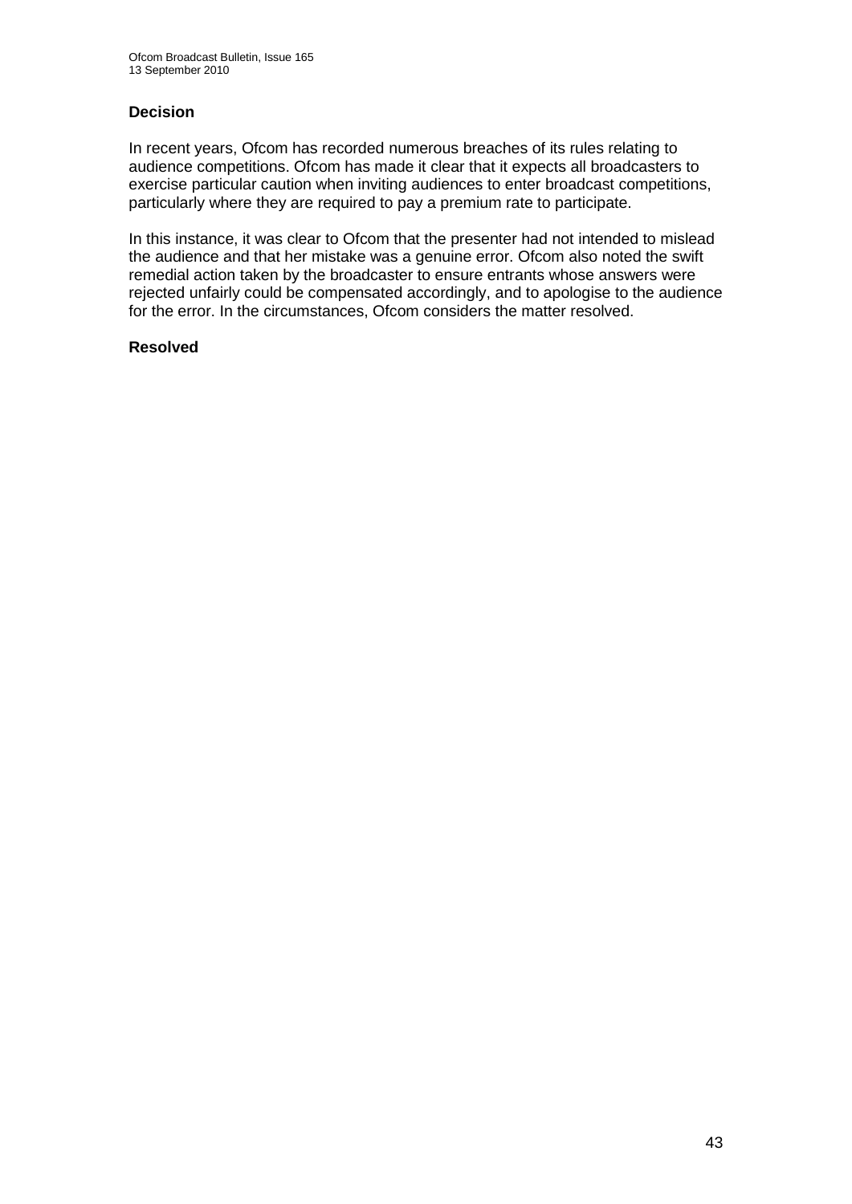### Decision

In recent years, Ofcom has recorded numerous breaches of its rules relating to audience competitions. Ofcom has made it clear that it expects all broadcasters to exercise particular caution when inviting audiences to enter broadcast competitions, particularly where they are required to pay a premium rate to participate.

In this instance, it was clear to Ofcom that the presenter had not intended to mislead the audience and that her mistake was a genuine error. Ofcom also noted the swift remedial action taken by the broadcaster to ensure entrants whose answers were rejected unfairly could be compensated accordingly, and to apologise to the audience for the error. In the circumstances, Ofcom considers the matter resolved.

**Resolved**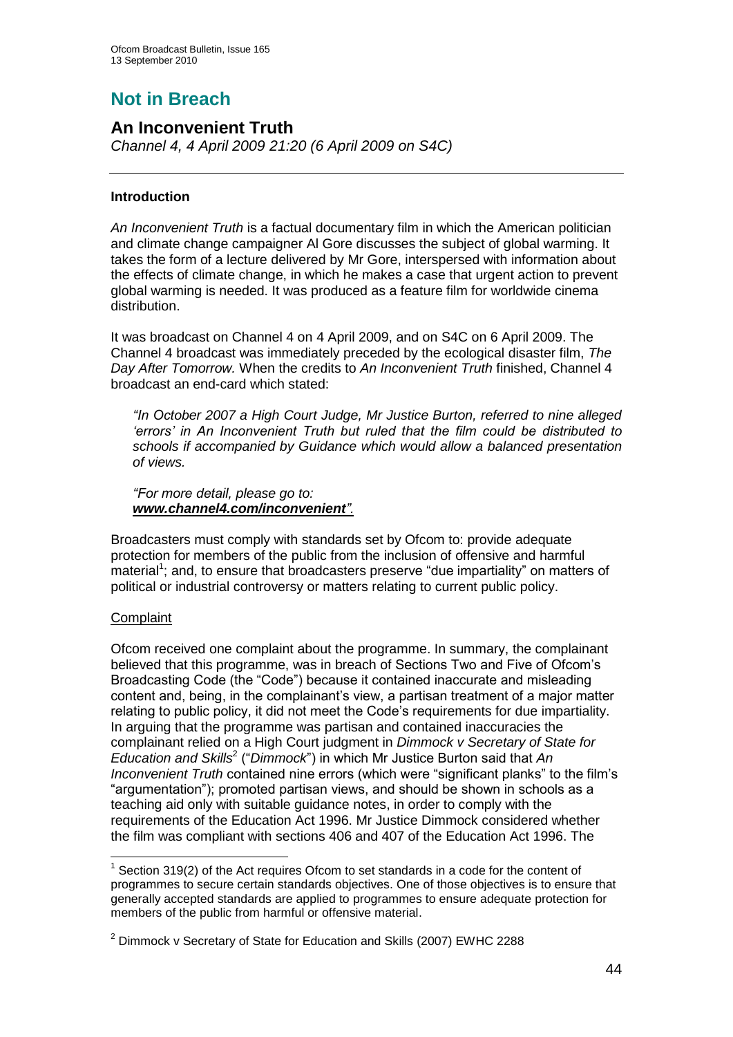# Not in Breach

## An Inconvenient Truth

*Channel 4, 4 April 2009 21:20 (6 April 2009 on S4C)*

---

### Introduction

*An Inconvenient Truth* is a factual documentary film in which the American politician and climate change campaigner Al Gore discusses the subject of global warming. It takes the form of a lecture delivered by Mr Gore, interspersed with information about the effects of climate change, in which he makes a case that urgent action to prevent global warming is needed. It was produced as a feature film for worldwide cinema distribution.

It was broadcast on Channel 4 on 4 April 2009, and on S4C on 6 April 2009. The Channel 4 broadcast was immediately preceded by the ecological disaster film, *The Day After Tomorrow.* When the credits to *An Inconvenient Truth* finished, Channel 4 broadcast an end-card which stated:

> *"In October 2007 a High Court Judge, Mr Justice Burton, referred to nine alleged 'errors' in An Inconvenient Truth but ruled that the film could be distributed to schools if accompanied by Guidance which would allow a balanced presentation of views.*
>
> *"For more detail, please go to:* ***www.channel4.com/inconvenient****".*

Broadcasters must comply with standards set by Ofcom to: provide adequate protection for members of the public from the inclusion of offensive and harmful material[1]; and, to ensure that broadcasters preserve "due impartiality" on matters of political or industrial controversy or matters relating to current public policy.

Complaint

Ofcom received one complaint about the programme. In summary, the complainant believed that this programme, was in breach of Sections Two and Five of Ofcom's Broadcasting Code (the "Code") because it contained inaccurate and misleading content and, being, in the complainant's view, a partisan treatment of a major matter relating to public policy, it did not meet the Code's requirements for due impartiality. In arguing that the programme was partisan and contained inaccuracies the complainant relied on a High Court judgment in *Dimmock v Secretary of State for Education and Skills*[2] ("*Dimmock*") in which Mr Justice Burton said that *An Inconvenient Truth* contained nine errors (which were "significant planks" to the film's "argumentation"); promoted partisan views, and should be shown in schools as a teaching aid only with suitable guidance notes, in order to comply with the requirements of the Education Act 1996. Mr Justice Dimmock considered whether the film was compliant with sections 406 and 407 of the Education Act 1996. The

---

[1] Section 319(2) of the Act requires Ofcom to set standards in a code for the content of programmes to secure certain standards objectives. One of those objectives is to ensure that generally accepted standards are applied to programmes to ensure adequate protection for members of the public from harmful or offensive material.

[2] Dimmock v Secretary of State for Education and Skills (2007) EWHC 2288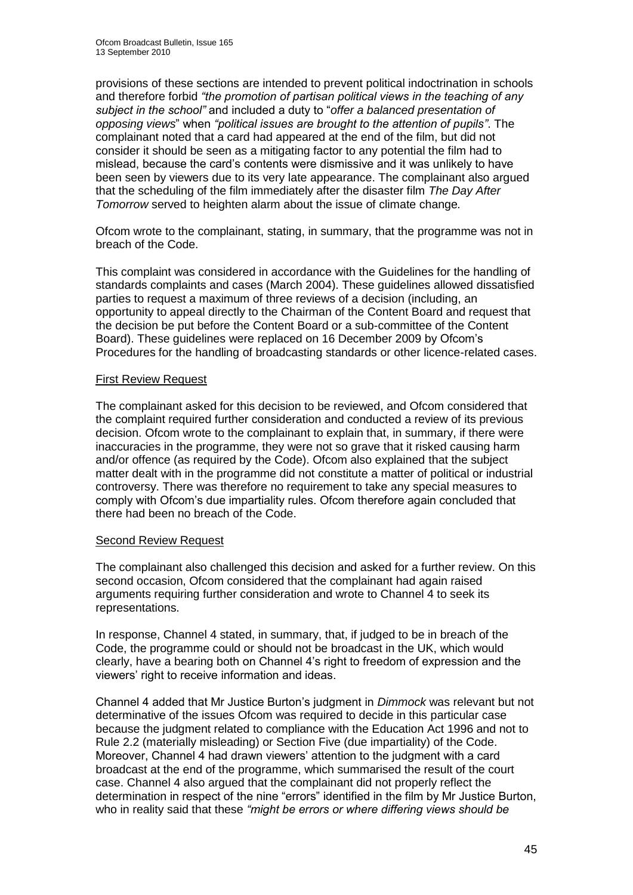provisions of these sections are intended to prevent political indoctrination in schools and therefore forbid *"the promotion of partisan political views in the teaching of any subject in the school"* and included a duty to "*offer a balanced presentation of opposing views*" when *"political issues are brought to the attention of pupils"*. The complainant noted that a card had appeared at the end of the film, but did not consider it should be seen as a mitigating factor to any potential the film had to mislead, because the card's contents were dismissive and it was unlikely to have been seen by viewers due to its very late appearance. The complainant also argued that the scheduling of the film immediately after the disaster film *The Day After Tomorrow* served to heighten alarm about the issue of climate change.

Ofcom wrote to the complainant, stating, in summary, that the programme was not in breach of the Code.

This complaint was considered in accordance with the Guidelines for the handling of standards complaints and cases (March 2004). These guidelines allowed dissatisfied parties to request a maximum of three reviews of a decision (including, an opportunity to appeal directly to the Chairman of the Content Board and request that the decision be put before the Content Board or a sub-committee of the Content Board). These guidelines were replaced on 16 December 2009 by Ofcom's Procedures for the handling of broadcasting standards or other licence-related cases.

First Review Request

The complainant asked for this decision to be reviewed, and Ofcom considered that the complaint required further consideration and conducted a review of its previous decision. Ofcom wrote to the complainant to explain that, in summary, if there were inaccuracies in the programme, they were not so grave that it risked causing harm and/or offence (as required by the Code). Ofcom also explained that the subject matter dealt with in the programme did not constitute a matter of political or industrial controversy. There was therefore no requirement to take any special measures to comply with Ofcom's due impartiality rules. Ofcom therefore again concluded that there had been no breach of the Code.

Second Review Request

The complainant also challenged this decision and asked for a further review. On this second occasion, Ofcom considered that the complainant had again raised arguments requiring further consideration and wrote to Channel 4 to seek its representations.

In response, Channel 4 stated, in summary, that, if judged to be in breach of the Code, the programme could or should not be broadcast in the UK, which would clearly, have a bearing both on Channel 4's right to freedom of expression and the viewers' right to receive information and ideas.

Channel 4 added that Mr Justice Burton's judgment in *Dimmock* was relevant but not determinative of the issues Ofcom was required to decide in this particular case because the judgment related to compliance with the Education Act 1996 and not to Rule 2.2 (materially misleading) or Section Five (due impartiality) of the Code. Moreover, Channel 4 had drawn viewers' attention to the judgment with a card broadcast at the end of the programme, which summarised the result of the court case. Channel 4 also argued that the complainant did not properly reflect the determination in respect of the nine "errors" identified in the film by Mr Justice Burton, who in reality said that these *"might be errors or where differing views should be*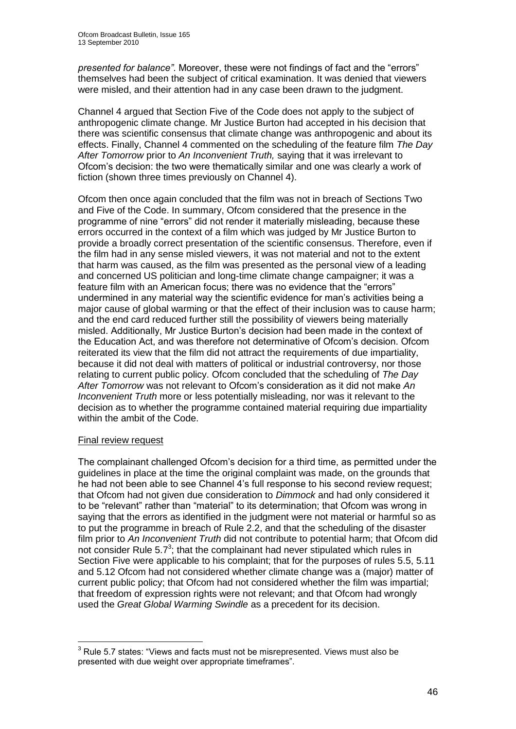*presented for balance"*. Moreover, these were not findings of fact and the "errors" themselves had been the subject of critical examination. It was denied that viewers were misled, and their attention had in any case been drawn to the judgment.

Channel 4 argued that Section Five of the Code does not apply to the subject of anthropogenic climate change. Mr Justice Burton had accepted in his decision that there was scientific consensus that climate change was anthropogenic and about its effects. Finally, Channel 4 commented on the scheduling of the feature film *The Day After Tomorrow* prior to *An Inconvenient Truth,* saying that it was irrelevant to Ofcom's decision: the two were thematically similar and one was clearly a work of fiction (shown three times previously on Channel 4).

Ofcom then once again concluded that the film was not in breach of Sections Two and Five of the Code. In summary, Ofcom considered that the presence in the programme of nine "errors" did not render it materially misleading, because these errors occurred in the context of a film which was judged by Mr Justice Burton to provide a broadly correct presentation of the scientific consensus. Therefore, even if the film had in any sense misled viewers, it was not material and not to the extent that harm was caused, as the film was presented as the personal view of a leading and concerned US politician and long-time climate change campaigner; it was a feature film with an American focus; there was no evidence that the "errors" undermined in any material way the scientific evidence for man's activities being a major cause of global warming or that the effect of their inclusion was to cause harm; and the end card reduced further still the possibility of viewers being materially misled. Additionally, Mr Justice Burton's decision had been made in the context of the Education Act, and was therefore not determinative of Ofcom's decision. Ofcom reiterated its view that the film did not attract the requirements of due impartiality, because it did not deal with matters of political or industrial controversy, nor those relating to current public policy. Ofcom concluded that the scheduling of *The Day After Tomorrow* was not relevant to Ofcom's consideration as it did not make *An Inconvenient Truth* more or less potentially misleading, nor was it relevant to the decision as to whether the programme contained material requiring due impartiality within the ambit of the Code.

<u>Final review request</u>

The complainant challenged Ofcom's decision for a third time, as permitted under the guidelines in place at the time the original complaint was made, on the grounds that he had not been able to see Channel 4's full response to his second review request; that Ofcom had not given due consideration to *Dimmock* and had only considered it to be "relevant" rather than "material" to its determination; that Ofcom was wrong in saying that the errors as identified in the judgment were not material or harmful so as to put the programme in breach of Rule 2.2, and that the scheduling of the disaster film prior to *An Inconvenient Truth* did not contribute to potential harm; that Ofcom did not consider Rule 5.7[3]; that the complainant had never stipulated which rules in Section Five were applicable to his complaint; that for the purposes of rules 5.5, 5.11 and 5.12 Ofcom had not considered whether climate change was a (major) matter of current public policy; that Ofcom had not considered whether the film was impartial; that freedom of expression rights were not relevant; and that Ofcom had wrongly used the *Great Global Warming Swindle* as a precedent for its decision.

---

[3] Rule 5.7 states: "Views and facts must not be misrepresented. Views must also be presented with due weight over appropriate timeframes".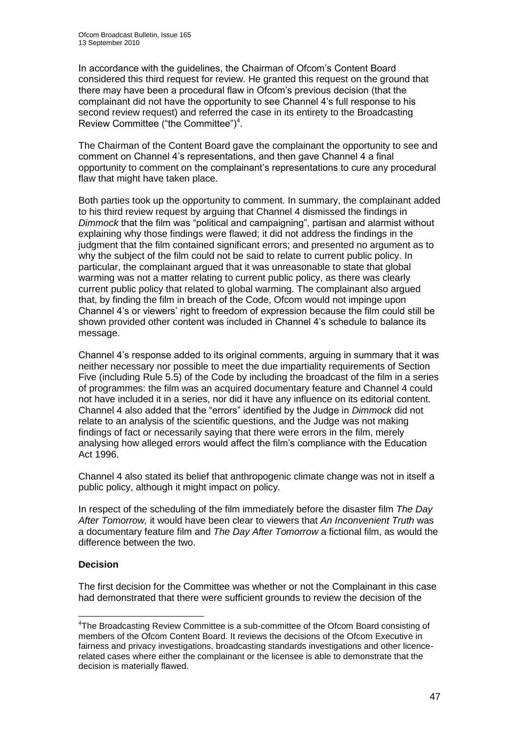In accordance with the guidelines, the Chairman of Ofcom's Content Board considered this third request for review. He granted this request on the ground that there may have been a procedural flaw in Ofcom's previous decision (that the complainant did not have the opportunity to see Channel 4's full response to his second review request) and referred the case in its entirety to the Broadcasting Review Committee ("the Committee")[4].

The Chairman of the Content Board gave the complainant the opportunity to see and comment on Channel 4's representations, and then gave Channel 4 a final opportunity to comment on the complainant's representations to cure any procedural flaw that might have taken place.

Both parties took up the opportunity to comment. In summary, the complainant added to his third review request by arguing that Channel 4 dismissed the findings in *Dimmock* that the film was "political and campaigning", partisan and alarmist without explaining why those findings were flawed; it did not address the findings in the judgment that the film contained significant errors; and presented no argument as to why the subject of the film could not be said to relate to current public policy. In particular, the complainant argued that it was unreasonable to state that global warming was not a matter relating to current public policy, as there was clearly current public policy that related to global warming. The complainant also argued that, by finding the film in breach of the Code, Ofcom would not impinge upon Channel 4's or viewers' right to freedom of expression because the film could still be shown provided other content was included in Channel 4's schedule to balance its message.

Channel 4's response added to its original comments, arguing in summary that it was neither necessary nor possible to meet the due impartiality requirements of Section Five (including Rule 5.5) of the Code by including the broadcast of the film in a series of programmes: the film was an acquired documentary feature and Channel 4 could not have included it in a series, nor did it have any influence on its editorial content. Channel 4 also added that the "errors" identified by the Judge in *Dimmock* did not relate to an analysis of the scientific questions, and the Judge was not making findings of fact or necessarily saying that there were errors in the film, merely analysing how alleged errors would affect the film's compliance with the Education Act 1996.

Channel 4 also stated its belief that anthropogenic climate change was not in itself a public policy, although it might impact on policy.

In respect of the scheduling of the film immediately before the disaster film *The Day After Tomorrow,* it would have been clear to viewers that *An Inconvenient Truth* was a documentary feature film and *The Day After Tomorrow* a fictional film, as would the difference between the two.

**Decision**

The first decision for the Committee was whether or not the Complainant in this case had demonstrated that there were sufficient grounds to review the decision of the

[4] The Broadcasting Review Committee is a sub-committee of the Ofcom Board consisting of members of the Ofcom Content Board. It reviews the decisions of the Ofcom Executive in fairness and privacy investigations, broadcasting standards investigations and other licence-related cases where either the complainant or the licensee is able to demonstrate that the decision is materially flawed.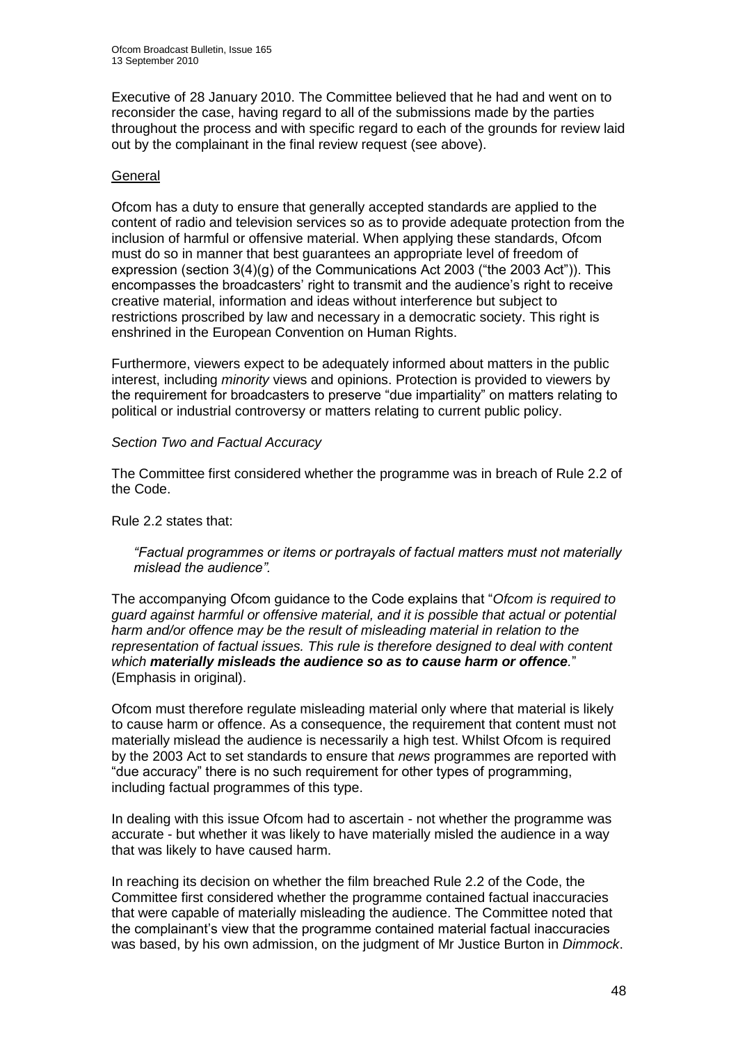Executive of 28 January 2010. The Committee believed that he had and went on to reconsider the case, having regard to all of the submissions made by the parties throughout the process and with specific regard to each of the grounds for review laid out by the complainant in the final review request (see above).

General

Ofcom has a duty to ensure that generally accepted standards are applied to the content of radio and television services so as to provide adequate protection from the inclusion of harmful or offensive material. When applying these standards, Ofcom must do so in manner that best guarantees an appropriate level of freedom of expression (section 3(4)(g) of the Communications Act 2003 ("the 2003 Act")). This encompasses the broadcasters' right to transmit and the audience's right to receive creative material, information and ideas without interference but subject to restrictions proscribed by law and necessary in a democratic society. This right is enshrined in the European Convention on Human Rights.

Furthermore, viewers expect to be adequately informed about matters in the public interest, including *minority* views and opinions. Protection is provided to viewers by the requirement for broadcasters to preserve "due impartiality" on matters relating to political or industrial controversy or matters relating to current public policy.

*Section Two and Factual Accuracy*

The Committee first considered whether the programme was in breach of Rule 2.2 of the Code.

Rule 2.2 states that:

> *"Factual programmes or items or portrayals of factual matters must not materially mislead the audience".*

The accompanying Ofcom guidance to the Code explains that "*Ofcom is required to guard against harmful or offensive material, and it is possible that actual or potential harm and/or offence may be the result of misleading material in relation to the representation of factual issues. This rule is therefore designed to deal with content which* ***materially misleads the audience so as to cause harm or offence****.*" (Emphasis in original).

Ofcom must therefore regulate misleading material only where that material is likely to cause harm or offence. As a consequence, the requirement that content must not materially mislead the audience is necessarily a high test. Whilst Ofcom is required by the 2003 Act to set standards to ensure that *news* programmes are reported with "due accuracy" there is no such requirement for other types of programming, including factual programmes of this type.

In dealing with this issue Ofcom had to ascertain - not whether the programme was accurate - but whether it was likely to have materially misled the audience in a way that was likely to have caused harm.

In reaching its decision on whether the film breached Rule 2.2 of the Code, the Committee first considered whether the programme contained factual inaccuracies that were capable of materially misleading the audience. The Committee noted that the complainant's view that the programme contained material factual inaccuracies was based, by his own admission, on the judgment of Mr Justice Burton in *Dimmock*.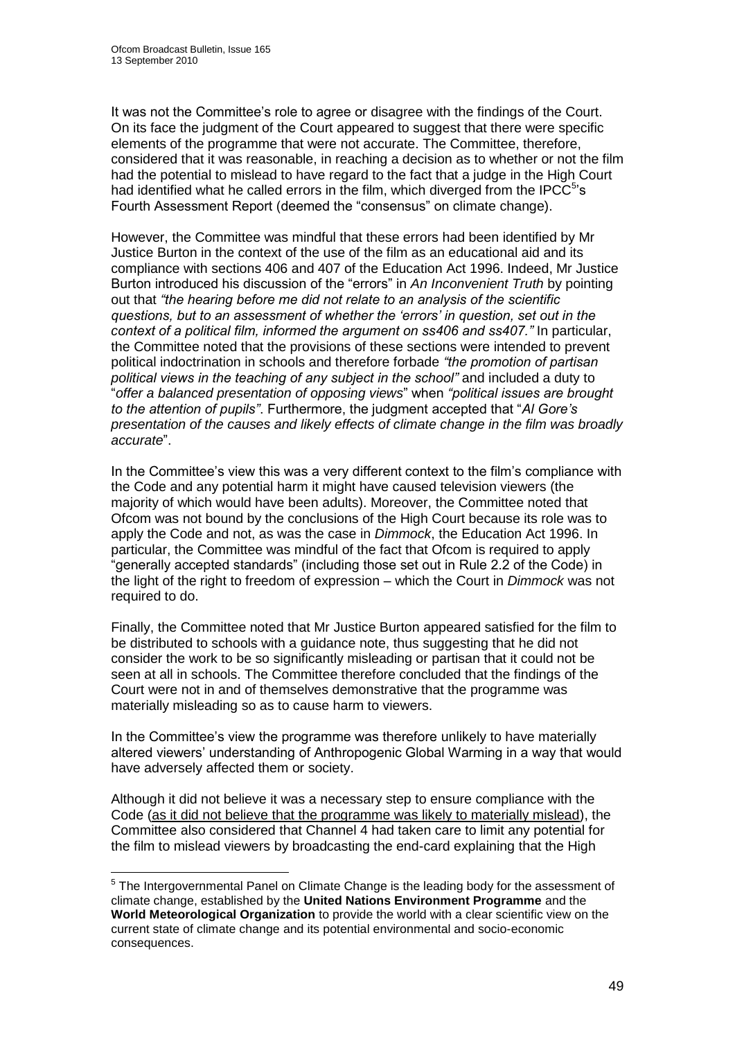It was not the Committee's role to agree or disagree with the findings of the Court. On its face the judgment of the Court appeared to suggest that there were specific elements of the programme that were not accurate. The Committee, therefore, considered that it was reasonable, in reaching a decision as to whether or not the film had the potential to mislead to have regard to the fact that a judge in the High Court had identified what he called errors in the film, which diverged from the IPCC[5]'s Fourth Assessment Report (deemed the "consensus" on climate change).

However, the Committee was mindful that these errors had been identified by Mr Justice Burton in the context of the use of the film as an educational aid and its compliance with sections 406 and 407 of the Education Act 1996. Indeed, Mr Justice Burton introduced his discussion of the "errors" in *An Inconvenient Truth* by pointing out that *"the hearing before me did not relate to an analysis of the scientific questions, but to an assessment of whether the 'errors' in question, set out in the context of a political film, informed the argument on ss406 and ss407."* In particular, the Committee noted that the provisions of these sections were intended to prevent political indoctrination in schools and therefore forbade *"the promotion of partisan political views in the teaching of any subject in the school"* and included a duty to "*offer a balanced presentation of opposing views*" when *"political issues are brought to the attention of pupils"*. Furthermore, the judgment accepted that "*Al Gore's presentation of the causes and likely effects of climate change in the film was broadly accurate*".

In the Committee's view this was a very different context to the film's compliance with the Code and any potential harm it might have caused television viewers (the majority of which would have been adults). Moreover, the Committee noted that Ofcom was not bound by the conclusions of the High Court because its role was to apply the Code and not, as was the case in *Dimmock*, the Education Act 1996. In particular, the Committee was mindful of the fact that Ofcom is required to apply "generally accepted standards" (including those set out in Rule 2.2 of the Code) in the light of the right to freedom of expression – which the Court in *Dimmock* was not required to do.

Finally, the Committee noted that Mr Justice Burton appeared satisfied for the film to be distributed to schools with a guidance note, thus suggesting that he did not consider the work to be so significantly misleading or partisan that it could not be seen at all in schools. The Committee therefore concluded that the findings of the Court were not in and of themselves demonstrative that the programme was materially misleading so as to cause harm to viewers.

In the Committee's view the programme was therefore unlikely to have materially altered viewers' understanding of Anthropogenic Global Warming in a way that would have adversely affected them or society.

Although it did not believe it was a necessary step to ensure compliance with the Code (as it did not believe that the programme was likely to materially mislead), the Committee also considered that Channel 4 had taken care to limit any potential for the film to mislead viewers by broadcasting the end-card explaining that the High

[5] The Intergovernmental Panel on Climate Change is the leading body for the assessment of climate change, established by the **United Nations Environment Programme** and the **World Meteorological Organization** to provide the world with a clear scientific view on the current state of climate change and its potential environmental and socio-economic consequences.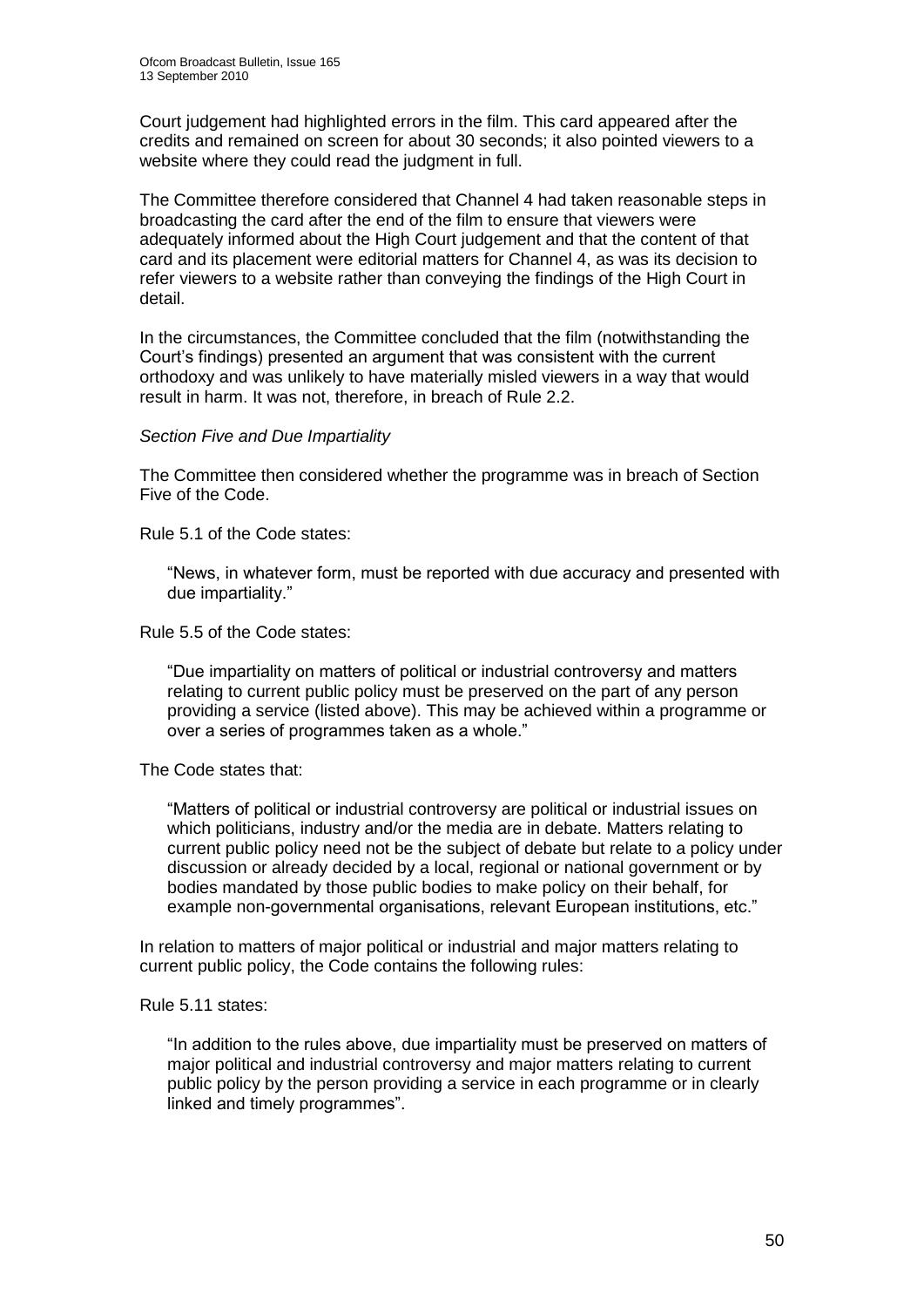Court judgement had highlighted errors in the film. This card appeared after the credits and remained on screen for about 30 seconds; it also pointed viewers to a website where they could read the judgment in full.

The Committee therefore considered that Channel 4 had taken reasonable steps in broadcasting the card after the end of the film to ensure that viewers were adequately informed about the High Court judgement and that the content of that card and its placement were editorial matters for Channel 4, as was its decision to refer viewers to a website rather than conveying the findings of the High Court in detail.

In the circumstances, the Committee concluded that the film (notwithstanding the Court's findings) presented an argument that was consistent with the current orthodoxy and was unlikely to have materially misled viewers in a way that would result in harm. It was not, therefore, in breach of Rule 2.2.

*Section Five and Due Impartiality*

The Committee then considered whether the programme was in breach of Section Five of the Code.

Rule 5.1 of the Code states:

> "News, in whatever form, must be reported with due accuracy and presented with due impartiality."

Rule 5.5 of the Code states:

> "Due impartiality on matters of political or industrial controversy and matters relating to current public policy must be preserved on the part of any person providing a service (listed above). This may be achieved within a programme or over a series of programmes taken as a whole."

The Code states that:

> "Matters of political or industrial controversy are political or industrial issues on which politicians, industry and/or the media are in debate. Matters relating to current public policy need not be the subject of debate but relate to a policy under discussion or already decided by a local, regional or national government or by bodies mandated by those public bodies to make policy on their behalf, for example non-governmental organisations, relevant European institutions, etc."

In relation to matters of major political or industrial and major matters relating to current public policy, the Code contains the following rules:

Rule 5.11 states:

> "In addition to the rules above, due impartiality must be preserved on matters of major political and industrial controversy and major matters relating to current public policy by the person providing a service in each programme or in clearly linked and timely programmes".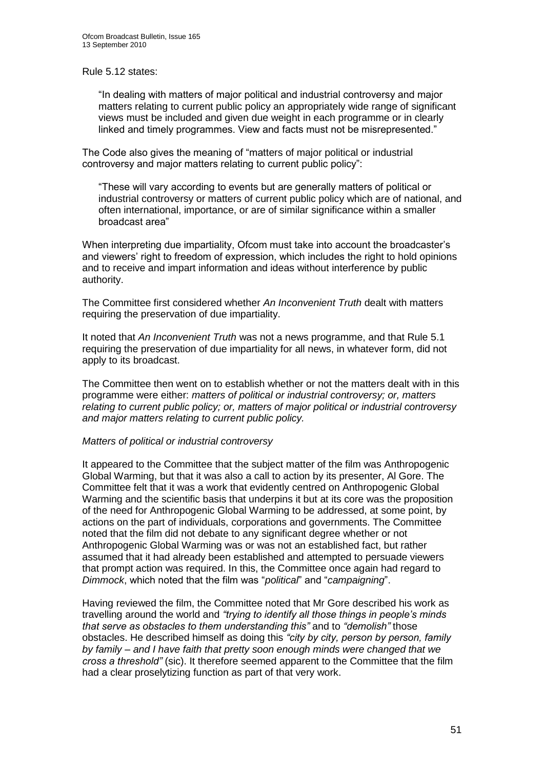Rule 5.12 states:

> "In dealing with matters of major political and industrial controversy and major matters relating to current public policy an appropriately wide range of significant views must be included and given due weight in each programme or in clearly linked and timely programmes. View and facts must not be misrepresented."

The Code also gives the meaning of "matters of major political or industrial controversy and major matters relating to current public policy":

> "These will vary according to events but are generally matters of political or industrial controversy or matters of current public policy which are of national, and often international, importance, or are of similar significance within a smaller broadcast area"

When interpreting due impartiality, Ofcom must take into account the broadcaster's and viewers' right to freedom of expression, which includes the right to hold opinions and to receive and impart information and ideas without interference by public authority.

The Committee first considered whether *An Inconvenient Truth* dealt with matters requiring the preservation of due impartiality.

It noted that *An Inconvenient Truth* was not a news programme, and that Rule 5.1 requiring the preservation of due impartiality for all news, in whatever form, did not apply to its broadcast.

The Committee then went on to establish whether or not the matters dealt with in this programme were either: *matters of political or industrial controversy; or, matters relating to current public policy; or, matters of major political or industrial controversy and major matters relating to current public policy.*

*Matters of political or industrial controversy*

It appeared to the Committee that the subject matter of the film was Anthropogenic Global Warming, but that it was also a call to action by its presenter, Al Gore. The Committee felt that it was a work that evidently centred on Anthropogenic Global Warming and the scientific basis that underpins it but at its core was the proposition of the need for Anthropogenic Global Warming to be addressed, at some point, by actions on the part of individuals, corporations and governments. The Committee noted that the film did not debate to any significant degree whether or not Anthropogenic Global Warming was or was not an established fact, but rather assumed that it had already been established and attempted to persuade viewers that prompt action was required. In this, the Committee once again had regard to *Dimmock*, which noted that the film was "*political*" and "*campaigning*".

Having reviewed the film, the Committee noted that Mr Gore described his work as travelling around the world and *"trying to identify all those things in people's minds that serve as obstacles to them understanding this"* and to *"demolish"* those obstacles. He described himself as doing this *"city by city, person by person, family by family – and I have faith that pretty soon enough minds were changed that we cross a threshold"* (sic). It therefore seemed apparent to the Committee that the film had a clear proselytizing function as part of that very work.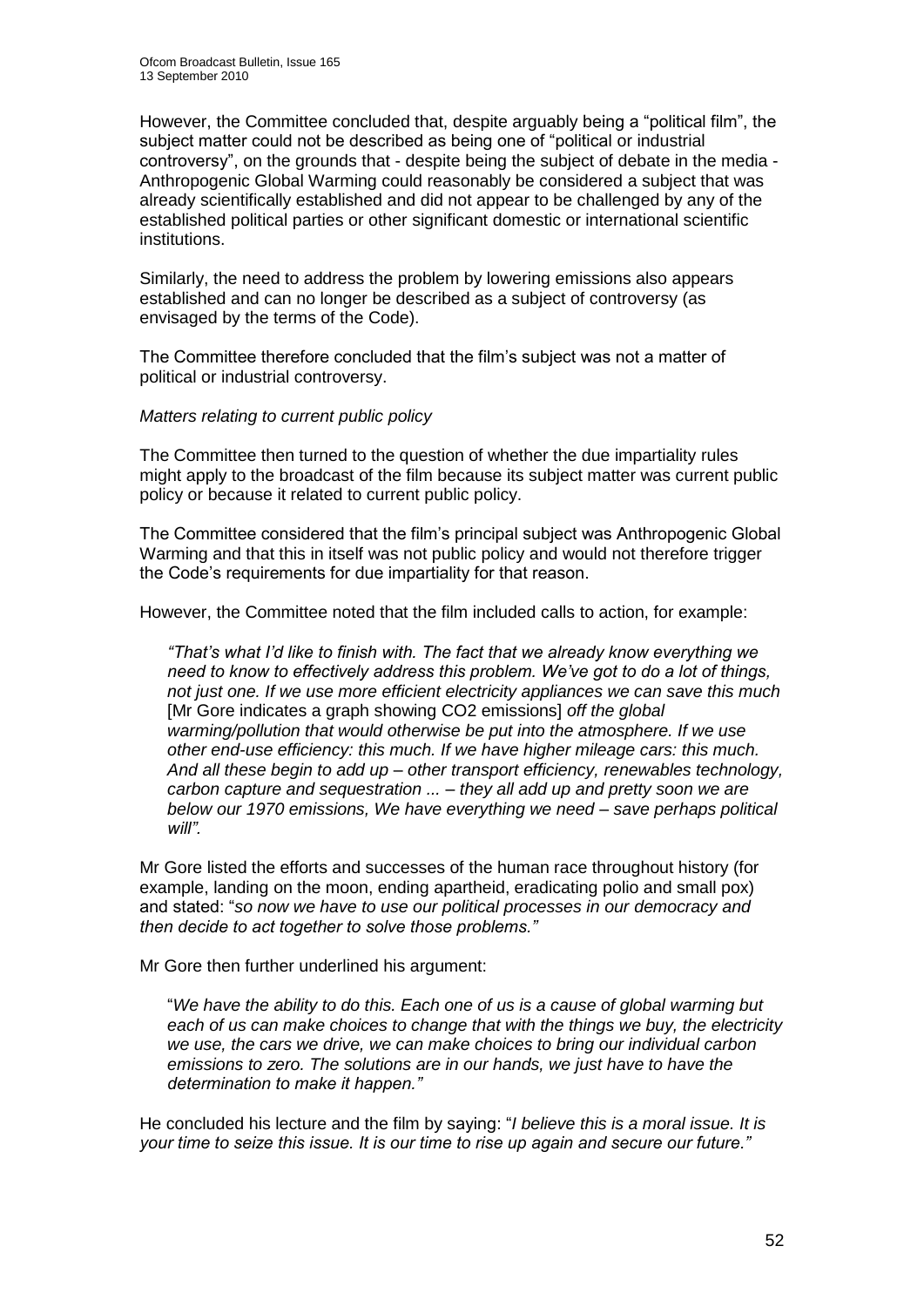However, the Committee concluded that, despite arguably being a "political film", the subject matter could not be described as being one of "political or industrial controversy", on the grounds that - despite being the subject of debate in the media - Anthropogenic Global Warming could reasonably be considered a subject that was already scientifically established and did not appear to be challenged by any of the established political parties or other significant domestic or international scientific institutions.

Similarly, the need to address the problem by lowering emissions also appears established and can no longer be described as a subject of controversy (as envisaged by the terms of the Code).

The Committee therefore concluded that the film's subject was not a matter of political or industrial controversy.

*Matters relating to current public policy*

The Committee then turned to the question of whether the due impartiality rules might apply to the broadcast of the film because its subject matter was current public policy or because it related to current public policy.

The Committee considered that the film's principal subject was Anthropogenic Global Warming and that this in itself was not public policy and would not therefore trigger the Code's requirements for due impartiality for that reason.

However, the Committee noted that the film included calls to action, for example:

> *"That's what I'd like to finish with. The fact that we already know everything we need to know to effectively address this problem. We've got to do a lot of things, not just one. If we use more efficient electricity appliances we can save this much* [Mr Gore indicates a graph showing CO2 emissions] *off the global warming/pollution that would otherwise be put into the atmosphere. If we use other end-use efficiency: this much. If we have higher mileage cars: this much. And all these begin to add up – other transport efficiency, renewables technology, carbon capture and sequestration ... – they all add up and pretty soon we are below our 1970 emissions, We have everything we need – save perhaps political will".*

Mr Gore listed the efforts and successes of the human race throughout history (for example, landing on the moon, ending apartheid, eradicating polio and small pox) and stated: "*so now we have to use our political processes in our democracy and then decide to act together to solve those problems."*

Mr Gore then further underlined his argument:

> "*We have the ability to do this. Each one of us is a cause of global warming but each of us can make choices to change that with the things we buy, the electricity we use, the cars we drive, we can make choices to bring our individual carbon emissions to zero. The solutions are in our hands, we just have to have the determination to make it happen."*

He concluded his lecture and the film by saying: "*I believe this is a moral issue. It is your time to seize this issue. It is our time to rise up again and secure our future."*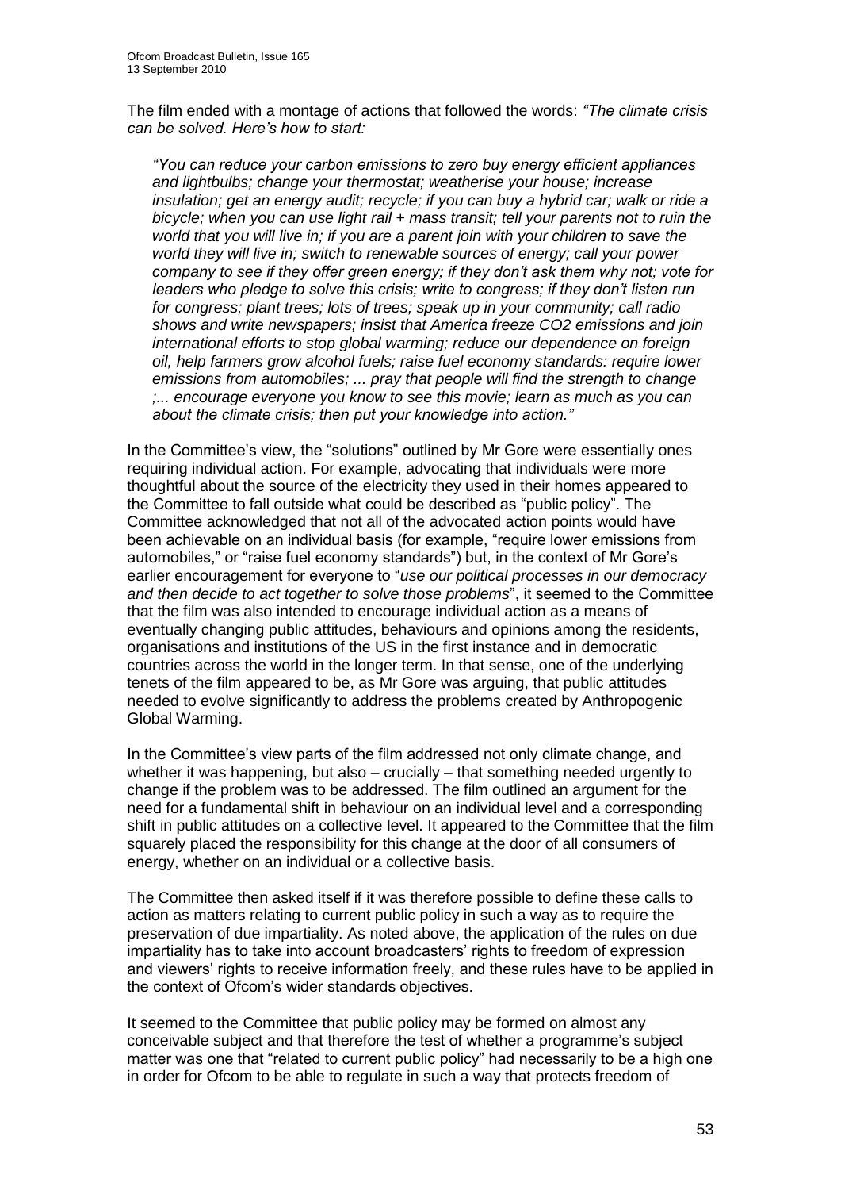The film ended with a montage of actions that followed the words: *"The climate crisis can be solved. Here's how to start:*

> *"You can reduce your carbon emissions to zero buy energy efficient appliances and lightbulbs; change your thermostat; weatherise your house; increase insulation; get an energy audit; recycle; if you can buy a hybrid car; walk or ride a bicycle; when you can use light rail + mass transit; tell your parents not to ruin the world that you will live in; if you are a parent join with your children to save the world they will live in; switch to renewable sources of energy; call your power company to see if they offer green energy; if they don't ask them why not; vote for leaders who pledge to solve this crisis; write to congress; if they don't listen run for congress; plant trees; lots of trees; speak up in your community; call radio shows and write newspapers; insist that America freeze CO2 emissions and join international efforts to stop global warming; reduce our dependence on foreign oil, help farmers grow alcohol fuels; raise fuel economy standards: require lower emissions from automobiles; ... pray that people will find the strength to change ;... encourage everyone you know to see this movie; learn as much as you can about the climate crisis; then put your knowledge into action."*

In the Committee's view, the "solutions" outlined by Mr Gore were essentially ones requiring individual action. For example, advocating that individuals were more thoughtful about the source of the electricity they used in their homes appeared to the Committee to fall outside what could be described as "public policy". The Committee acknowledged that not all of the advocated action points would have been achievable on an individual basis (for example, "require lower emissions from automobiles," or "raise fuel economy standards") but, in the context of Mr Gore's earlier encouragement for everyone to "*use our political processes in our democracy and then decide to act together to solve those problems*", it seemed to the Committee that the film was also intended to encourage individual action as a means of eventually changing public attitudes, behaviours and opinions among the residents, organisations and institutions of the US in the first instance and in democratic countries across the world in the longer term. In that sense, one of the underlying tenets of the film appeared to be, as Mr Gore was arguing, that public attitudes needed to evolve significantly to address the problems created by Anthropogenic Global Warming.

In the Committee's view parts of the film addressed not only climate change, and whether it was happening, but also – crucially – that something needed urgently to change if the problem was to be addressed. The film outlined an argument for the need for a fundamental shift in behaviour on an individual level and a corresponding shift in public attitudes on a collective level. It appeared to the Committee that the film squarely placed the responsibility for this change at the door of all consumers of energy, whether on an individual or a collective basis.

The Committee then asked itself if it was therefore possible to define these calls to action as matters relating to current public policy in such a way as to require the preservation of due impartiality. As noted above, the application of the rules on due impartiality has to take into account broadcasters' rights to freedom of expression and viewers' rights to receive information freely, and these rules have to be applied in the context of Ofcom's wider standards objectives.

It seemed to the Committee that public policy may be formed on almost any conceivable subject and that therefore the test of whether a programme's subject matter was one that "related to current public policy" had necessarily to be a high one in order for Ofcom to be able to regulate in such a way that protects freedom of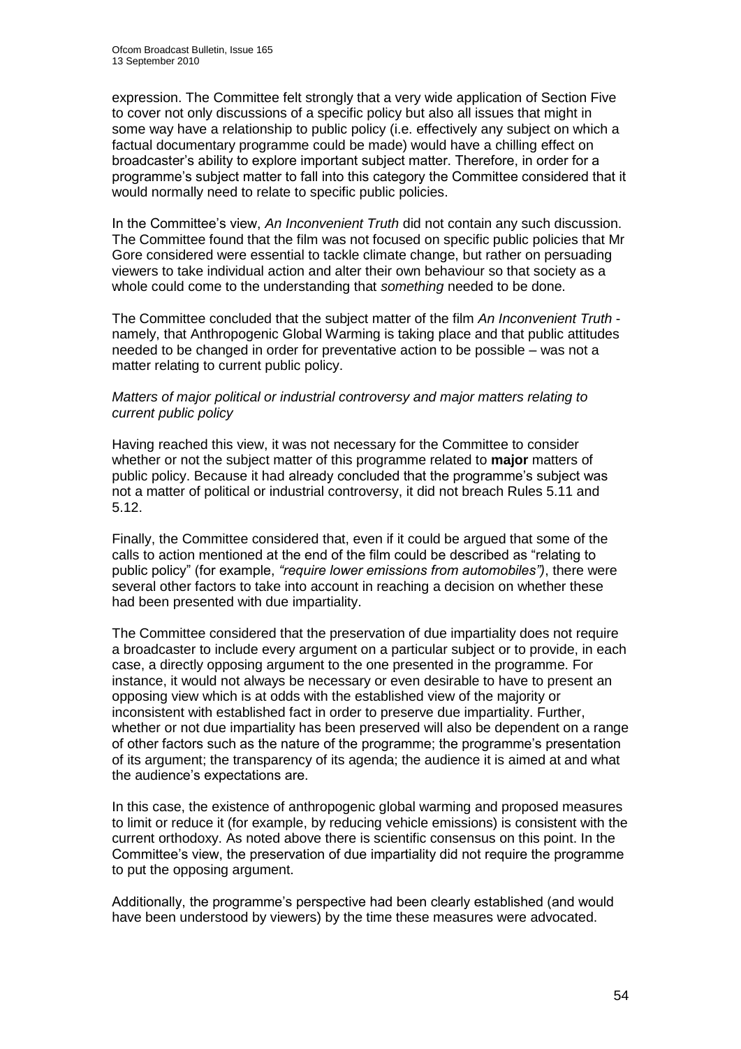expression. The Committee felt strongly that a very wide application of Section Five to cover not only discussions of a specific policy but also all issues that might in some way have a relationship to public policy (i.e. effectively any subject on which a factual documentary programme could be made) would have a chilling effect on broadcaster's ability to explore important subject matter. Therefore, in order for a programme's subject matter to fall into this category the Committee considered that it would normally need to relate to specific public policies.

In the Committee's view, *An Inconvenient Truth* did not contain any such discussion. The Committee found that the film was not focused on specific public policies that Mr Gore considered were essential to tackle climate change, but rather on persuading viewers to take individual action and alter their own behaviour so that society as a whole could come to the understanding that *something* needed to be done.

The Committee concluded that the subject matter of the film *An Inconvenient Truth* - namely, that Anthropogenic Global Warming is taking place and that public attitudes needed to be changed in order for preventative action to be possible – was not a matter relating to current public policy.

*Matters of major political or industrial controversy and major matters relating to current public policy*

Having reached this view, it was not necessary for the Committee to consider whether or not the subject matter of this programme related to **major** matters of public policy. Because it had already concluded that the programme's subject was not a matter of political or industrial controversy, it did not breach Rules 5.11 and 5.12.

Finally, the Committee considered that, even if it could be argued that some of the calls to action mentioned at the end of the film could be described as "relating to public policy" (for example, *"require lower emissions from automobiles")*, there were several other factors to take into account in reaching a decision on whether these had been presented with due impartiality.

The Committee considered that the preservation of due impartiality does not require a broadcaster to include every argument on a particular subject or to provide, in each case, a directly opposing argument to the one presented in the programme. For instance, it would not always be necessary or even desirable to have to present an opposing view which is at odds with the established view of the majority or inconsistent with established fact in order to preserve due impartiality. Further, whether or not due impartiality has been preserved will also be dependent on a range of other factors such as the nature of the programme; the programme's presentation of its argument; the transparency of its agenda; the audience it is aimed at and what the audience's expectations are.

In this case, the existence of anthropogenic global warming and proposed measures to limit or reduce it (for example, by reducing vehicle emissions) is consistent with the current orthodoxy. As noted above there is scientific consensus on this point. In the Committee's view, the preservation of due impartiality did not require the programme to put the opposing argument.

Additionally, the programme's perspective had been clearly established (and would have been understood by viewers) by the time these measures were advocated.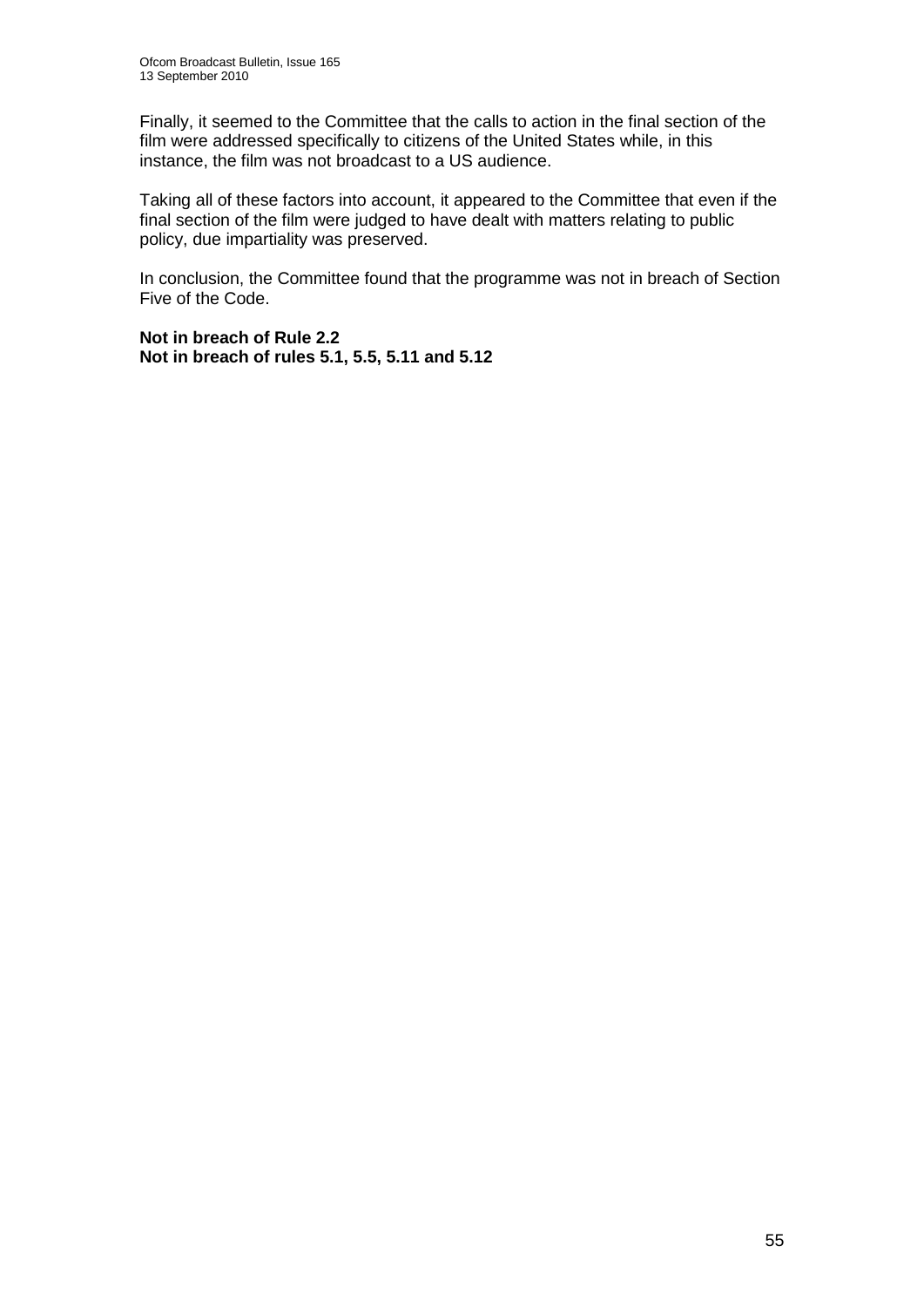Finally, it seemed to the Committee that the calls to action in the final section of the film were addressed specifically to citizens of the United States while, in this instance, the film was not broadcast to a US audience.

Taking all of these factors into account, it appeared to the Committee that even if the final section of the film were judged to have dealt with matters relating to public policy, due impartiality was preserved.

In conclusion, the Committee found that the programme was not in breach of Section Five of the Code.

**Not in breach of Rule 2.2**
**Not in breach of rules 5.1, 5.5, 5.11 and 5.12**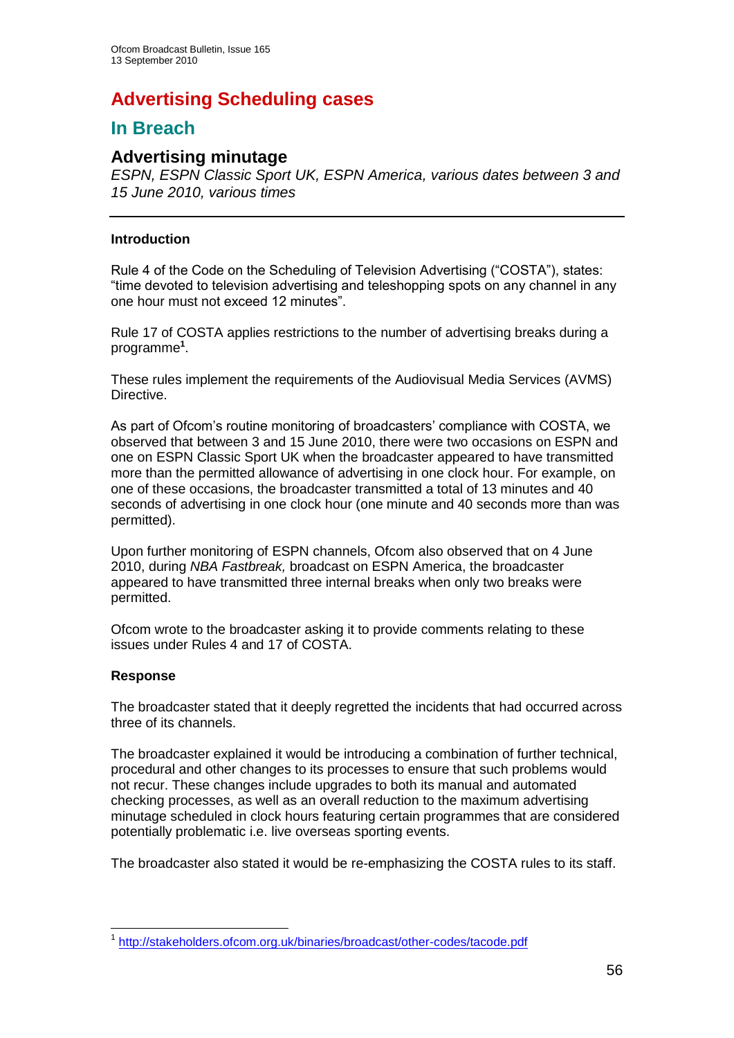# Advertising Scheduling cases

## In Breach

### Advertising minutage

*ESPN, ESPN Classic Sport UK, ESPN America, various dates between 3 and 15 June 2010, various times*

---

**Introduction**

Rule 4 of the Code on the Scheduling of Television Advertising ("COSTA"), states: "time devoted to television advertising and teleshopping spots on any channel in any one hour must not exceed 12 minutes".

Rule 17 of COSTA applies restrictions to the number of advertising breaks during a programme[1].

These rules implement the requirements of the Audiovisual Media Services (AVMS) Directive.

As part of Ofcom's routine monitoring of broadcasters' compliance with COSTA, we observed that between 3 and 15 June 2010, there were two occasions on ESPN and one on ESPN Classic Sport UK when the broadcaster appeared to have transmitted more than the permitted allowance of advertising in one clock hour. For example, on one of these occasions, the broadcaster transmitted a total of 13 minutes and 40 seconds of advertising in one clock hour (one minute and 40 seconds more than was permitted).

Upon further monitoring of ESPN channels, Ofcom also observed that on 4 June 2010, during *NBA Fastbreak,* broadcast on ESPN America, the broadcaster appeared to have transmitted three internal breaks when only two breaks were permitted.

Ofcom wrote to the broadcaster asking it to provide comments relating to these issues under Rules 4 and 17 of COSTA.

**Response**

The broadcaster stated that it deeply regretted the incidents that had occurred across three of its channels.

The broadcaster explained it would be introducing a combination of further technical, procedural and other changes to its processes to ensure that such problems would not recur. These changes include upgrades to both its manual and automated checking processes, as well as an overall reduction to the maximum advertising minutage scheduled in clock hours featuring certain programmes that are considered potentially problematic i.e. live overseas sporting events.

The broadcaster also stated it would be re-emphasizing the COSTA rules to its staff.

---

[1] http://stakeholders.ofcom.org.uk/binaries/broadcast/other-codes/tacode.pdf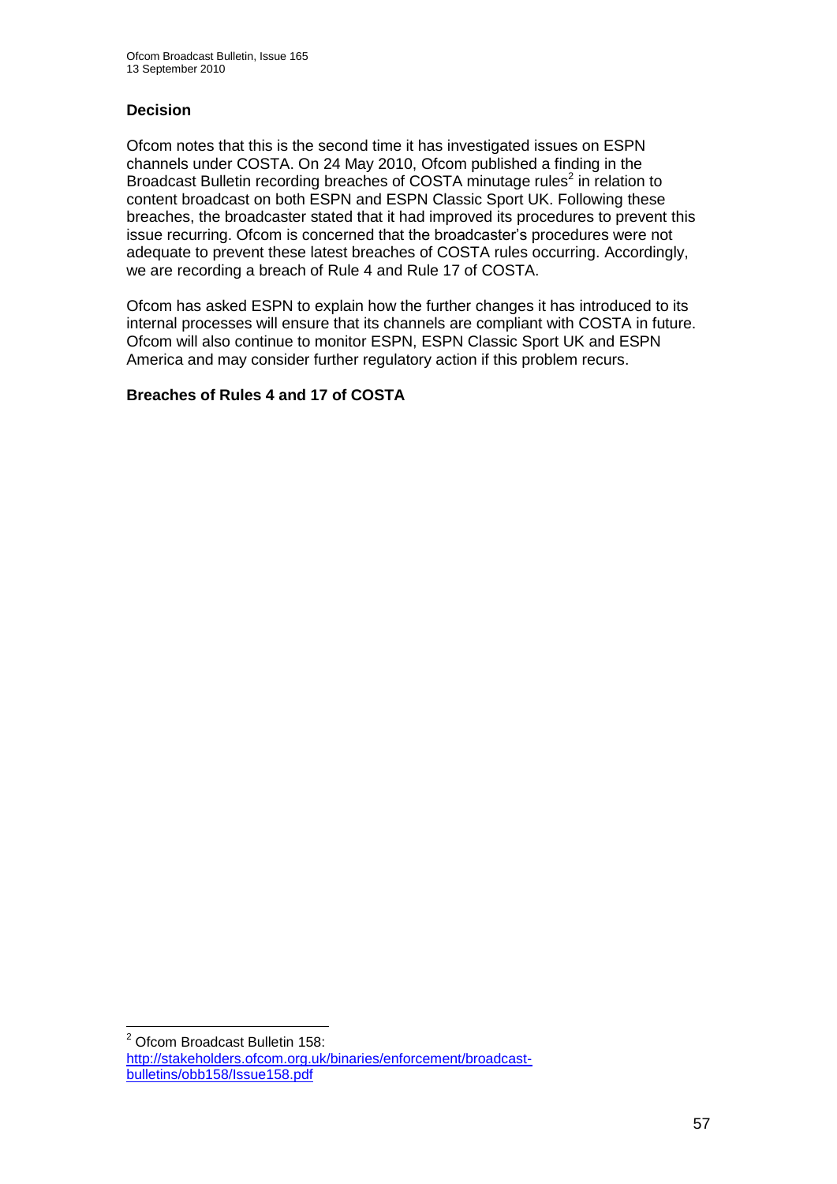**Decision**

Ofcom notes that this is the second time it has investigated issues on ESPN channels under COSTA. On 24 May 2010, Ofcom published a finding in the Broadcast Bulletin recording breaches of COSTA minutage rules[2] in relation to content broadcast on both ESPN and ESPN Classic Sport UK. Following these breaches, the broadcaster stated that it had improved its procedures to prevent this issue recurring. Ofcom is concerned that the broadcaster's procedures were not adequate to prevent these latest breaches of COSTA rules occurring. Accordingly, we are recording a breach of Rule 4 and Rule 17 of COSTA.

Ofcom has asked ESPN to explain how the further changes it has introduced to its internal processes will ensure that its channels are compliant with COSTA in future. Ofcom will also continue to monitor ESPN, ESPN Classic Sport UK and ESPN America and may consider further regulatory action if this problem recurs.

**Breaches of Rules 4 and 17 of COSTA**

[2] Ofcom Broadcast Bulletin 158: http://stakeholders.ofcom.org.uk/binaries/enforcement/broadcast-bulletins/obb158/Issue158.pdf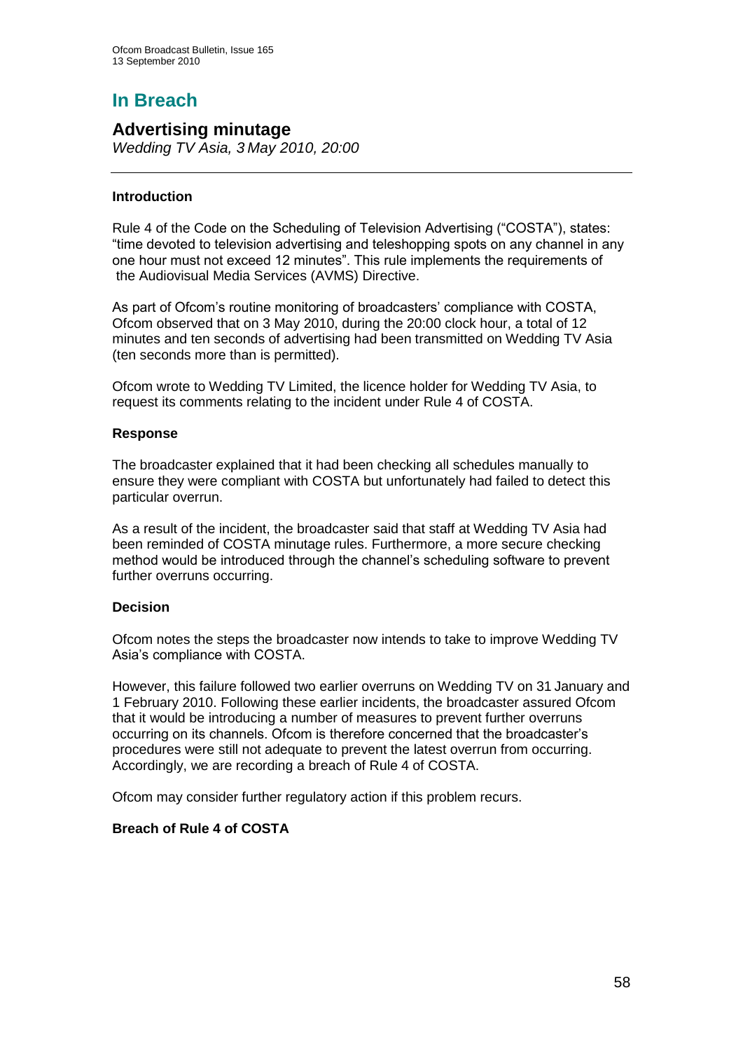# In Breach

## Advertising minutage

*Wedding TV Asia, 3 May 2010, 20:00*

---

**Introduction**

Rule 4 of the Code on the Scheduling of Television Advertising ("COSTA"), states: "time devoted to television advertising and teleshopping spots on any channel in any one hour must not exceed 12 minutes". This rule implements the requirements of the Audiovisual Media Services (AVMS) Directive.

As part of Ofcom's routine monitoring of broadcasters' compliance with COSTA, Ofcom observed that on 3 May 2010, during the 20:00 clock hour, a total of 12 minutes and ten seconds of advertising had been transmitted on Wedding TV Asia (ten seconds more than is permitted).

Ofcom wrote to Wedding TV Limited, the licence holder for Wedding TV Asia, to request its comments relating to the incident under Rule 4 of COSTA.

**Response**

The broadcaster explained that it had been checking all schedules manually to ensure they were compliant with COSTA but unfortunately had failed to detect this particular overrun.

As a result of the incident, the broadcaster said that staff at Wedding TV Asia had been reminded of COSTA minutage rules. Furthermore, a more secure checking method would be introduced through the channel's scheduling software to prevent further overruns occurring.

**Decision**

Ofcom notes the steps the broadcaster now intends to take to improve Wedding TV Asia's compliance with COSTA.

However, this failure followed two earlier overruns on Wedding TV on 31 January and 1 February 2010. Following these earlier incidents, the broadcaster assured Ofcom that it would be introducing a number of measures to prevent further overruns occurring on its channels. Ofcom is therefore concerned that the broadcaster's procedures were still not adequate to prevent the latest overrun from occurring. Accordingly, we are recording a breach of Rule 4 of COSTA.

Ofcom may consider further regulatory action if this problem recurs.

**Breach of Rule 4 of COSTA**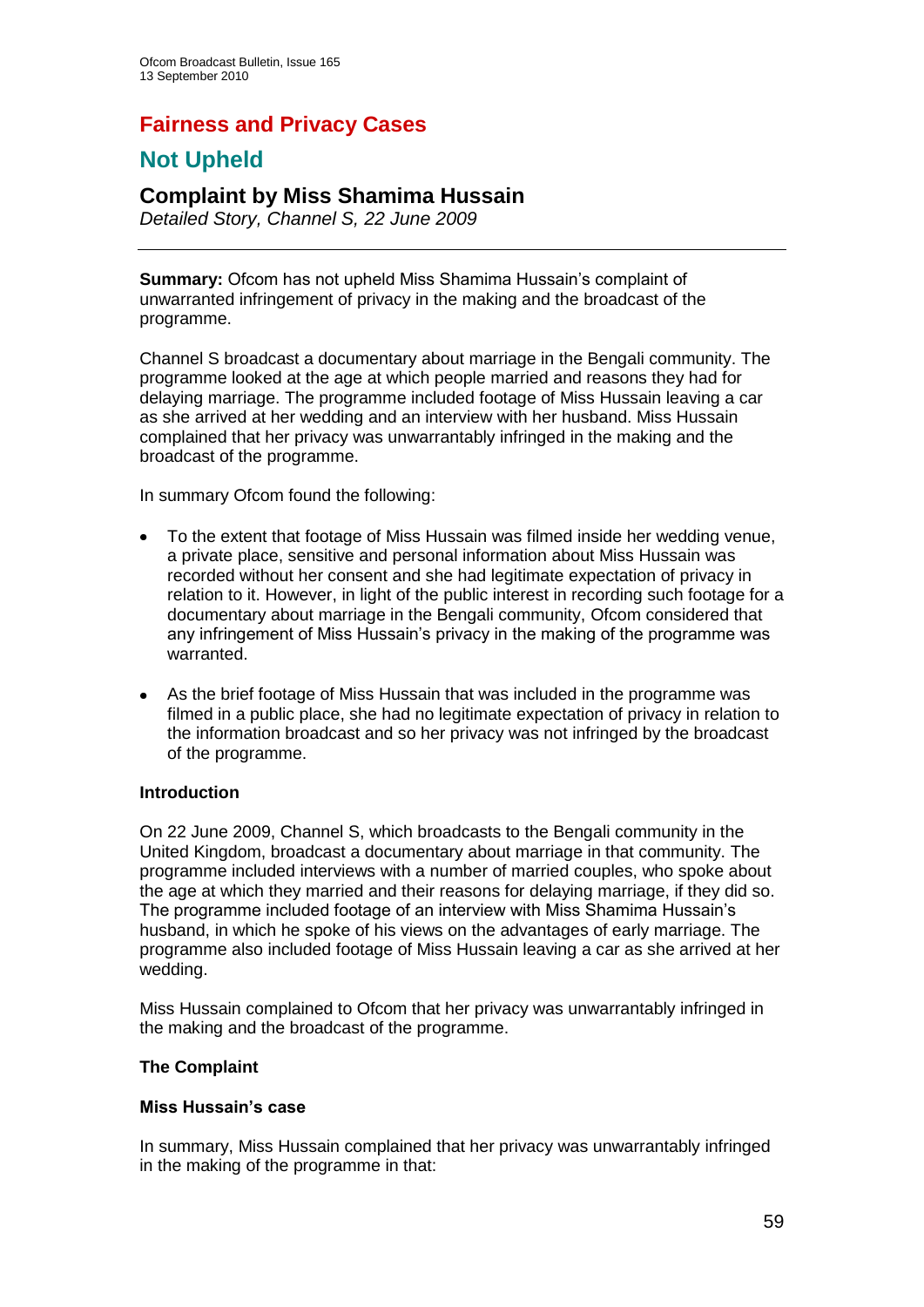# Fairness and Privacy Cases

## Not Upheld

### Complaint by Miss Shamima Hussain

*Detailed Story, Channel S, 22 June 2009*

---

**Summary:** Ofcom has not upheld Miss Shamima Hussain's complaint of unwarranted infringement of privacy in the making and the broadcast of the programme.

Channel S broadcast a documentary about marriage in the Bengali community. The programme looked at the age at which people married and reasons they had for delaying marriage. The programme included footage of Miss Hussain leaving a car as she arrived at her wedding and an interview with her husband. Miss Hussain complained that her privacy was unwarrantably infringed in the making and the broadcast of the programme.

In summary Ofcom found the following:

- To the extent that footage of Miss Hussain was filmed inside her wedding venue, a private place, sensitive and personal information about Miss Hussain was recorded without her consent and she had legitimate expectation of privacy in relation to it. However, in light of the public interest in recording such footage for a documentary about marriage in the Bengali community, Ofcom considered that any infringement of Miss Hussain's privacy in the making of the programme was warranted.
- As the brief footage of Miss Hussain that was included in the programme was filmed in a public place, she had no legitimate expectation of privacy in relation to the information broadcast and so her privacy was not infringed by the broadcast of the programme.

**Introduction**

On 22 June 2009, Channel S, which broadcasts to the Bengali community in the United Kingdom, broadcast a documentary about marriage in that community. The programme included interviews with a number of married couples, who spoke about the age at which they married and their reasons for delaying marriage, if they did so. The programme included footage of an interview with Miss Shamima Hussain's husband, in which he spoke of his views on the advantages of early marriage. The programme also included footage of Miss Hussain leaving a car as she arrived at her wedding.

Miss Hussain complained to Ofcom that her privacy was unwarrantably infringed in the making and the broadcast of the programme.

**The Complaint**

**Miss Hussain's case**

In summary, Miss Hussain complained that her privacy was unwarrantably infringed in the making of the programme in that: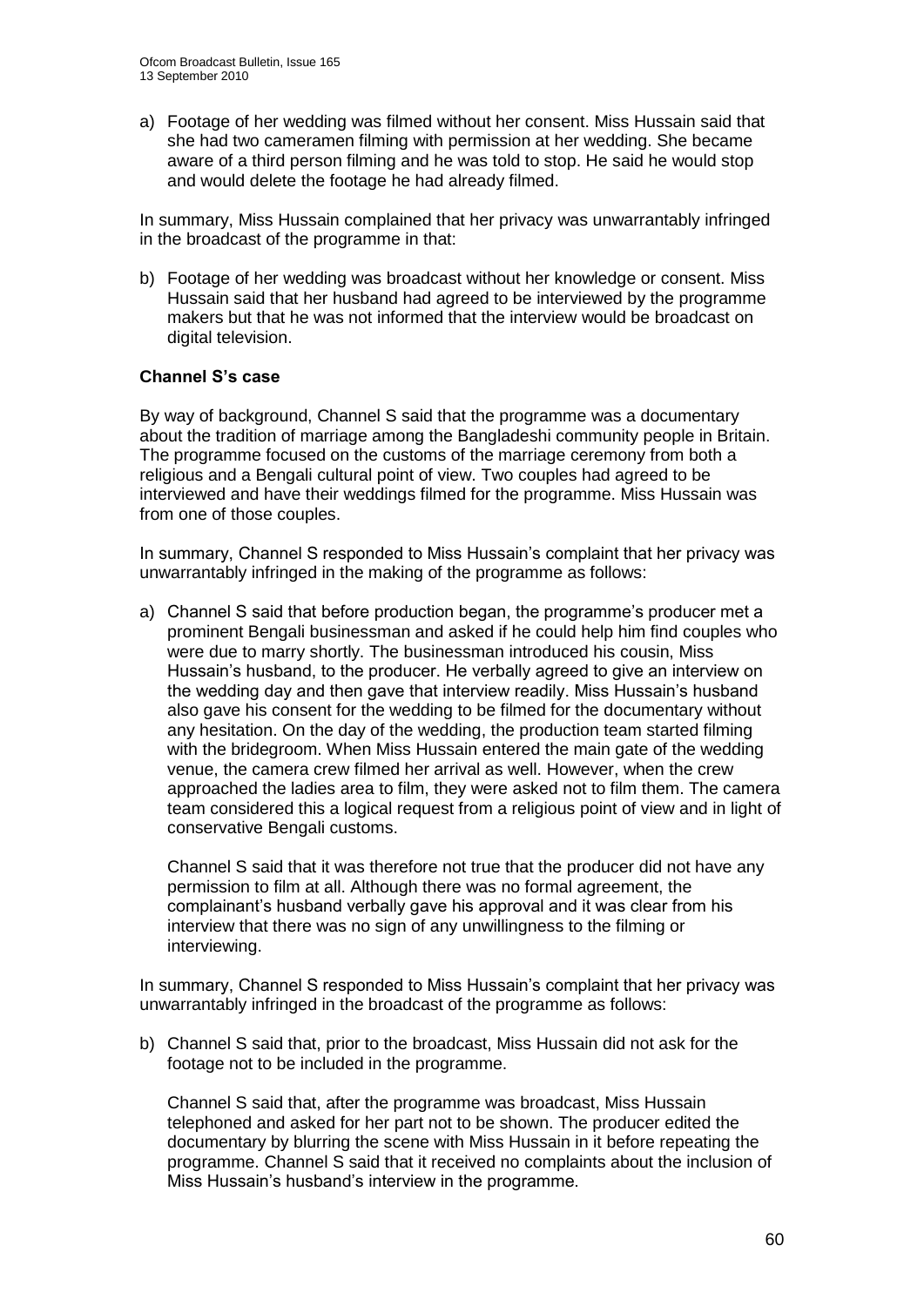a) Footage of her wedding was filmed without her consent. Miss Hussain said that she had two cameramen filming with permission at her wedding. She became aware of a third person filming and he was told to stop. He said he would stop and would delete the footage he had already filmed.

In summary, Miss Hussain complained that her privacy was unwarrantably infringed in the broadcast of the programme in that:

b) Footage of her wedding was broadcast without her knowledge or consent. Miss Hussain said that her husband had agreed to be interviewed by the programme makers but that he was not informed that the interview would be broadcast on digital television.

**Channel S's case**

By way of background, Channel S said that the programme was a documentary about the tradition of marriage among the Bangladeshi community people in Britain. The programme focused on the customs of the marriage ceremony from both a religious and a Bengali cultural point of view. Two couples had agreed to be interviewed and have their weddings filmed for the programme. Miss Hussain was from one of those couples.

In summary, Channel S responded to Miss Hussain's complaint that her privacy was unwarrantably infringed in the making of the programme as follows:

a) Channel S said that before production began, the programme's producer met a prominent Bengali businessman and asked if he could help him find couples who were due to marry shortly. The businessman introduced his cousin, Miss Hussain's husband, to the producer. He verbally agreed to give an interview on the wedding day and then gave that interview readily. Miss Hussain's husband also gave his consent for the wedding to be filmed for the documentary without any hesitation. On the day of the wedding, the production team started filming with the bridegroom. When Miss Hussain entered the main gate of the wedding venue, the camera crew filmed her arrival as well. However, when the crew approached the ladies area to film, they were asked not to film them. The camera team considered this a logical request from a religious point of view and in light of conservative Bengali customs.

   Channel S said that it was therefore not true that the producer did not have any permission to film at all. Although there was no formal agreement, the complainant's husband verbally gave his approval and it was clear from his interview that there was no sign of any unwillingness to the filming or interviewing.

In summary, Channel S responded to Miss Hussain's complaint that her privacy was unwarrantably infringed in the broadcast of the programme as follows:

b) Channel S said that, prior to the broadcast, Miss Hussain did not ask for the footage not to be included in the programme.

   Channel S said that, after the programme was broadcast, Miss Hussain telephoned and asked for her part not to be shown. The producer edited the documentary by blurring the scene with Miss Hussain in it before repeating the programme. Channel S said that it received no complaints about the inclusion of Miss Hussain's husband's interview in the programme.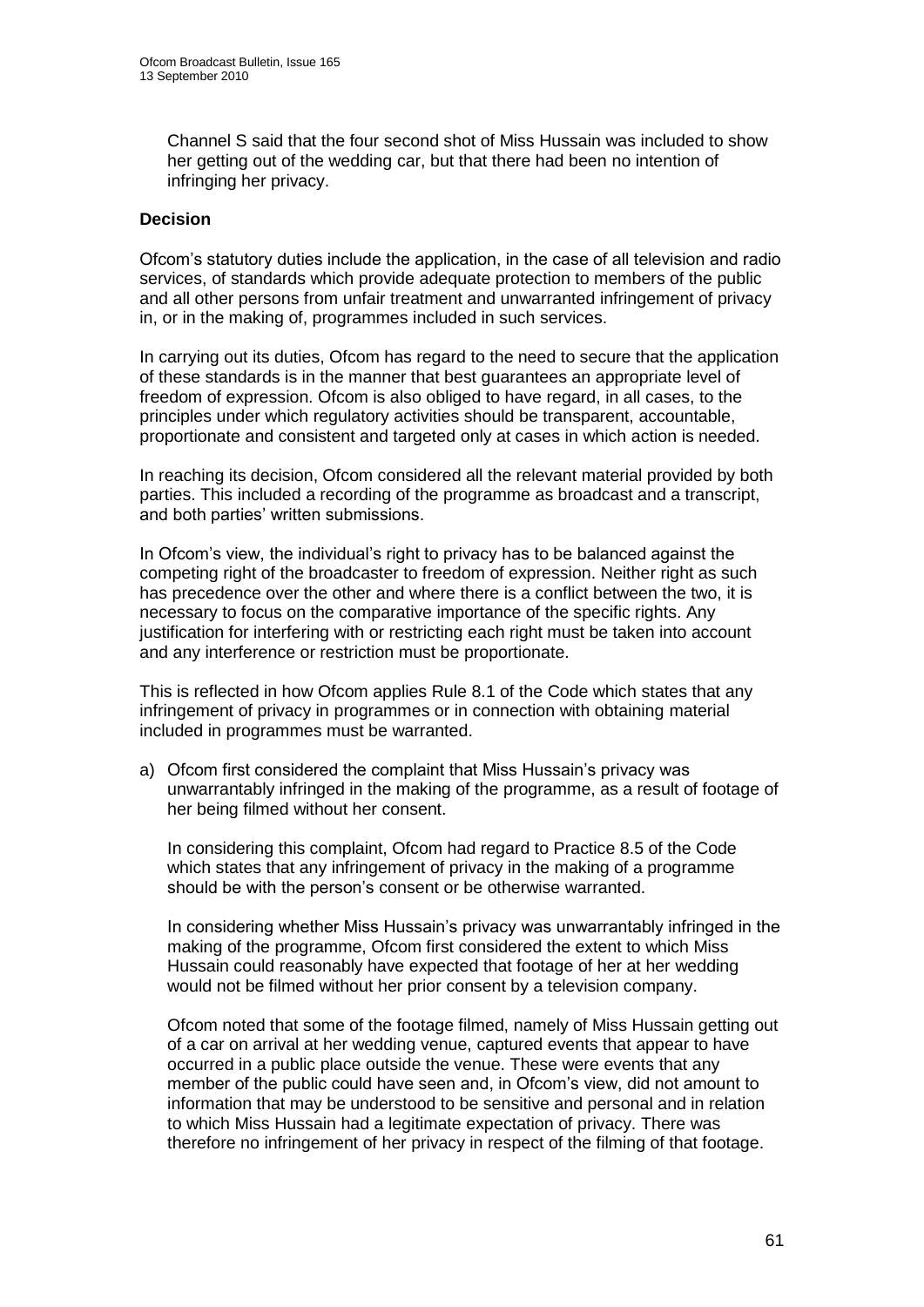Channel S said that the four second shot of Miss Hussain was included to show her getting out of the wedding car, but that there had been no intention of infringing her privacy.

**Decision**

Ofcom's statutory duties include the application, in the case of all television and radio services, of standards which provide adequate protection to members of the public and all other persons from unfair treatment and unwarranted infringement of privacy in, or in the making of, programmes included in such services.

In carrying out its duties, Ofcom has regard to the need to secure that the application of these standards is in the manner that best guarantees an appropriate level of freedom of expression. Ofcom is also obliged to have regard, in all cases, to the principles under which regulatory activities should be transparent, accountable, proportionate and consistent and targeted only at cases in which action is needed.

In reaching its decision, Ofcom considered all the relevant material provided by both parties. This included a recording of the programme as broadcast and a transcript, and both parties' written submissions.

In Ofcom's view, the individual's right to privacy has to be balanced against the competing right of the broadcaster to freedom of expression. Neither right as such has precedence over the other and where there is a conflict between the two, it is necessary to focus on the comparative importance of the specific rights. Any justification for interfering with or restricting each right must be taken into account and any interference or restriction must be proportionate.

This is reflected in how Ofcom applies Rule 8.1 of the Code which states that any infringement of privacy in programmes or in connection with obtaining material included in programmes must be warranted.

a) Ofcom first considered the complaint that Miss Hussain's privacy was unwarrantably infringed in the making of the programme, as a result of footage of her being filmed without her consent.

   In considering this complaint, Ofcom had regard to Practice 8.5 of the Code which states that any infringement of privacy in the making of a programme should be with the person's consent or be otherwise warranted.

   In considering whether Miss Hussain's privacy was unwarrantably infringed in the making of the programme, Ofcom first considered the extent to which Miss Hussain could reasonably have expected that footage of her at her wedding would not be filmed without her prior consent by a television company.

   Ofcom noted that some of the footage filmed, namely of Miss Hussain getting out of a car on arrival at her wedding venue, captured events that appear to have occurred in a public place outside the venue. These were events that any member of the public could have seen and, in Ofcom's view, did not amount to information that may be understood to be sensitive and personal and in relation to which Miss Hussain had a legitimate expectation of privacy. There was therefore no infringement of her privacy in respect of the filming of that footage.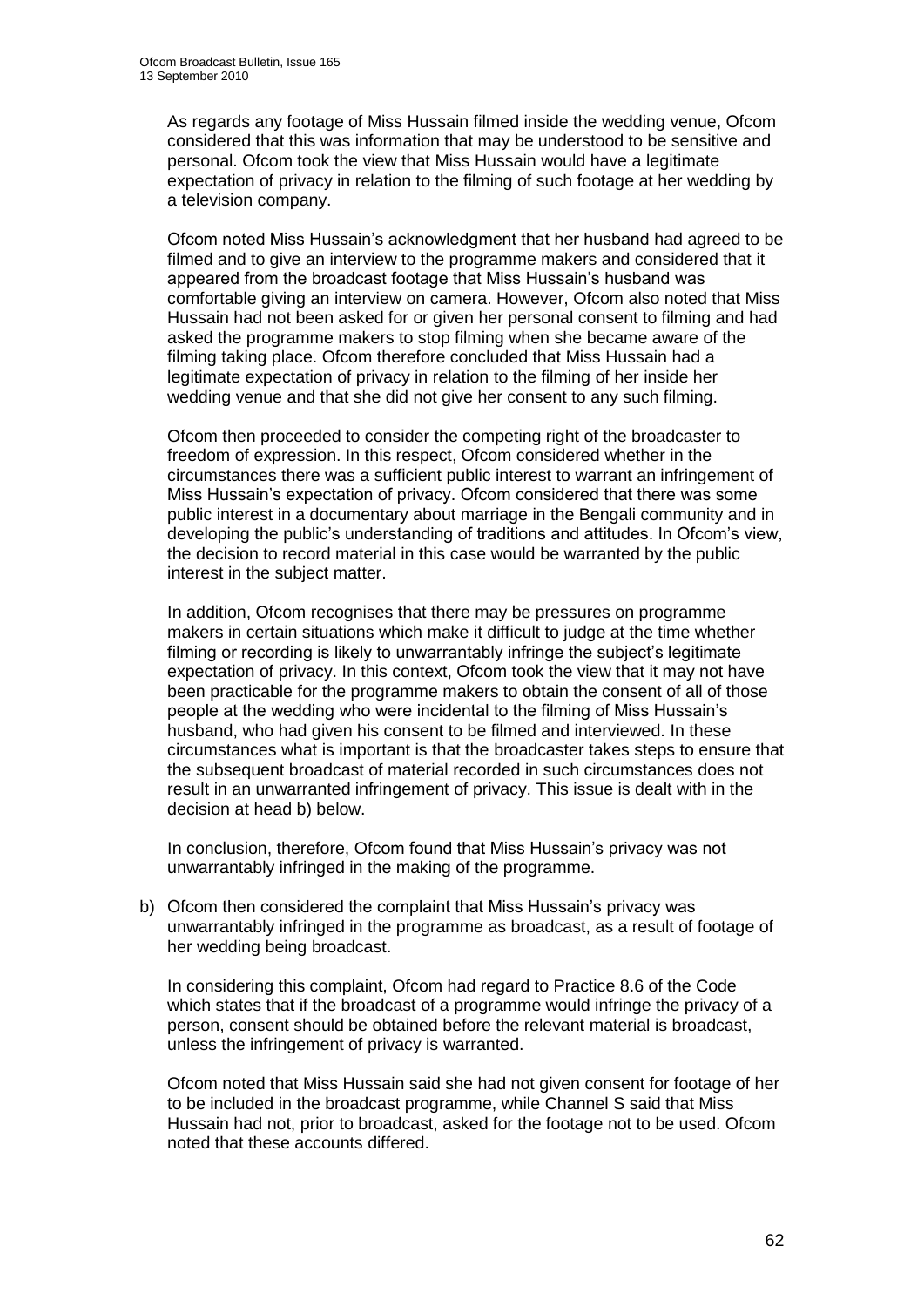As regards any footage of Miss Hussain filmed inside the wedding venue, Ofcom considered that this was information that may be understood to be sensitive and personal. Ofcom took the view that Miss Hussain would have a legitimate expectation of privacy in relation to the filming of such footage at her wedding by a television company.

Ofcom noted Miss Hussain's acknowledgment that her husband had agreed to be filmed and to give an interview to the programme makers and considered that it appeared from the broadcast footage that Miss Hussain's husband was comfortable giving an interview on camera. However, Ofcom also noted that Miss Hussain had not been asked for or given her personal consent to filming and had asked the programme makers to stop filming when she became aware of the filming taking place. Ofcom therefore concluded that Miss Hussain had a legitimate expectation of privacy in relation to the filming of her inside her wedding venue and that she did not give her consent to any such filming.

Ofcom then proceeded to consider the competing right of the broadcaster to freedom of expression. In this respect, Ofcom considered whether in the circumstances there was a sufficient public interest to warrant an infringement of Miss Hussain's expectation of privacy. Ofcom considered that there was some public interest in a documentary about marriage in the Bengali community and in developing the public's understanding of traditions and attitudes. In Ofcom's view, the decision to record material in this case would be warranted by the public interest in the subject matter.

In addition, Ofcom recognises that there may be pressures on programme makers in certain situations which make it difficult to judge at the time whether filming or recording is likely to unwarrantably infringe the subject's legitimate expectation of privacy. In this context, Ofcom took the view that it may not have been practicable for the programme makers to obtain the consent of all of those people at the wedding who were incidental to the filming of Miss Hussain's husband, who had given his consent to be filmed and interviewed. In these circumstances what is important is that the broadcaster takes steps to ensure that the subsequent broadcast of material recorded in such circumstances does not result in an unwarranted infringement of privacy. This issue is dealt with in the decision at head b) below.

In conclusion, therefore, Ofcom found that Miss Hussain's privacy was not unwarrantably infringed in the making of the programme.

b) Ofcom then considered the complaint that Miss Hussain's privacy was unwarrantably infringed in the programme as broadcast, as a result of footage of her wedding being broadcast.

In considering this complaint, Ofcom had regard to Practice 8.6 of the Code which states that if the broadcast of a programme would infringe the privacy of a person, consent should be obtained before the relevant material is broadcast, unless the infringement of privacy is warranted.

Ofcom noted that Miss Hussain said she had not given consent for footage of her to be included in the broadcast programme, while Channel S said that Miss Hussain had not, prior to broadcast, asked for the footage not to be used. Ofcom noted that these accounts differed.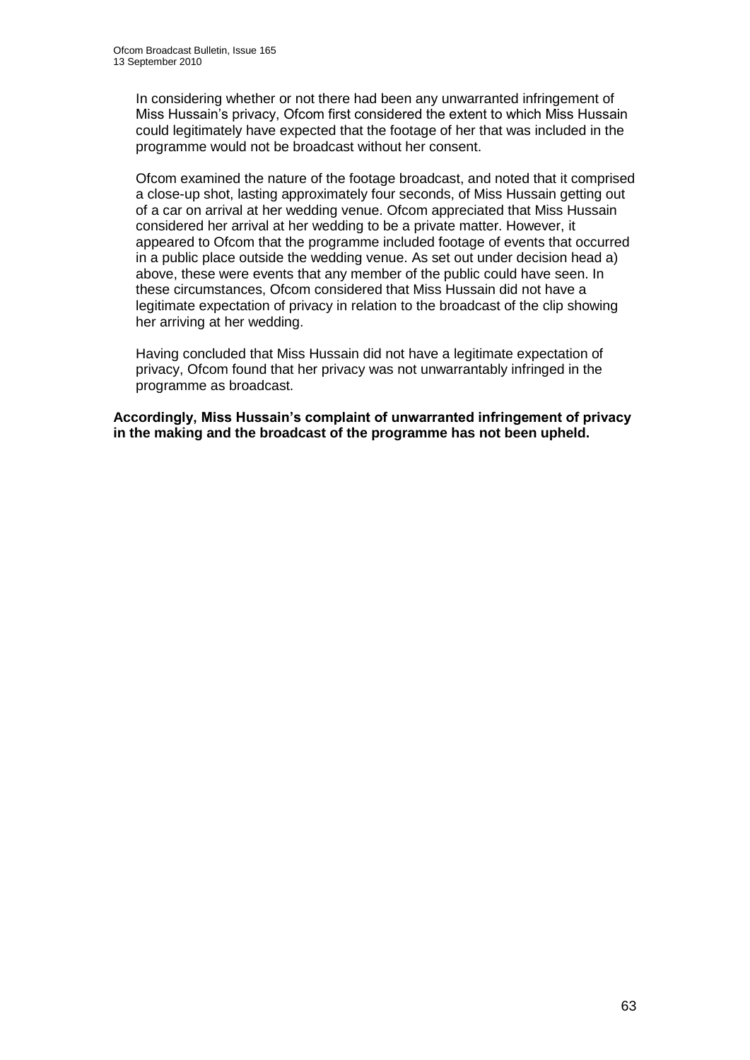In considering whether or not there had been any unwarranted infringement of Miss Hussain's privacy, Ofcom first considered the extent to which Miss Hussain could legitimately have expected that the footage of her that was included in the programme would not be broadcast without her consent.

Ofcom examined the nature of the footage broadcast, and noted that it comprised a close-up shot, lasting approximately four seconds, of Miss Hussain getting out of a car on arrival at her wedding venue. Ofcom appreciated that Miss Hussain considered her arrival at her wedding to be a private matter. However, it appeared to Ofcom that the programme included footage of events that occurred in a public place outside the wedding venue. As set out under decision head a) above, these were events that any member of the public could have seen. In these circumstances, Ofcom considered that Miss Hussain did not have a legitimate expectation of privacy in relation to the broadcast of the clip showing her arriving at her wedding.

Having concluded that Miss Hussain did not have a legitimate expectation of privacy, Ofcom found that her privacy was not unwarrantably infringed in the programme as broadcast.

**Accordingly, Miss Hussain's complaint of unwarranted infringement of privacy in the making and the broadcast of the programme has not been upheld.**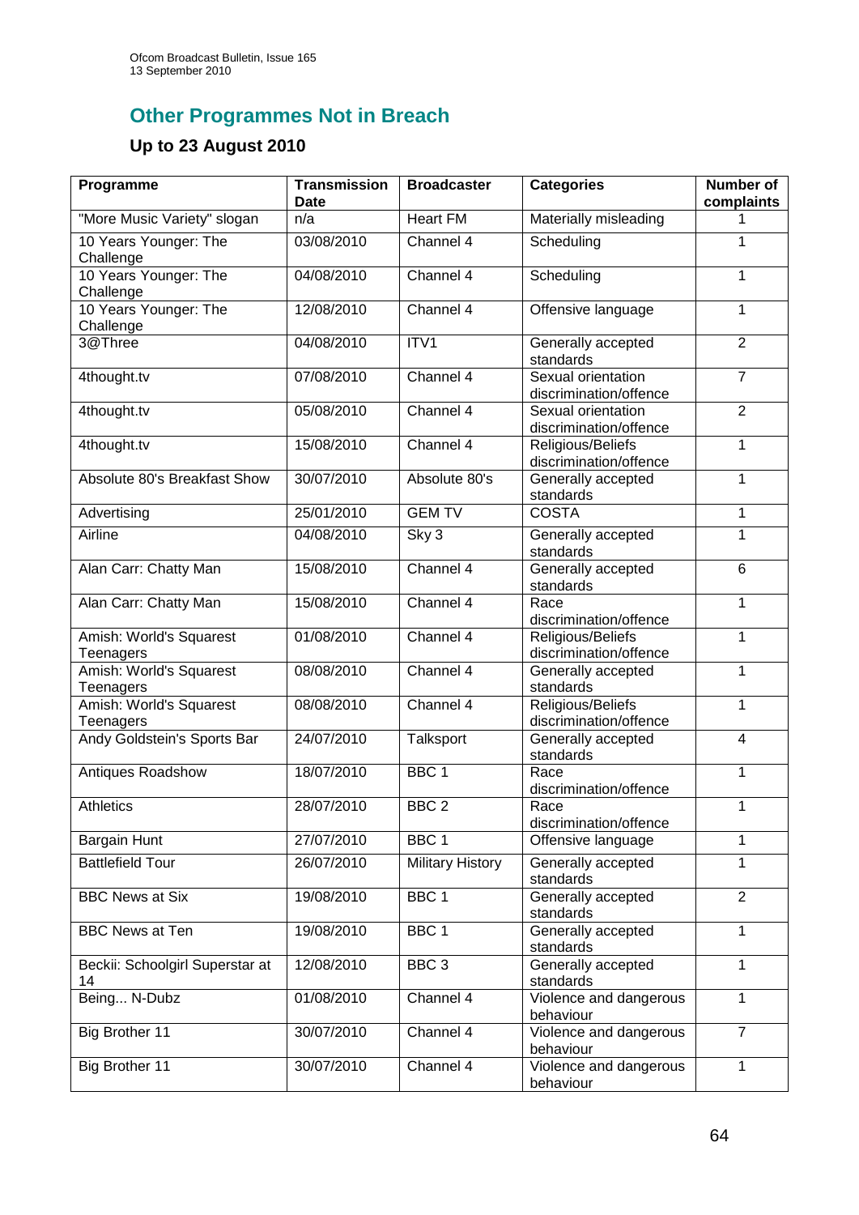## Other Programmes Not in Breach

### Up to 23 August 2010

| Programme | Transmission Date | Broadcaster | Categories | Number of complaints |
|---|---|---|---|---|
| "More Music Variety" slogan | n/a | Heart FM | Materially misleading | 1 |
| 10 Years Younger: The Challenge | 03/08/2010 | Channel 4 | Scheduling | 1 |
| 10 Years Younger: The Challenge | 04/08/2010 | Channel 4 | Scheduling | 1 |
| 10 Years Younger: The Challenge | 12/08/2010 | Channel 4 | Offensive language | 1 |
| 3@Three | 04/08/2010 | ITV1 | Generally accepted standards | 2 |
| 4thought.tv | 07/08/2010 | Channel 4 | Sexual orientation discrimination/offence | 7 |
| 4thought.tv | 05/08/2010 | Channel 4 | Sexual orientation discrimination/offence | 2 |
| 4thought.tv | 15/08/2010 | Channel 4 | Religious/Beliefs discrimination/offence | 1 |
| Absolute 80's Breakfast Show | 30/07/2010 | Absolute 80's | Generally accepted standards | 1 |
| Advertising | 25/01/2010 | GEM TV | COSTA | 1 |
| Airline | 04/08/2010 | Sky 3 | Generally accepted standards | 1 |
| Alan Carr: Chatty Man | 15/08/2010 | Channel 4 | Generally accepted standards | 6 |
| Alan Carr: Chatty Man | 15/08/2010 | Channel 4 | Race discrimination/offence | 1 |
| Amish: World's Squarest Teenagers | 01/08/2010 | Channel 4 | Religious/Beliefs discrimination/offence | 1 |
| Amish: World's Squarest Teenagers | 08/08/2010 | Channel 4 | Generally accepted standards | 1 |
| Amish: World's Squarest Teenagers | 08/08/2010 | Channel 4 | Religious/Beliefs discrimination/offence | 1 |
| Andy Goldstein's Sports Bar | 24/07/2010 | Talksport | Generally accepted standards | 4 |
| Antiques Roadshow | 18/07/2010 | BBC 1 | Race discrimination/offence | 1 |
| Athletics | 28/07/2010 | BBC 2 | Race discrimination/offence | 1 |
| Bargain Hunt | 27/07/2010 | BBC 1 | Offensive language | 1 |
| Battlefield Tour | 26/07/2010 | Military History | Generally accepted standards | 1 |
| BBC News at Six | 19/08/2010 | BBC 1 | Generally accepted standards | 2 |
| BBC News at Ten | 19/08/2010 | BBC 1 | Generally accepted standards | 1 |
| Beckii: Schoolgirl Superstar at 14 | 12/08/2010 | BBC 3 | Generally accepted standards | 1 |
| Being... N-Dubz | 01/08/2010 | Channel 4 | Violence and dangerous behaviour | 1 |
| Big Brother 11 | 30/07/2010 | Channel 4 | Violence and dangerous behaviour | 7 |
| Big Brother 11 | 30/07/2010 | Channel 4 | Violence and dangerous behaviour | 1 |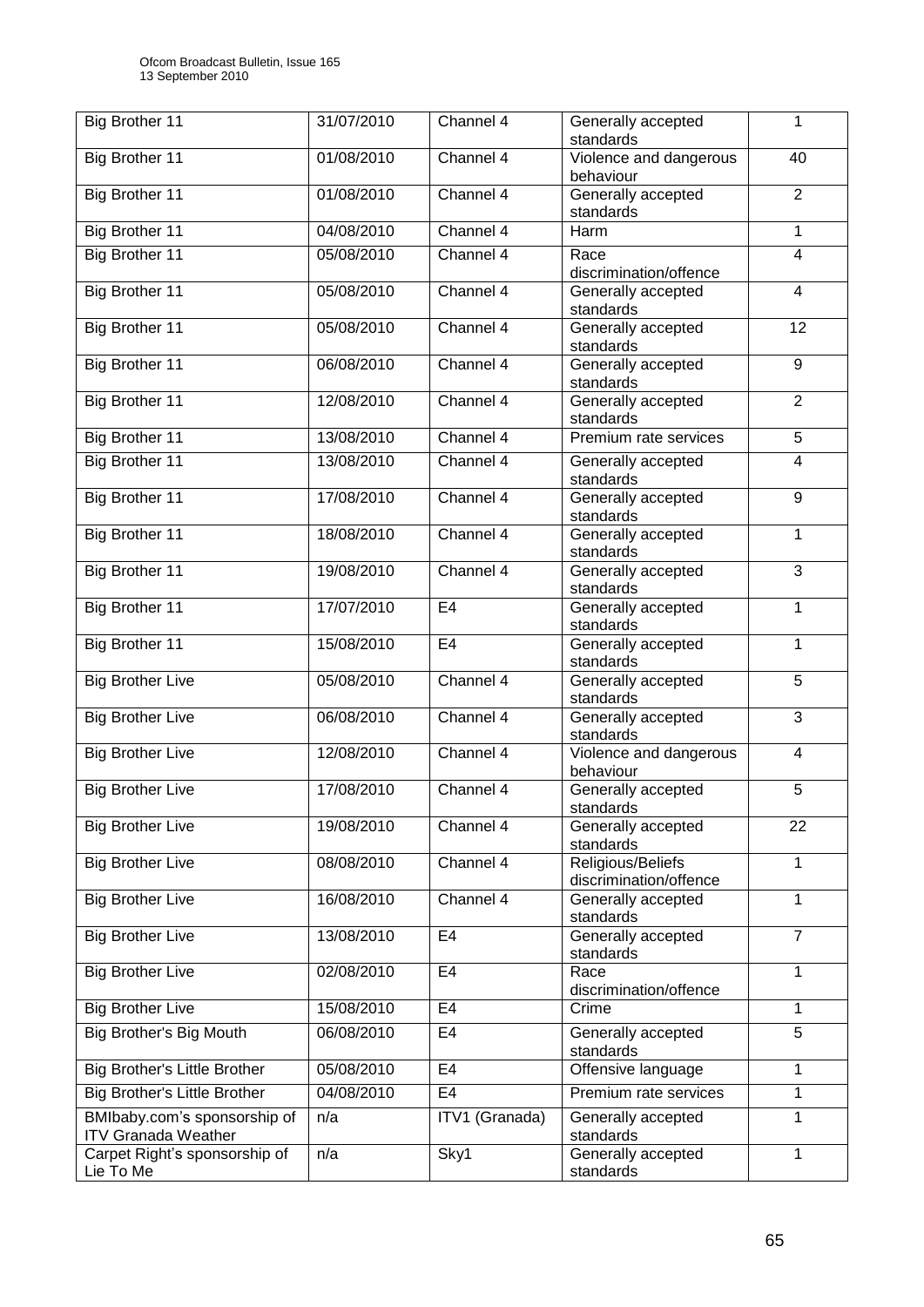| Big Brother 11 | 31/07/2010 | Channel 4 | Generally accepted standards | 1 |
|---|---|---|---|---|
| Big Brother 11 | 01/08/2010 | Channel 4 | Violence and dangerous behaviour | 40 |
| Big Brother 11 | 01/08/2010 | Channel 4 | Generally accepted standards | 2 |
| Big Brother 11 | 04/08/2010 | Channel 4 | Harm | 1 |
| Big Brother 11 | 05/08/2010 | Channel 4 | Race discrimination/offence | 4 |
| Big Brother 11 | 05/08/2010 | Channel 4 | Generally accepted standards | 4 |
| Big Brother 11 | 05/08/2010 | Channel 4 | Generally accepted standards | 12 |
| Big Brother 11 | 06/08/2010 | Channel 4 | Generally accepted standards | 9 |
| Big Brother 11 | 12/08/2010 | Channel 4 | Generally accepted standards | 2 |
| Big Brother 11 | 13/08/2010 | Channel 4 | Premium rate services | 5 |
| Big Brother 11 | 13/08/2010 | Channel 4 | Generally accepted standards | 4 |
| Big Brother 11 | 17/08/2010 | Channel 4 | Generally accepted standards | 9 |
| Big Brother 11 | 18/08/2010 | Channel 4 | Generally accepted standards | 1 |
| Big Brother 11 | 19/08/2010 | Channel 4 | Generally accepted standards | 3 |
| Big Brother 11 | 17/07/2010 | E4 | Generally accepted standards | 1 |
| Big Brother 11 | 15/08/2010 | E4 | Generally accepted standards | 1 |
| Big Brother Live | 05/08/2010 | Channel 4 | Generally accepted standards | 5 |
| Big Brother Live | 06/08/2010 | Channel 4 | Generally accepted standards | 3 |
| Big Brother Live | 12/08/2010 | Channel 4 | Violence and dangerous behaviour | 4 |
| Big Brother Live | 17/08/2010 | Channel 4 | Generally accepted standards | 5 |
| Big Brother Live | 19/08/2010 | Channel 4 | Generally accepted standards | 22 |
| Big Brother Live | 08/08/2010 | Channel 4 | Religious/Beliefs discrimination/offence | 1 |
| Big Brother Live | 16/08/2010 | Channel 4 | Generally accepted standards | 1 |
| Big Brother Live | 13/08/2010 | E4 | Generally accepted standards | 7 |
| Big Brother Live | 02/08/2010 | E4 | Race discrimination/offence | 1 |
| Big Brother Live | 15/08/2010 | E4 | Crime | 1 |
| Big Brother's Big Mouth | 06/08/2010 | E4 | Generally accepted standards | 5 |
| Big Brother's Little Brother | 05/08/2010 | E4 | Offensive language | 1 |
| Big Brother's Little Brother | 04/08/2010 | E4 | Premium rate services | 1 |
| BMIbaby.com's sponsorship of ITV Granada Weather | n/a | ITV1 (Granada) | Generally accepted standards | 1 |
| Carpet Right's sponsorship of Lie To Me | n/a | Sky1 | Generally accepted standards | 1 |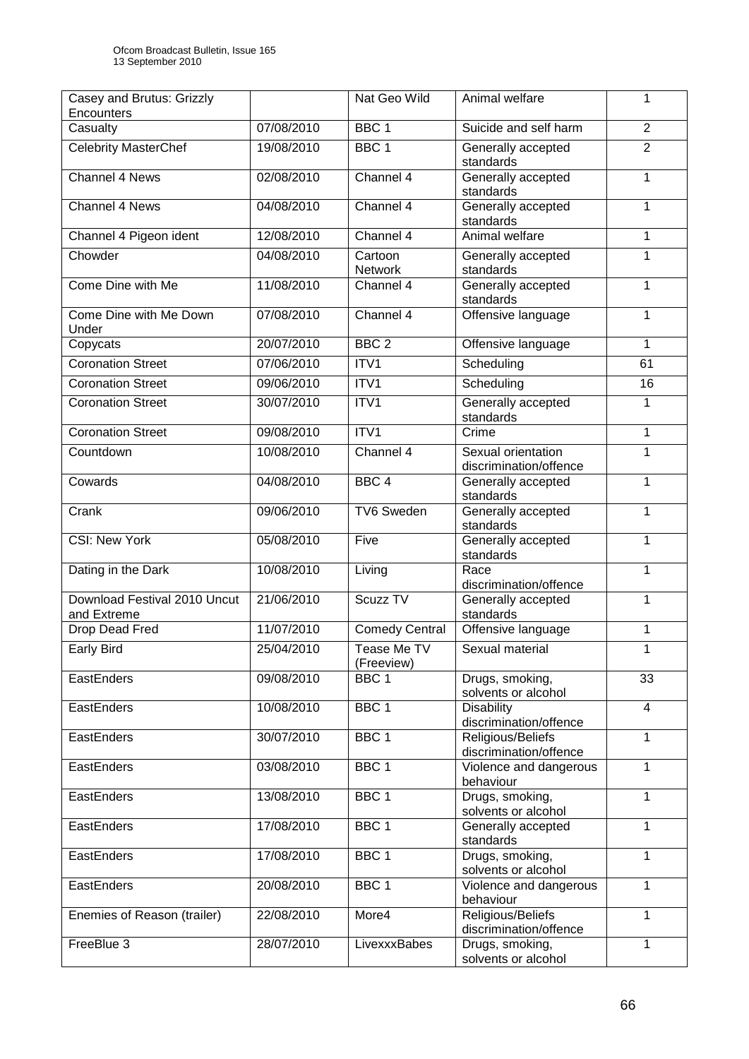| Casey and Brutus: Grizzly Encounters | | Nat Geo Wild | Animal welfare | 1 |
|---|---|---|---|---|
| Casualty | 07/08/2010 | BBC 1 | Suicide and self harm | 2 |
| Celebrity MasterChef | 19/08/2010 | BBC 1 | Generally accepted standards | 2 |
| Channel 4 News | 02/08/2010 | Channel 4 | Generally accepted standards | 1 |
| Channel 4 News | 04/08/2010 | Channel 4 | Generally accepted standards | 1 |
| Channel 4 Pigeon ident | 12/08/2010 | Channel 4 | Animal welfare | 1 |
| Chowder | 04/08/2010 | Cartoon Network | Generally accepted standards | 1 |
| Come Dine with Me | 11/08/2010 | Channel 4 | Generally accepted standards | 1 |
| Come Dine with Me Down Under | 07/08/2010 | Channel 4 | Offensive language | 1 |
| Copycats | 20/07/2010 | BBC 2 | Offensive language | 1 |
| Coronation Street | 07/06/2010 | ITV1 | Scheduling | 61 |
| Coronation Street | 09/06/2010 | ITV1 | Scheduling | 16 |
| Coronation Street | 30/07/2010 | ITV1 | Generally accepted standards | 1 |
| Coronation Street | 09/08/2010 | ITV1 | Crime | 1 |
| Countdown | 10/08/2010 | Channel 4 | Sexual orientation discrimination/offence | 1 |
| Cowards | 04/08/2010 | BBC 4 | Generally accepted standards | 1 |
| Crank | 09/06/2010 | TV6 Sweden | Generally accepted standards | 1 |
| CSI: New York | 05/08/2010 | Five | Generally accepted standards | 1 |
| Dating in the Dark | 10/08/2010 | Living | Race discrimination/offence | 1 |
| Download Festival 2010 Uncut and Extreme | 21/06/2010 | Scuzz TV | Generally accepted standards | 1 |
| Drop Dead Fred | 11/07/2010 | Comedy Central | Offensive language | 1 |
| Early Bird | 25/04/2010 | Tease Me TV (Freeview) | Sexual material | 1 |
| EastEnders | 09/08/2010 | BBC 1 | Drugs, smoking, solvents or alcohol | 33 |
| EastEnders | 10/08/2010 | BBC 1 | Disability discrimination/offence | 4 |
| EastEnders | 30/07/2010 | BBC 1 | Religious/Beliefs discrimination/offence | 1 |
| EastEnders | 03/08/2010 | BBC 1 | Violence and dangerous behaviour | 1 |
| EastEnders | 13/08/2010 | BBC 1 | Drugs, smoking, solvents or alcohol | 1 |
| EastEnders | 17/08/2010 | BBC 1 | Generally accepted standards | 1 |
| EastEnders | 17/08/2010 | BBC 1 | Drugs, smoking, solvents or alcohol | 1 |
| EastEnders | 20/08/2010 | BBC 1 | Violence and dangerous behaviour | 1 |
| Enemies of Reason (trailer) | 22/08/2010 | More4 | Religious/Beliefs discrimination/offence | 1 |
| FreeBlue 3 | 28/07/2010 | LivexxxBabes | Drugs, smoking, solvents or alcohol | 1 |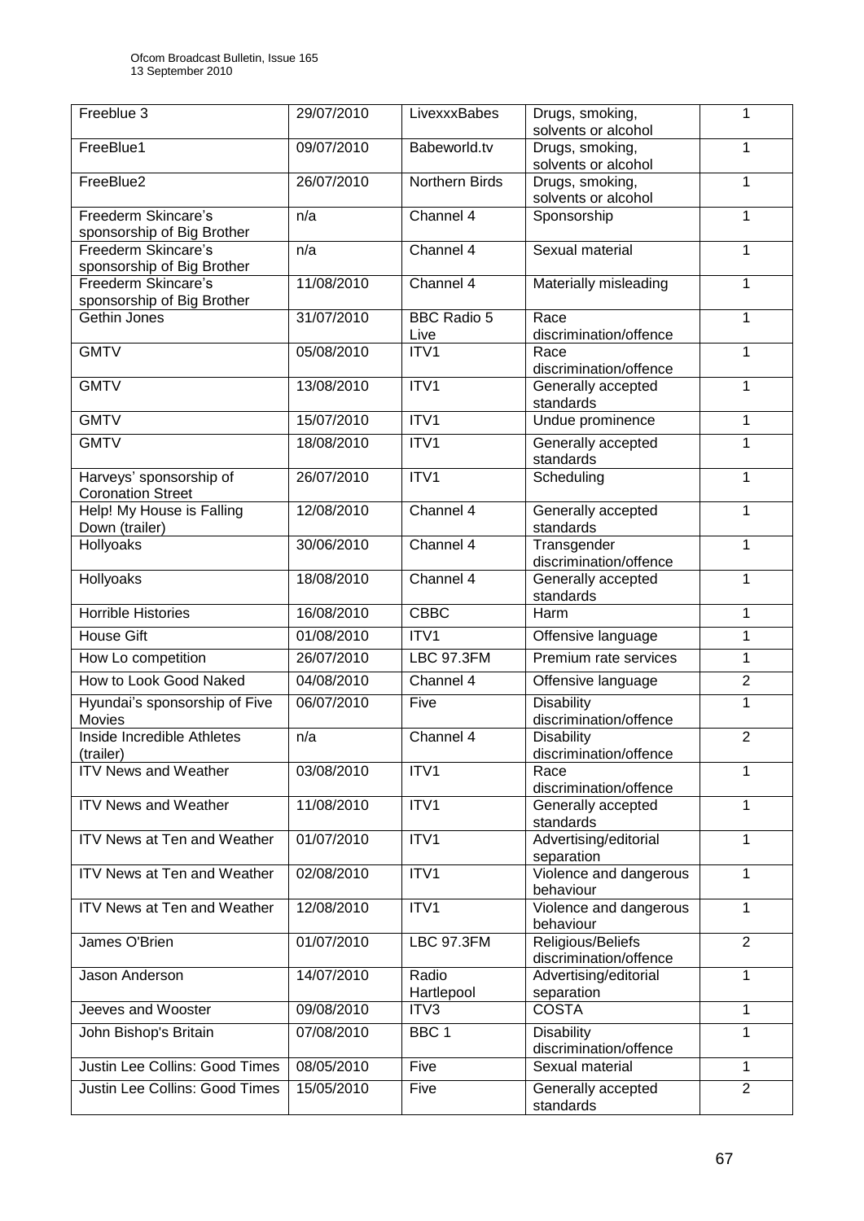| Freeblue 3 | 29/07/2010 | LivexxxBabes | Drugs, smoking, solvents or alcohol | 1 |
|---|---|---|---|---|
| FreeBlue1 | 09/07/2010 | Babeworld.tv | Drugs, smoking, solvents or alcohol | 1 |
| FreeBlue2 | 26/07/2010 | Northern Birds | Drugs, smoking, solvents or alcohol | 1 |
| Freederm Skincare's sponsorship of Big Brother | n/a | Channel 4 | Sponsorship | 1 |
| Freederm Skincare's sponsorship of Big Brother | n/a | Channel 4 | Sexual material | 1 |
| Freederm Skincare's sponsorship of Big Brother | 11/08/2010 | Channel 4 | Materially misleading | 1 |
| Gethin Jones | 31/07/2010 | BBC Radio 5 Live | Race discrimination/offence | 1 |
| GMTV | 05/08/2010 | ITV1 | Race discrimination/offence | 1 |
| GMTV | 13/08/2010 | ITV1 | Generally accepted standards | 1 |
| GMTV | 15/07/2010 | ITV1 | Undue prominence | 1 |
| GMTV | 18/08/2010 | ITV1 | Generally accepted standards | 1 |
| Harveys' sponsorship of Coronation Street | 26/07/2010 | ITV1 | Scheduling | 1 |
| Help! My House is Falling Down (trailer) | 12/08/2010 | Channel 4 | Generally accepted standards | 1 |
| Hollyoaks | 30/06/2010 | Channel 4 | Transgender discrimination/offence | 1 |
| Hollyoaks | 18/08/2010 | Channel 4 | Generally accepted standards | 1 |
| Horrible Histories | 16/08/2010 | CBBC | Harm | 1 |
| House Gift | 01/08/2010 | ITV1 | Offensive language | 1 |
| How Lo competition | 26/07/2010 | LBC 97.3FM | Premium rate services | 1 |
| How to Look Good Naked | 04/08/2010 | Channel 4 | Offensive language | 2 |
| Hyundai's sponsorship of Five Movies | 06/07/2010 | Five | Disability discrimination/offence | 1 |
| Inside Incredible Athletes (trailer) | n/a | Channel 4 | Disability discrimination/offence | 2 |
| ITV News and Weather | 03/08/2010 | ITV1 | Race discrimination/offence | 1 |
| ITV News and Weather | 11/08/2010 | ITV1 | Generally accepted standards | 1 |
| ITV News at Ten and Weather | 01/07/2010 | ITV1 | Advertising/editorial separation | 1 |
| ITV News at Ten and Weather | 02/08/2010 | ITV1 | Violence and dangerous behaviour | 1 |
| ITV News at Ten and Weather | 12/08/2010 | ITV1 | Violence and dangerous behaviour | 1 |
| James O'Brien | 01/07/2010 | LBC 97.3FM | Religious/Beliefs discrimination/offence | 2 |
| Jason Anderson | 14/07/2010 | Radio Hartlepool | Advertising/editorial separation | 1 |
| Jeeves and Wooster | 09/08/2010 | ITV3 | COSTA | 1 |
| John Bishop's Britain | 07/08/2010 | BBC 1 | Disability discrimination/offence | 1 |
| Justin Lee Collins: Good Times | 08/05/2010 | Five | Sexual material | 1 |
| Justin Lee Collins: Good Times | 15/05/2010 | Five | Generally accepted standards | 2 |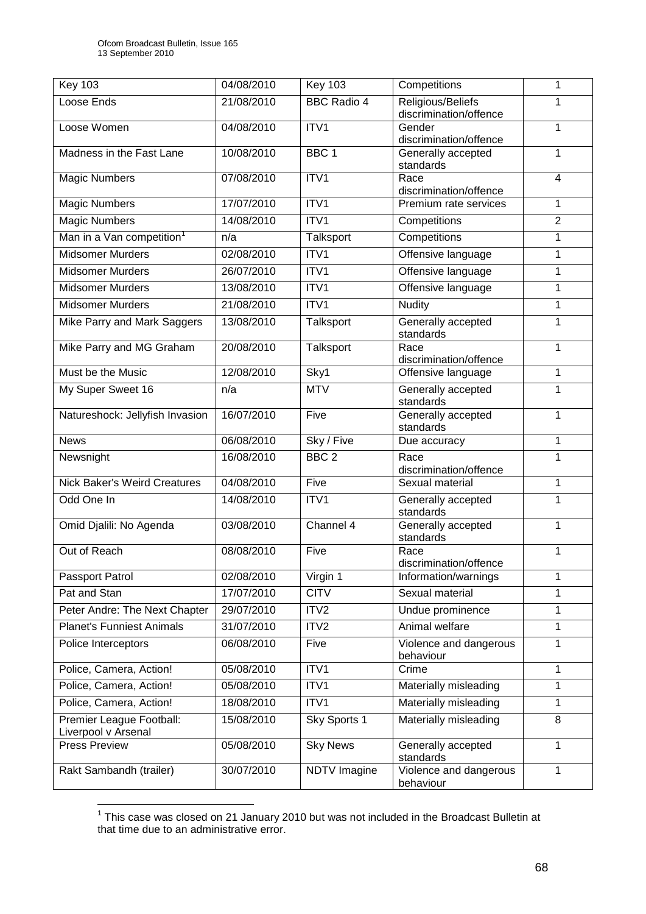| Key 103 | 04/08/2010 | Key 103 | Competitions | 1 |
|---|---|---|---|---|
| Loose Ends | 21/08/2010 | BBC Radio 4 | Religious/Beliefs discrimination/offence | 1 |
| Loose Women | 04/08/2010 | ITV1 | Gender discrimination/offence | 1 |
| Madness in the Fast Lane | 10/08/2010 | BBC 1 | Generally accepted standards | 1 |
| Magic Numbers | 07/08/2010 | ITV1 | Race discrimination/offence | 4 |
| Magic Numbers | 17/07/2010 | ITV1 | Premium rate services | 1 |
| Magic Numbers | 14/08/2010 | ITV1 | Competitions | 2 |
| Man in a Van competition[1] | n/a | Talksport | Competitions | 1 |
| Midsomer Murders | 02/08/2010 | ITV1 | Offensive language | 1 |
| Midsomer Murders | 26/07/2010 | ITV1 | Offensive language | 1 |
| Midsomer Murders | 13/08/2010 | ITV1 | Offensive language | 1 |
| Midsomer Murders | 21/08/2010 | ITV1 | Nudity | 1 |
| Mike Parry and Mark Saggers | 13/08/2010 | Talksport | Generally accepted standards | 1 |
| Mike Parry and MG Graham | 20/08/2010 | Talksport | Race discrimination/offence | 1 |
| Must be the Music | 12/08/2010 | Sky1 | Offensive language | 1 |
| My Super Sweet 16 | n/a | MTV | Generally accepted standards | 1 |
| Natureshock: Jellyfish Invasion | 16/07/2010 | Five | Generally accepted standards | 1 |
| News | 06/08/2010 | Sky / Five | Due accuracy | 1 |
| Newsnight | 16/08/2010 | BBC 2 | Race discrimination/offence | 1 |
| Nick Baker's Weird Creatures | 04/08/2010 | Five | Sexual material | 1 |
| Odd One In | 14/08/2010 | ITV1 | Generally accepted standards | 1 |
| Omid Djalili: No Agenda | 03/08/2010 | Channel 4 | Generally accepted standards | 1 |
| Out of Reach | 08/08/2010 | Five | Race discrimination/offence | 1 |
| Passport Patrol | 02/08/2010 | Virgin 1 | Information/warnings | 1 |
| Pat and Stan | 17/07/2010 | CITV | Sexual material | 1 |
| Peter Andre: The Next Chapter | 29/07/2010 | ITV2 | Undue prominence | 1 |
| Planet's Funniest Animals | 31/07/2010 | ITV2 | Animal welfare | 1 |
| Police Interceptors | 06/08/2010 | Five | Violence and dangerous behaviour | 1 |
| Police, Camera, Action! | 05/08/2010 | ITV1 | Crime | 1 |
| Police, Camera, Action! | 05/08/2010 | ITV1 | Materially misleading | 1 |
| Police, Camera, Action! | 18/08/2010 | ITV1 | Materially misleading | 1 |
| Premier League Football: Liverpool v Arsenal | 15/08/2010 | Sky Sports 1 | Materially misleading | 8 |
| Press Preview | 05/08/2010 | Sky News | Generally accepted standards | 1 |
| Rakt Sambandh (trailer) | 30/07/2010 | NDTV Imagine | Violence and dangerous behaviour | 1 |

[1] This case was closed on 21 January 2010 but was not included in the Broadcast Bulletin at that time due to an administrative error.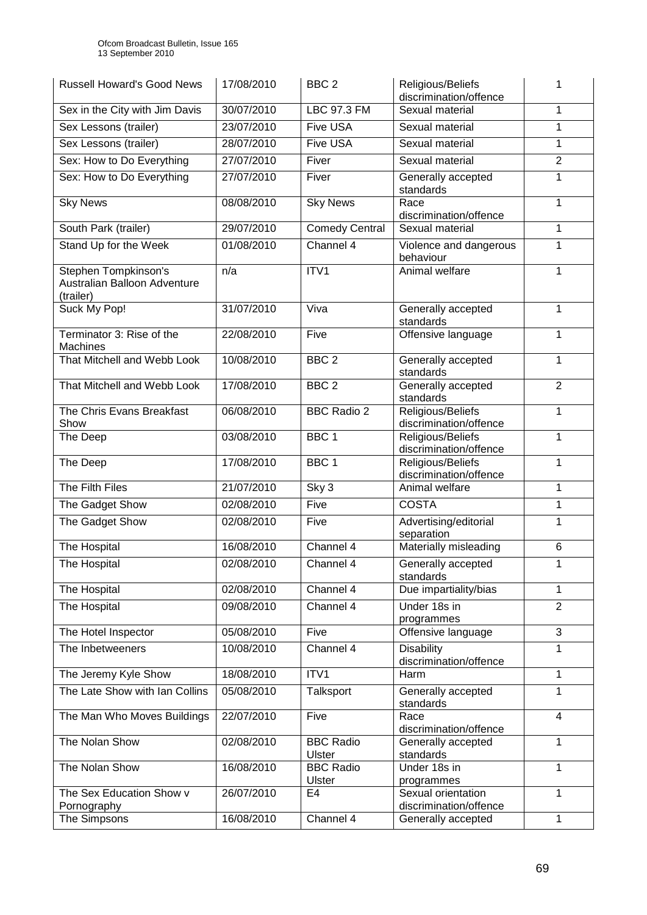| Russell Howard's Good News | 17/08/2010 | BBC 2 | Religious/Beliefs discrimination/offence | 1 |
|---|---|---|---|---|
| Sex in the City with Jim Davis | 30/07/2010 | LBC 97.3 FM | Sexual material | 1 |
| Sex Lessons (trailer) | 23/07/2010 | Five USA | Sexual material | 1 |
| Sex Lessons (trailer) | 28/07/2010 | Five USA | Sexual material | 1 |
| Sex: How to Do Everything | 27/07/2010 | Fiver | Sexual material | 2 |
| Sex: How to Do Everything | 27/07/2010 | Fiver | Generally accepted standards | 1 |
| Sky News | 08/08/2010 | Sky News | Race discrimination/offence | 1 |
| South Park (trailer) | 29/07/2010 | Comedy Central | Sexual material | 1 |
| Stand Up for the Week | 01/08/2010 | Channel 4 | Violence and dangerous behaviour | 1 |
| Stephen Tompkinson's Australian Balloon Adventure (trailer) | n/a | ITV1 | Animal welfare | 1 |
| Suck My Pop! | 31/07/2010 | Viva | Generally accepted standards | 1 |
| Terminator 3: Rise of the Machines | 22/08/2010 | Five | Offensive language | 1 |
| That Mitchell and Webb Look | 10/08/2010 | BBC 2 | Generally accepted standards | 1 |
| That Mitchell and Webb Look | 17/08/2010 | BBC 2 | Generally accepted standards | 2 |
| The Chris Evans Breakfast Show | 06/08/2010 | BBC Radio 2 | Religious/Beliefs discrimination/offence | 1 |
| The Deep | 03/08/2010 | BBC 1 | Religious/Beliefs discrimination/offence | 1 |
| The Deep | 17/08/2010 | BBC 1 | Religious/Beliefs discrimination/offence | 1 |
| The Filth Files | 21/07/2010 | Sky 3 | Animal welfare | 1 |
| The Gadget Show | 02/08/2010 | Five | COSTA | 1 |
| The Gadget Show | 02/08/2010 | Five | Advertising/editorial separation | 1 |
| The Hospital | 16/08/2010 | Channel 4 | Materially misleading | 6 |
| The Hospital | 02/08/2010 | Channel 4 | Generally accepted standards | 1 |
| The Hospital | 02/08/2010 | Channel 4 | Due impartiality/bias | 1 |
| The Hospital | 09/08/2010 | Channel 4 | Under 18s in programmes | 2 |
| The Hotel Inspector | 05/08/2010 | Five | Offensive language | 3 |
| The Inbetweeners | 10/08/2010 | Channel 4 | Disability discrimination/offence | 1 |
| The Jeremy Kyle Show | 18/08/2010 | ITV1 | Harm | 1 |
| The Late Show with Ian Collins | 05/08/2010 | Talksport | Generally accepted standards | 1 |
| The Man Who Moves Buildings | 22/07/2010 | Five | Race discrimination/offence | 4 |
| The Nolan Show | 02/08/2010 | BBC Radio Ulster | Generally accepted standards | 1 |
| The Nolan Show | 16/08/2010 | BBC Radio Ulster | Under 18s in programmes | 1 |
| The Sex Education Show v Pornography | 26/07/2010 | E4 | Sexual orientation discrimination/offence | 1 |
| The Simpsons | 16/08/2010 | Channel 4 | Generally accepted | 1 |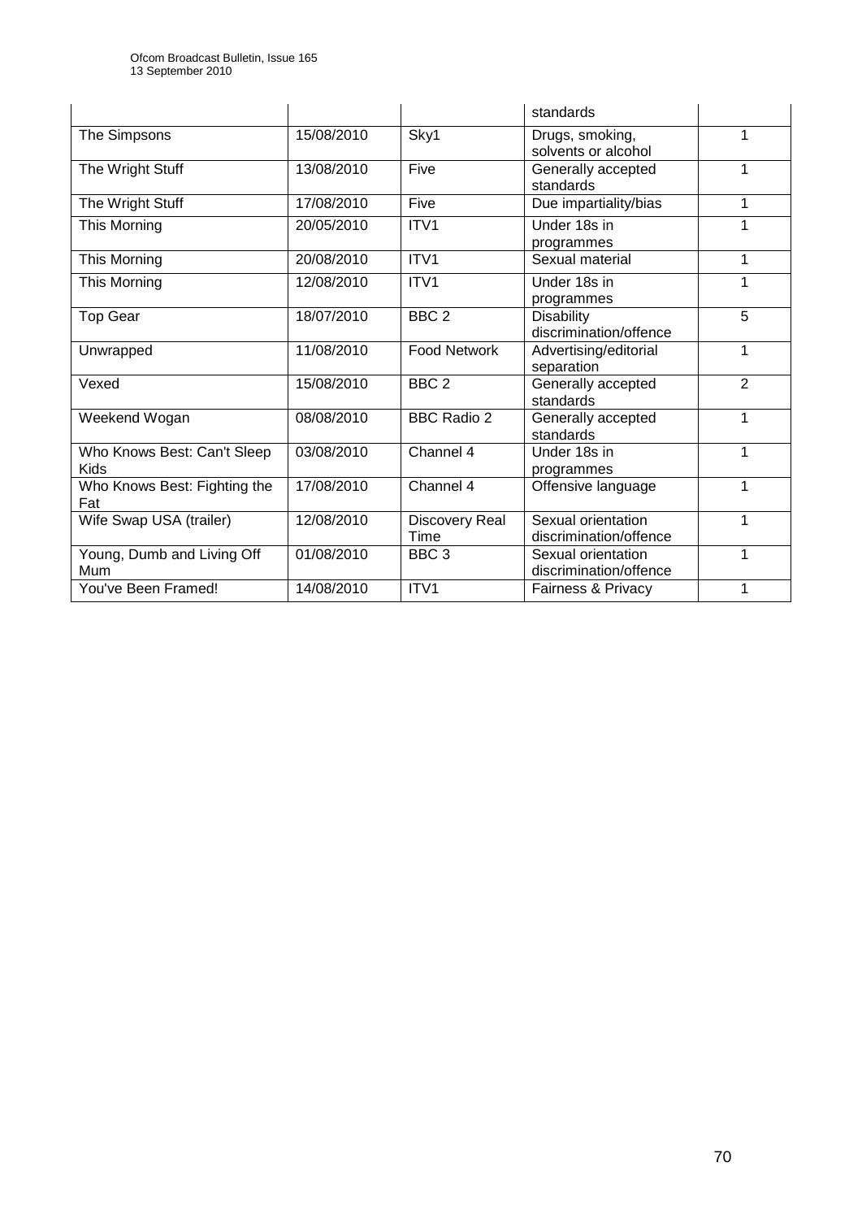| | | | | |
|---|---|---|---|---|
| | | | standards | |
| The Simpsons | 15/08/2010 | Sky1 | Drugs, smoking, solvents or alcohol | 1 |
| The Wright Stuff | 13/08/2010 | Five | Generally accepted standards | 1 |
| The Wright Stuff | 17/08/2010 | Five | Due impartiality/bias | 1 |
| This Morning | 20/05/2010 | ITV1 | Under 18s in programmes | 1 |
| This Morning | 20/08/2010 | ITV1 | Sexual material | 1 |
| This Morning | 12/08/2010 | ITV1 | Under 18s in programmes | 1 |
| Top Gear | 18/07/2010 | BBC 2 | Disability discrimination/offence | 5 |
| Unwrapped | 11/08/2010 | Food Network | Advertising/editorial separation | 1 |
| Vexed | 15/08/2010 | BBC 2 | Generally accepted standards | 2 |
| Weekend Wogan | 08/08/2010 | BBC Radio 2 | Generally accepted standards | 1 |
| Who Knows Best: Can't Sleep Kids | 03/08/2010 | Channel 4 | Under 18s in programmes | 1 |
| Who Knows Best: Fighting the Fat | 17/08/2010 | Channel 4 | Offensive language | 1 |
| Wife Swap USA (trailer) | 12/08/2010 | Discovery Real Time | Sexual orientation discrimination/offence | 1 |
| Young, Dumb and Living Off Mum | 01/08/2010 | BBC 3 | Sexual orientation discrimination/offence | 1 |
| You've Been Framed! | 14/08/2010 | ITV1 | Fairness & Privacy | 1 |